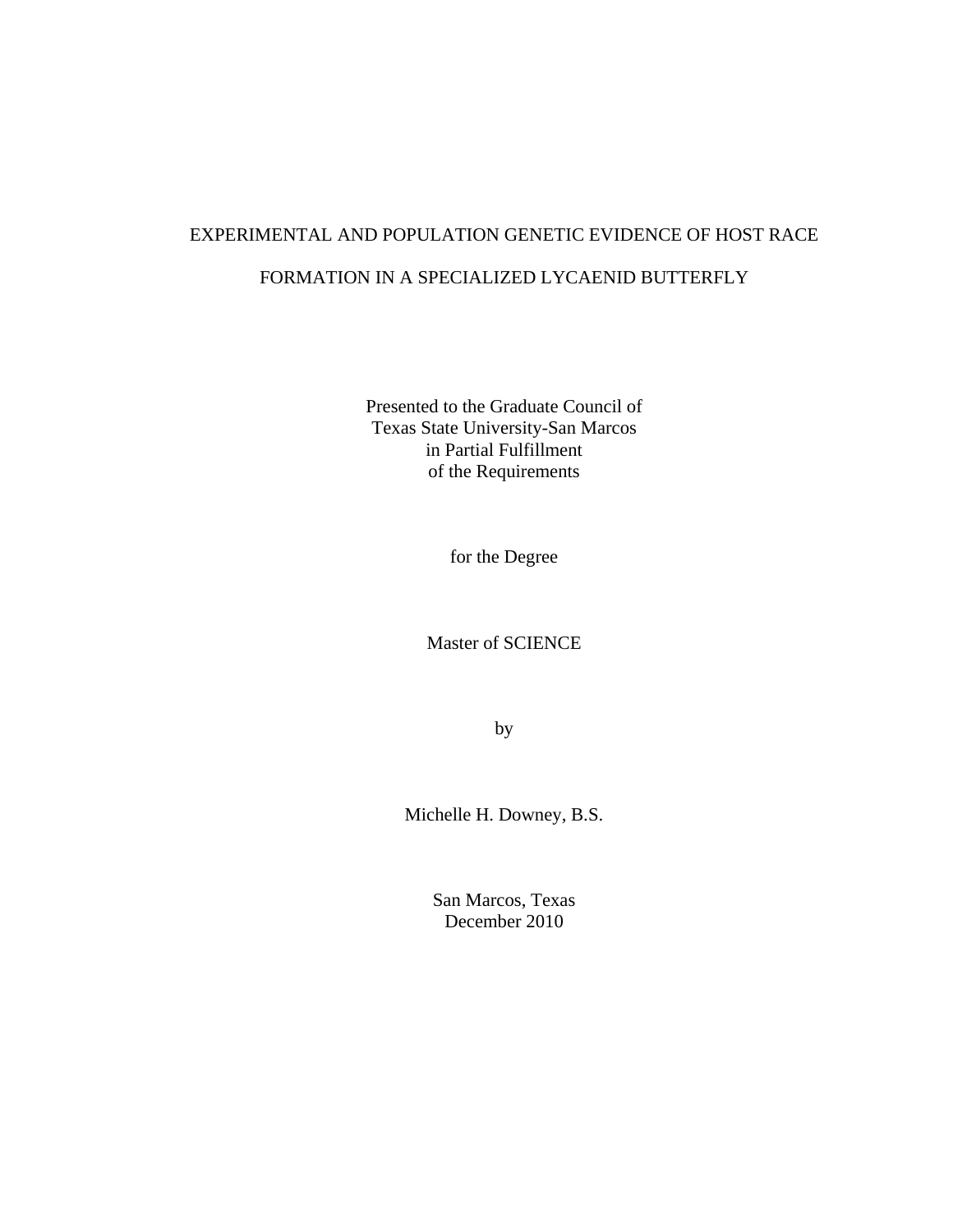# EXPERIMENTAL AND POPULATION GENETIC EVIDENCE OF HOST RACE FORMATION IN A SPECIALIZED LYCAENID BUTTERFLY

Presented to the Graduate Council of
Texas State University-San Marcos
in Partial Fulfillment
of the Requirements

for the Degree

Master of SCIENCE

by

Michelle H. Downey, B.S.

San Marcos, Texas
December 2010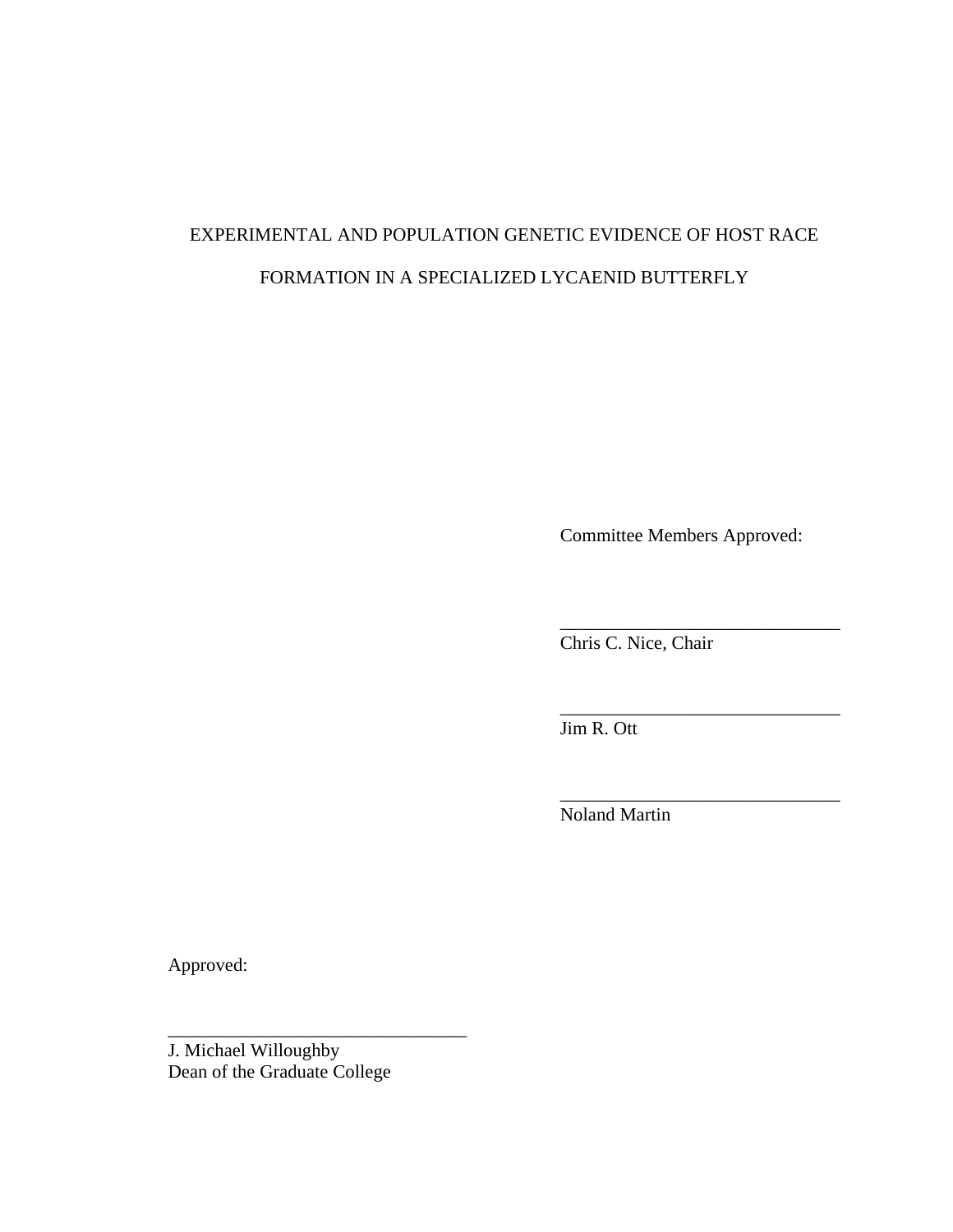EXPERIMENTAL AND POPULATION GENETIC EVIDENCE OF HOST RACE

FORMATION IN A SPECIALIZED LYCAENID BUTTERFLY

Committee Members Approved:

______________________________
Chris C. Nice, Chair

______________________________
Jim R. Ott

______________________________
Noland Martin

Approved:

________________________________
J. Michael Willoughby
Dean of the Graduate College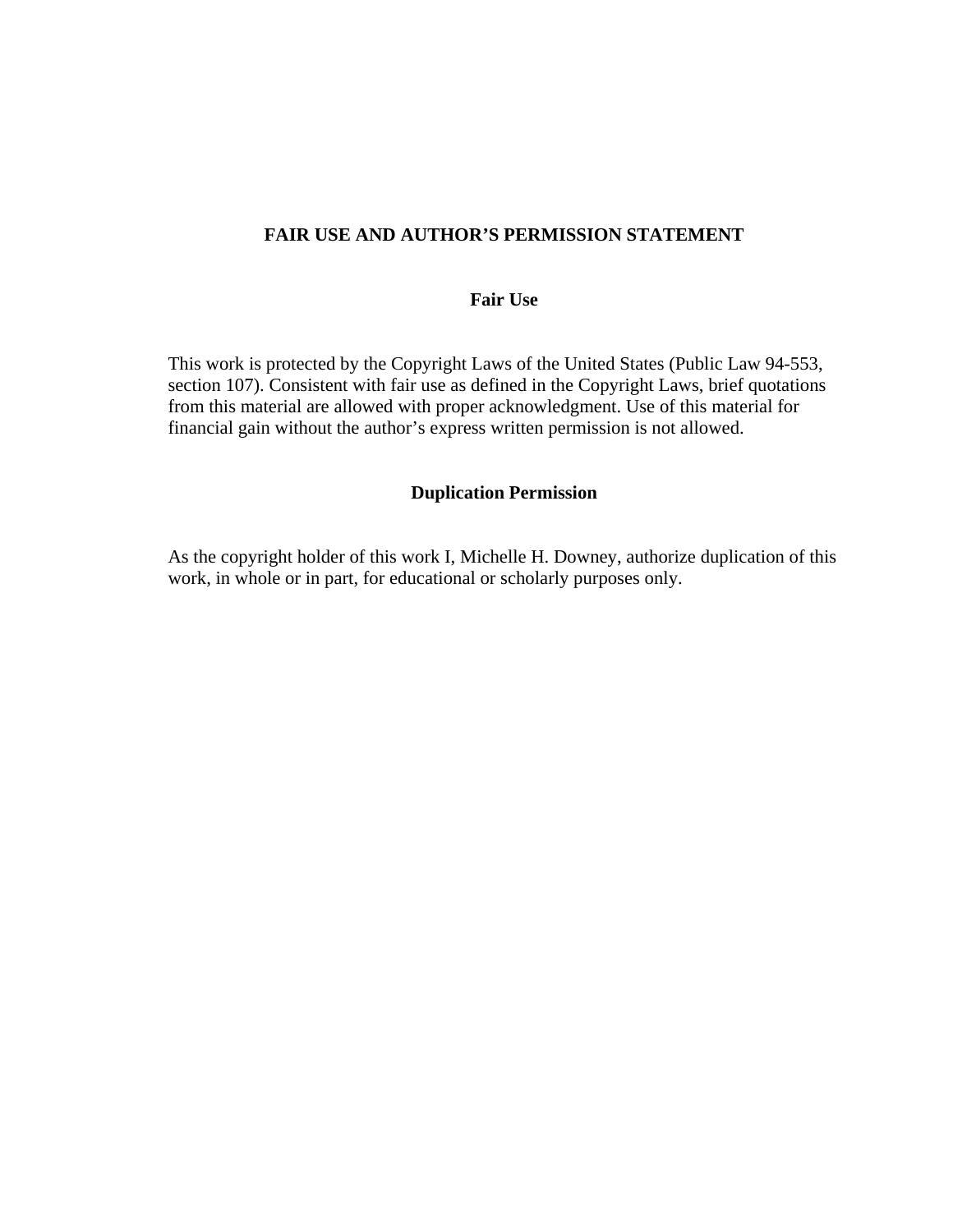# FAIR USE AND AUTHOR'S PERMISSION STATEMENT

## Fair Use

This work is protected by the Copyright Laws of the United States (Public Law 94-553, section 107). Consistent with fair use as defined in the Copyright Laws, brief quotations from this material are allowed with proper acknowledgment. Use of this material for financial gain without the author's express written permission is not allowed.

## Duplication Permission

As the copyright holder of this work I, Michelle H. Downey, authorize duplication of this work, in whole or in part, for educational or scholarly purposes only.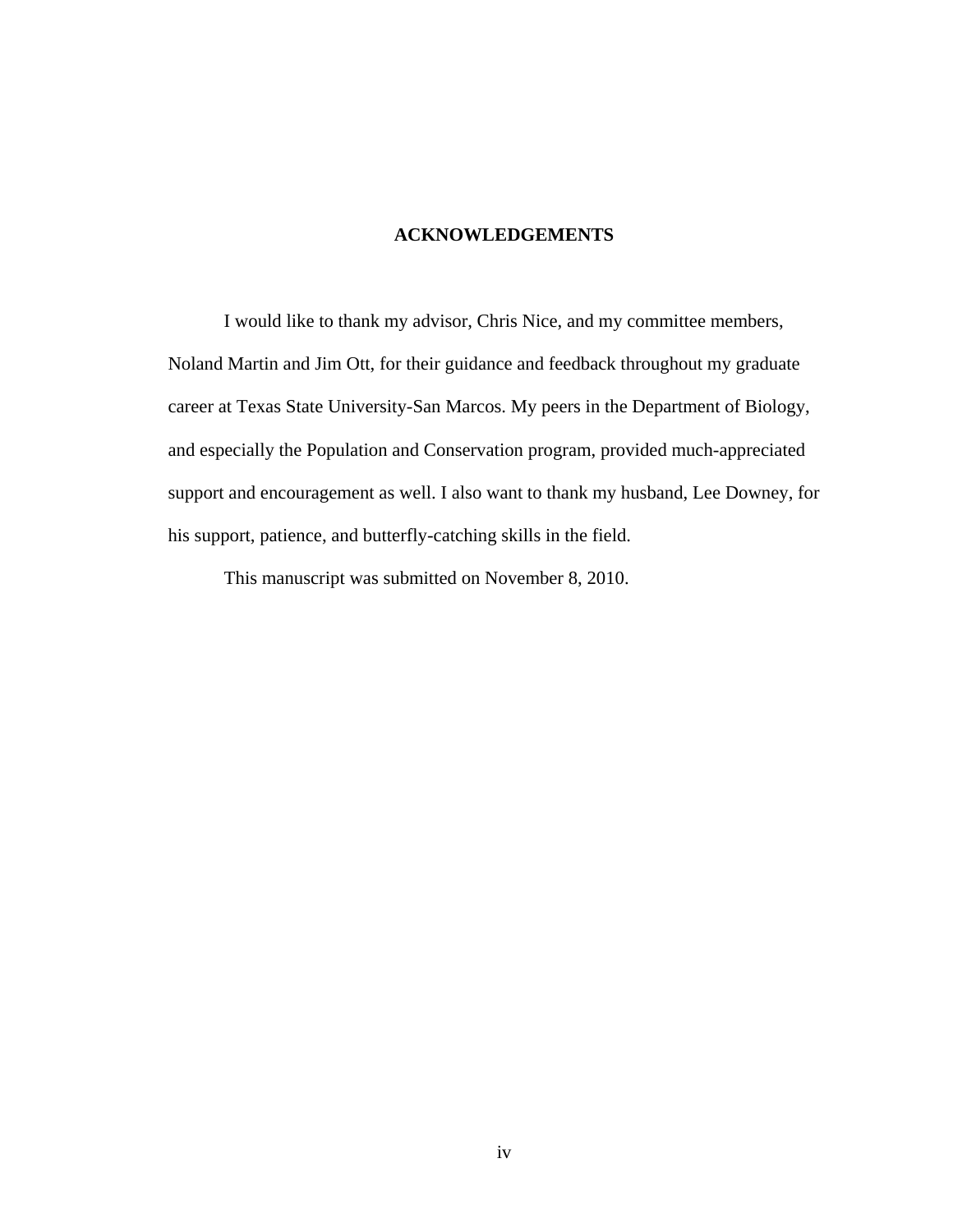## ACKNOWLEDGEMENTS

I would like to thank my advisor, Chris Nice, and my committee members, Noland Martin and Jim Ott, for their guidance and feedback throughout my graduate career at Texas State University-San Marcos. My peers in the Department of Biology, and especially the Population and Conservation program, provided much-appreciated support and encouragement as well. I also want to thank my husband, Lee Downey, for his support, patience, and butterfly-catching skills in the field.

This manuscript was submitted on November 8, 2010.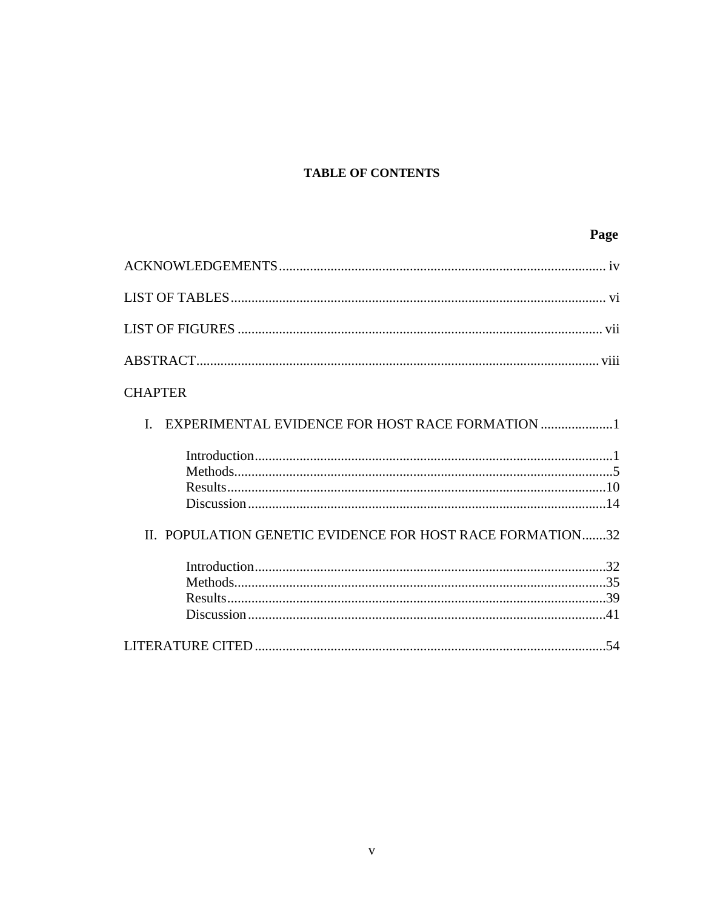## TABLE OF CONTENTS

**Page**

ACKNOWLEDGEMENTS .......... iv

LIST OF TABLES .......... vi

LIST OF FIGURES .......... vii

ABSTRACT .......... viii

CHAPTER

I. EXPERIMENTAL EVIDENCE FOR HOST RACE FORMATION .......... 1

- Introduction .......... 1
- Methods .......... 5
- Results .......... 10
- Discussion .......... 14

II. POPULATION GENETIC EVIDENCE FOR HOST RACE FORMATION .......... 32

- Introduction .......... 32
- Methods .......... 35
- Results .......... 39
- Discussion .......... 41

LITERATURE CITED .......... 54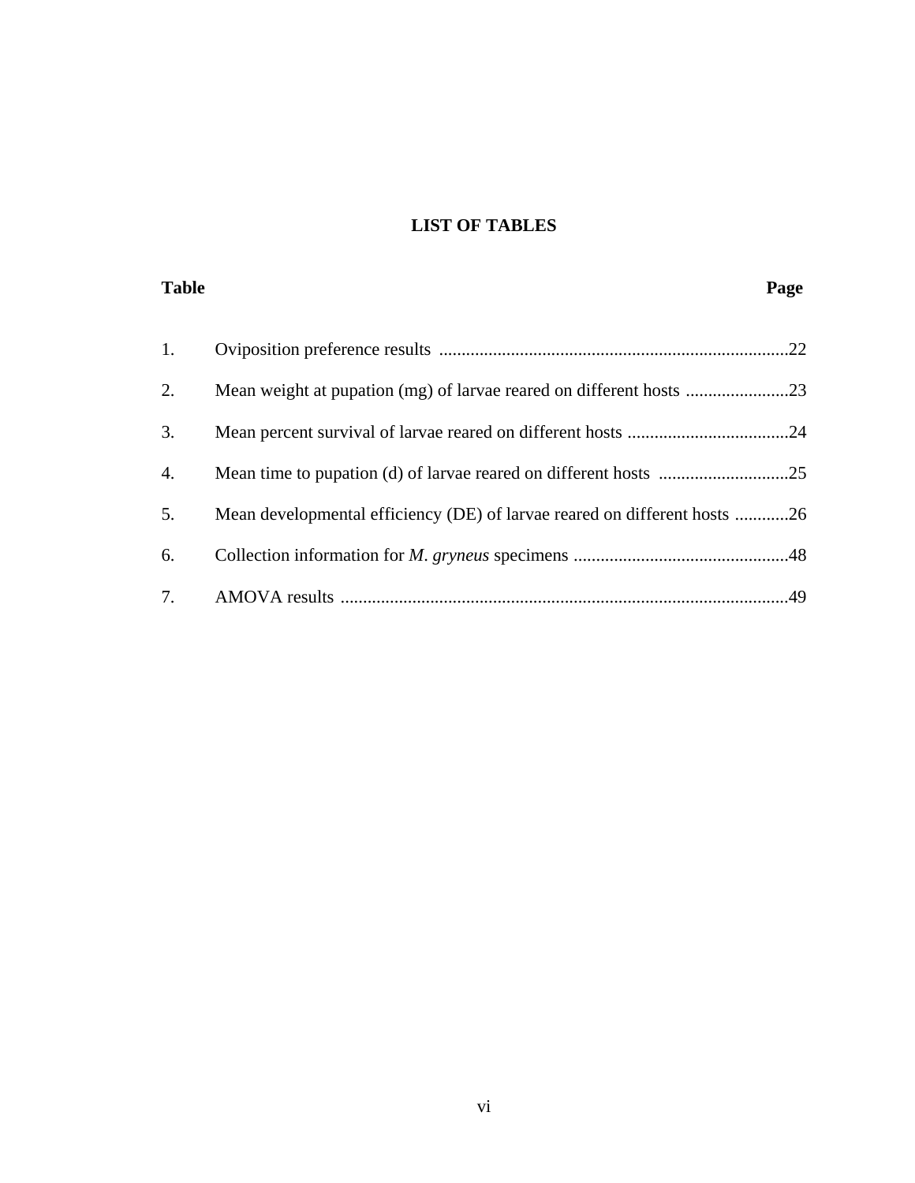# LIST OF TABLES

| Table | | Page |
|---|---|---|
| 1. | Oviposition preference results | 22 |
| 2. | Mean weight at pupation (mg) of larvae reared on different hosts | 23 |
| 3. | Mean percent survival of larvae reared on different hosts | 24 |
| 4. | Mean time to pupation (d) of larvae reared on different hosts | 25 |
| 5. | Mean developmental efficiency (DE) of larvae reared on different hosts | 26 |
| 6. | Collection information for *M*. *gryneus* specimens | 48 |
| 7. | AMOVA results | 49 |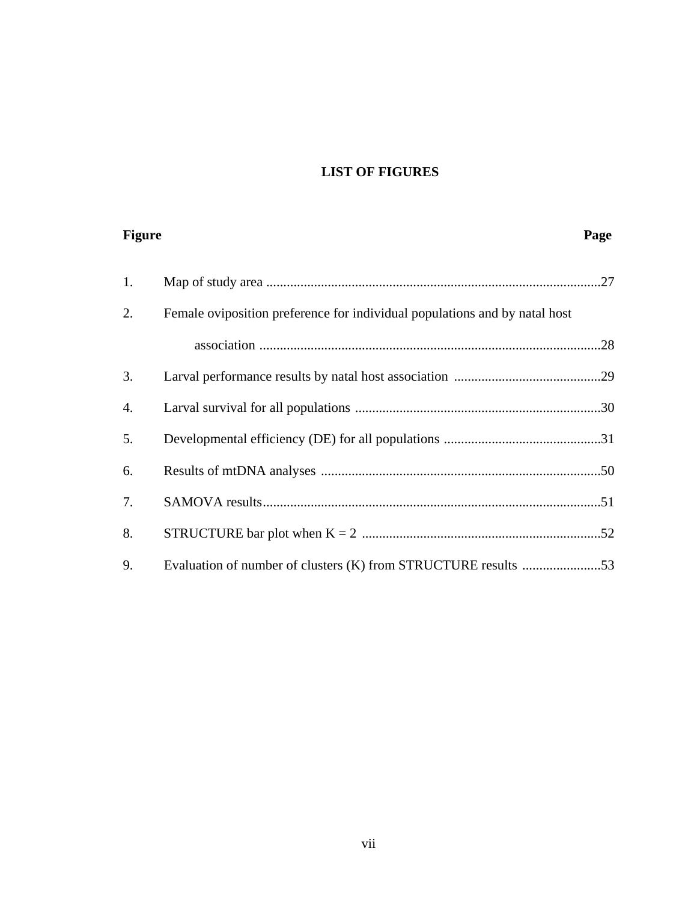## LIST OF FIGURES

| Figure | | Page |
|---|---|---|
| 1. | Map of study area | 27 |
| 2. | Female oviposition preference for individual populations and by natal host association | 28 |
| 3. | Larval performance results by natal host association | 29 |
| 4. | Larval survival for all populations | 30 |
| 5. | Developmental efficiency (DE) for all populations | 31 |
| 6. | Results of mtDNA analyses | 50 |
| 7. | SAMOVA results | 51 |
| 8. | STRUCTURE bar plot when K = 2 | 52 |
| 9. | Evaluation of number of clusters (K) from STRUCTURE results | 53 |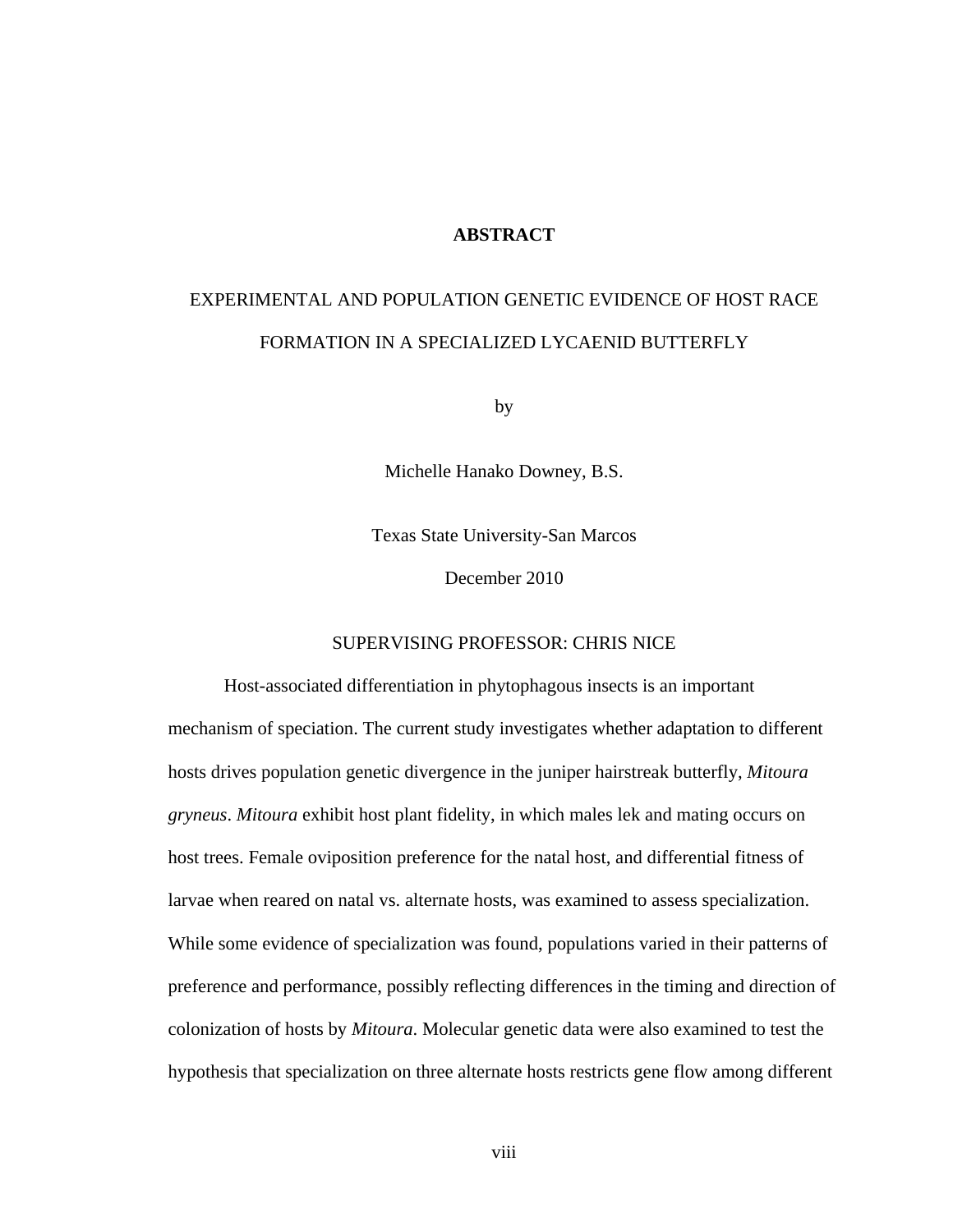# ABSTRACT

EXPERIMENTAL AND POPULATION GENETIC EVIDENCE OF HOST RACE FORMATION IN A SPECIALIZED LYCAENID BUTTERFLY

by

Michelle Hanako Downey, B.S.

Texas State University-San Marcos

December 2010

SUPERVISING PROFESSOR: CHRIS NICE

Host-associated differentiation in phytophagous insects is an important mechanism of speciation. The current study investigates whether adaptation to different hosts drives population genetic divergence in the juniper hairstreak butterfly, *Mitoura gryneus*. *Mitoura* exhibit host plant fidelity, in which males lek and mating occurs on host trees. Female oviposition preference for the natal host, and differential fitness of larvae when reared on natal vs. alternate hosts, was examined to assess specialization. While some evidence of specialization was found, populations varied in their patterns of preference and performance, possibly reflecting differences in the timing and direction of colonization of hosts by *Mitoura*. Molecular genetic data were also examined to test the hypothesis that specialization on three alternate hosts restricts gene flow among different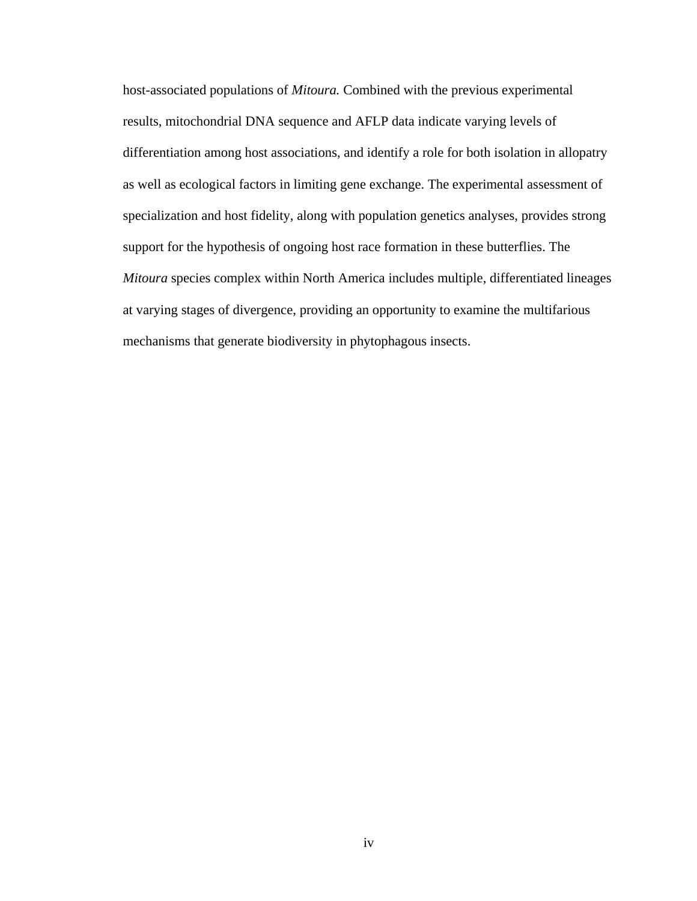host-associated populations of *Mitoura.* Combined with the previous experimental results, mitochondrial DNA sequence and AFLP data indicate varying levels of differentiation among host associations, and identify a role for both isolation in allopatry as well as ecological factors in limiting gene exchange. The experimental assessment of specialization and host fidelity, along with population genetics analyses, provides strong support for the hypothesis of ongoing host race formation in these butterflies. The *Mitoura* species complex within North America includes multiple, differentiated lineages at varying stages of divergence, providing an opportunity to examine the multifarious mechanisms that generate biodiversity in phytophagous insects.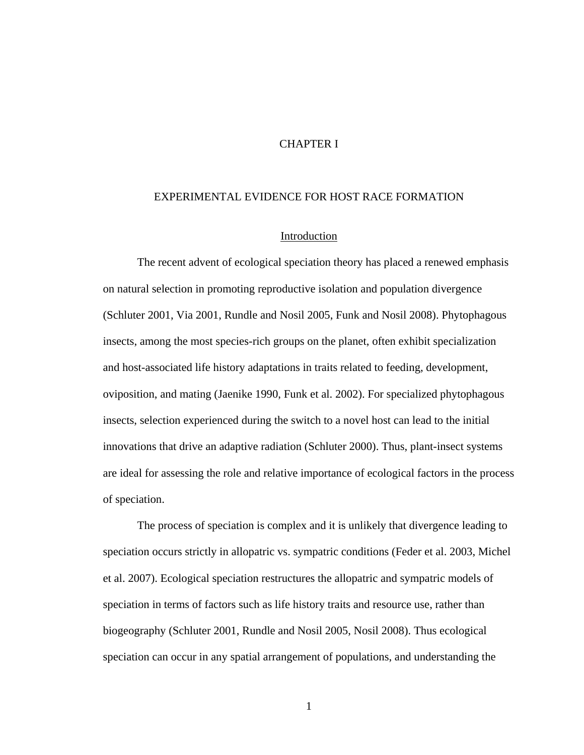# CHAPTER I

## EXPERIMENTAL EVIDENCE FOR HOST RACE FORMATION

### Introduction

The recent advent of ecological speciation theory has placed a renewed emphasis on natural selection in promoting reproductive isolation and population divergence (Schluter 2001, Via 2001, Rundle and Nosil 2005, Funk and Nosil 2008). Phytophagous insects, among the most species-rich groups on the planet, often exhibit specialization and host-associated life history adaptations in traits related to feeding, development, oviposition, and mating (Jaenike 1990, Funk et al. 2002). For specialized phytophagous insects, selection experienced during the switch to a novel host can lead to the initial innovations that drive an adaptive radiation (Schluter 2000). Thus, plant-insect systems are ideal for assessing the role and relative importance of ecological factors in the process of speciation.

The process of speciation is complex and it is unlikely that divergence leading to speciation occurs strictly in allopatric vs. sympatric conditions (Feder et al. 2003, Michel et al. 2007). Ecological speciation restructures the allopatric and sympatric models of speciation in terms of factors such as life history traits and resource use, rather than biogeography (Schluter 2001, Rundle and Nosil 2005, Nosil 2008). Thus ecological speciation can occur in any spatial arrangement of populations, and understanding the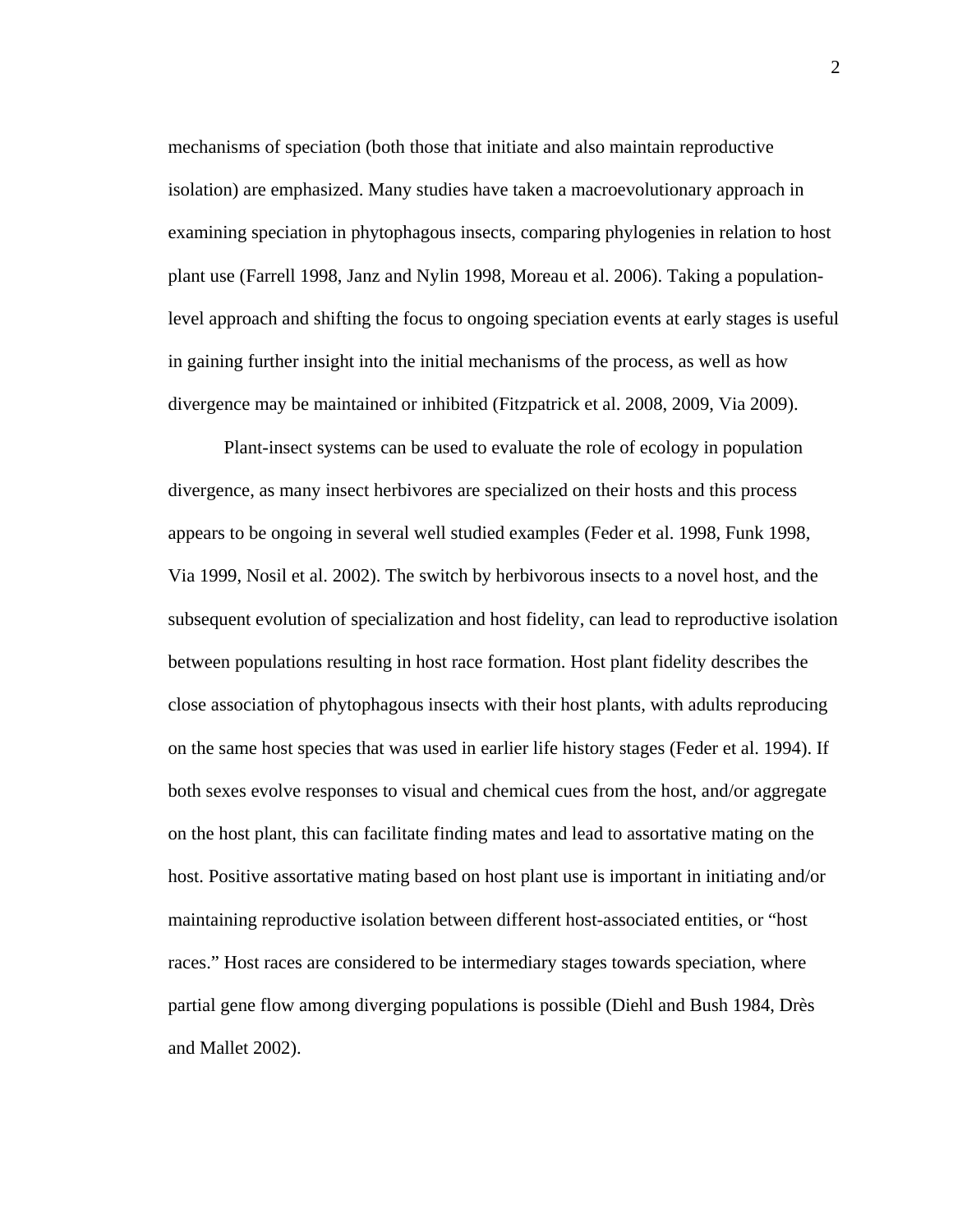mechanisms of speciation (both those that initiate and also maintain reproductive isolation) are emphasized. Many studies have taken a macroevolutionary approach in examining speciation in phytophagous insects, comparing phylogenies in relation to host plant use (Farrell 1998, Janz and Nylin 1998, Moreau et al. 2006). Taking a population-level approach and shifting the focus to ongoing speciation events at early stages is useful in gaining further insight into the initial mechanisms of the process, as well as how divergence may be maintained or inhibited (Fitzpatrick et al. 2008, 2009, Via 2009).

Plant-insect systems can be used to evaluate the role of ecology in population divergence, as many insect herbivores are specialized on their hosts and this process appears to be ongoing in several well studied examples (Feder et al. 1998, Funk 1998, Via 1999, Nosil et al. 2002). The switch by herbivorous insects to a novel host, and the subsequent evolution of specialization and host fidelity, can lead to reproductive isolation between populations resulting in host race formation. Host plant fidelity describes the close association of phytophagous insects with their host plants, with adults reproducing on the same host species that was used in earlier life history stages (Feder et al. 1994). If both sexes evolve responses to visual and chemical cues from the host, and/or aggregate on the host plant, this can facilitate finding mates and lead to assortative mating on the host. Positive assortative mating based on host plant use is important in initiating and/or maintaining reproductive isolation between different host-associated entities, or "host races." Host races are considered to be intermediary stages towards speciation, where partial gene flow among diverging populations is possible (Diehl and Bush 1984, Drès and Mallet 2002).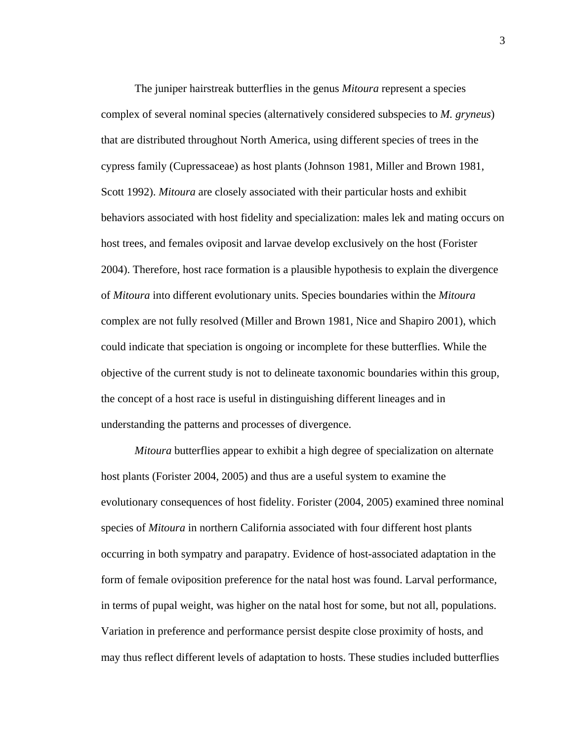The juniper hairstreak butterflies in the genus *Mitoura* represent a species complex of several nominal species (alternatively considered subspecies to *M. gryneus*) that are distributed throughout North America, using different species of trees in the cypress family (Cupressaceae) as host plants (Johnson 1981, Miller and Brown 1981, Scott 1992). *Mitoura* are closely associated with their particular hosts and exhibit behaviors associated with host fidelity and specialization: males lek and mating occurs on host trees, and females oviposit and larvae develop exclusively on the host (Forister 2004). Therefore, host race formation is a plausible hypothesis to explain the divergence of *Mitoura* into different evolutionary units. Species boundaries within the *Mitoura* complex are not fully resolved (Miller and Brown 1981, Nice and Shapiro 2001), which could indicate that speciation is ongoing or incomplete for these butterflies. While the objective of the current study is not to delineate taxonomic boundaries within this group, the concept of a host race is useful in distinguishing different lineages and in understanding the patterns and processes of divergence.

*Mitoura* butterflies appear to exhibit a high degree of specialization on alternate host plants (Forister 2004, 2005) and thus are a useful system to examine the evolutionary consequences of host fidelity. Forister (2004, 2005) examined three nominal species of *Mitoura* in northern California associated with four different host plants occurring in both sympatry and parapatry. Evidence of host-associated adaptation in the form of female oviposition preference for the natal host was found. Larval performance, in terms of pupal weight, was higher on the natal host for some, but not all, populations. Variation in preference and performance persist despite close proximity of hosts, and may thus reflect different levels of adaptation to hosts. These studies included butterflies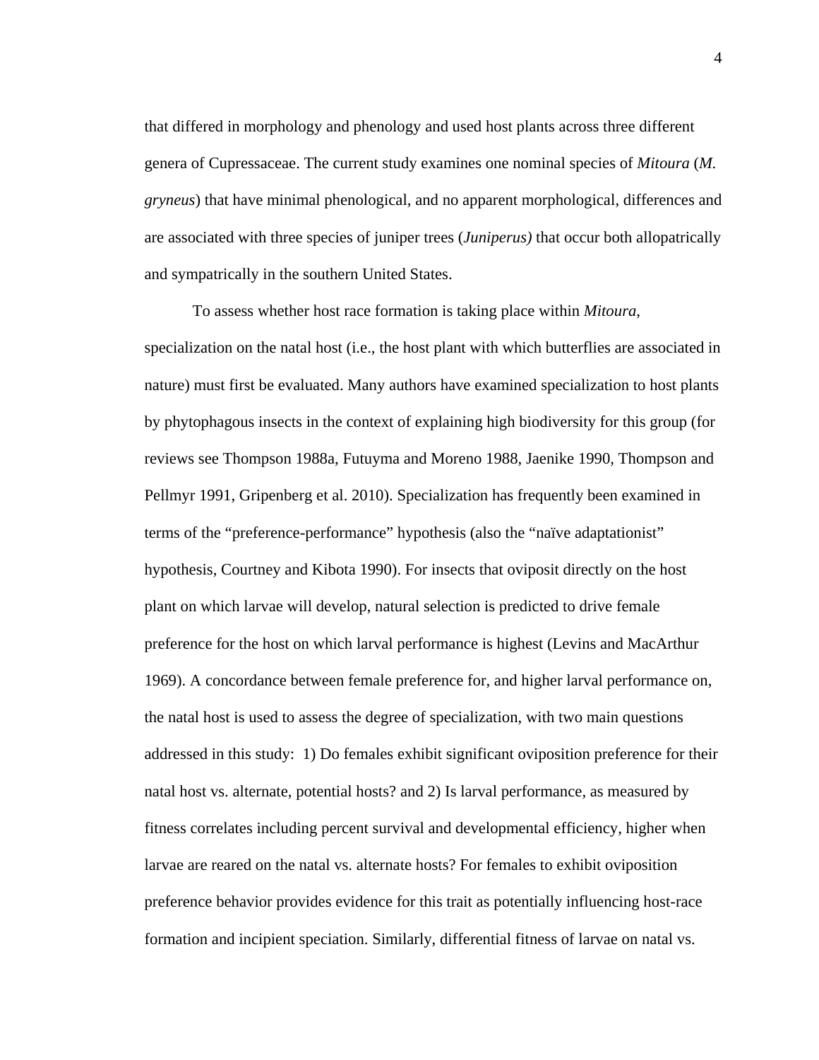that differed in morphology and phenology and used host plants across three different genera of Cupressaceae. The current study examines one nominal species of *Mitoura* (*M. gryneus*) that have minimal phenological, and no apparent morphological, differences and are associated with three species of juniper trees (*Juniperus)* that occur both allopatrically and sympatrically in the southern United States.

To assess whether host race formation is taking place within *Mitoura*, specialization on the natal host (i.e., the host plant with which butterflies are associated in nature) must first be evaluated. Many authors have examined specialization to host plants by phytophagous insects in the context of explaining high biodiversity for this group (for reviews see Thompson 1988a, Futuyma and Moreno 1988, Jaenike 1990, Thompson and Pellmyr 1991, Gripenberg et al. 2010). Specialization has frequently been examined in terms of the "preference-performance" hypothesis (also the "naïve adaptationist" hypothesis, Courtney and Kibota 1990). For insects that oviposit directly on the host plant on which larvae will develop, natural selection is predicted to drive female preference for the host on which larval performance is highest (Levins and MacArthur 1969). A concordance between female preference for, and higher larval performance on, the natal host is used to assess the degree of specialization, with two main questions addressed in this study: 1) Do females exhibit significant oviposition preference for their natal host vs. alternate, potential hosts? and 2) Is larval performance, as measured by fitness correlates including percent survival and developmental efficiency, higher when larvae are reared on the natal vs. alternate hosts? For females to exhibit oviposition preference behavior provides evidence for this trait as potentially influencing host-race formation and incipient speciation. Similarly, differential fitness of larvae on natal vs.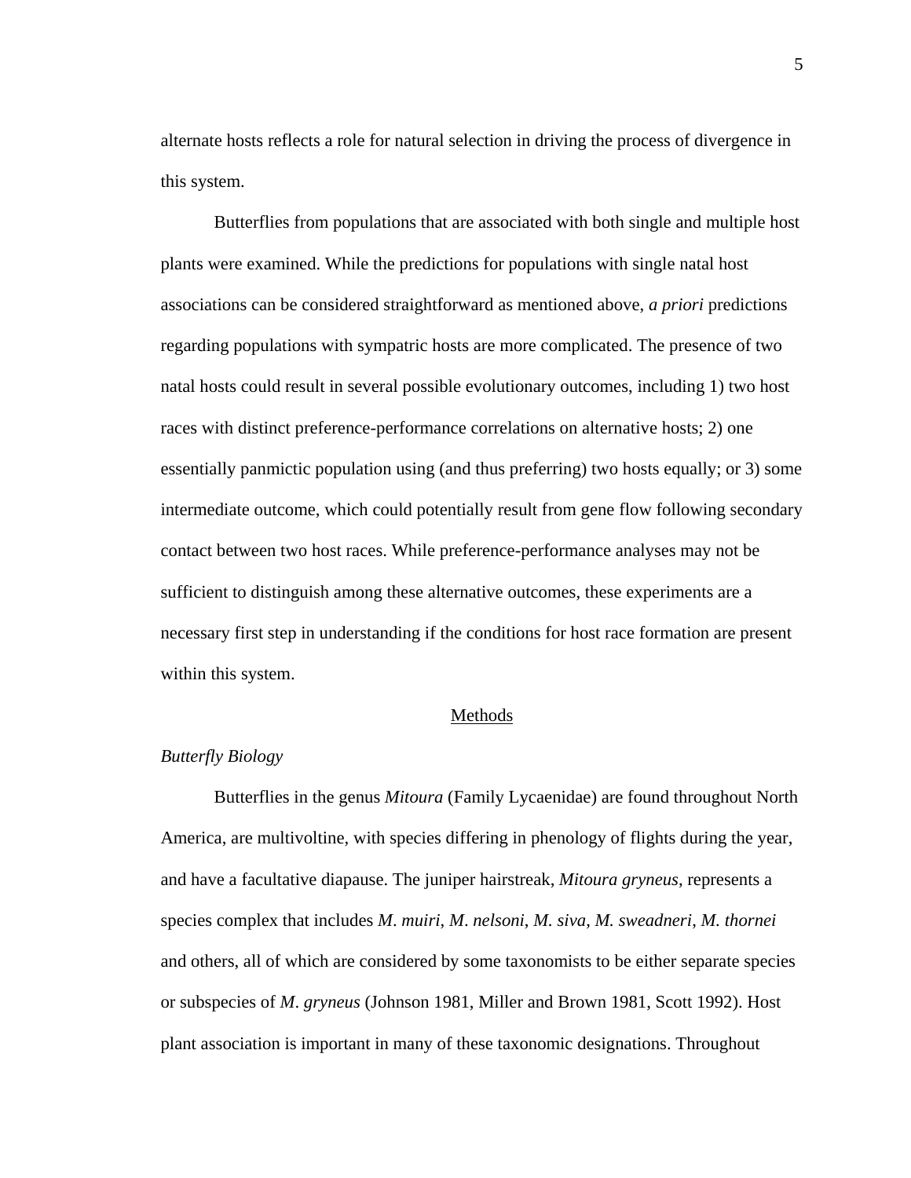alternate hosts reflects a role for natural selection in driving the process of divergence in this system.

Butterflies from populations that are associated with both single and multiple host plants were examined. While the predictions for populations with single natal host associations can be considered straightforward as mentioned above, *a priori* predictions regarding populations with sympatric hosts are more complicated. The presence of two natal hosts could result in several possible evolutionary outcomes, including 1) two host races with distinct preference-performance correlations on alternative hosts; 2) one essentially panmictic population using (and thus preferring) two hosts equally; or 3) some intermediate outcome, which could potentially result from gene flow following secondary contact between two host races. While preference-performance analyses may not be sufficient to distinguish among these alternative outcomes, these experiments are a necessary first step in understanding if the conditions for host race formation are present within this system.

## Methods

### *Butterfly Biology*

Butterflies in the genus *Mitoura* (Family Lycaenidae) are found throughout North America, are multivoltine, with species differing in phenology of flights during the year, and have a facultative diapause. The juniper hairstreak, *Mitoura gryneus*, represents a species complex that includes *M. muiri*, *M. nelsoni*, *M. siva*, *M. sweadneri*, *M. thornei* and others, all of which are considered by some taxonomists to be either separate species or subspecies of *M. gryneus* (Johnson 1981, Miller and Brown 1981, Scott 1992). Host plant association is important in many of these taxonomic designations. Throughout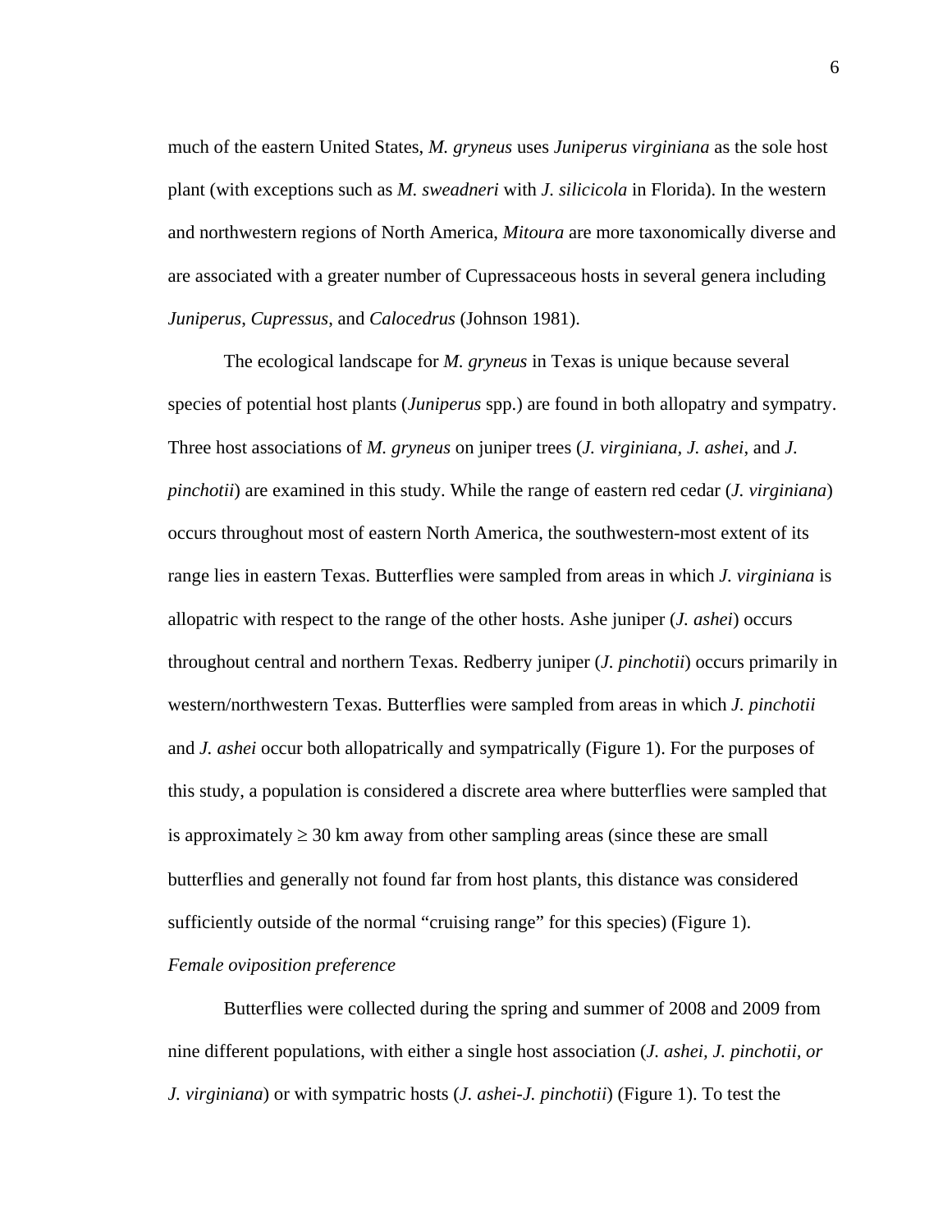much of the eastern United States, *M. gryneus* uses *Juniperus virginiana* as the sole host plant (with exceptions such as *M. sweadneri* with *J. silicicola* in Florida). In the western and northwestern regions of North America, *Mitoura* are more taxonomically diverse and are associated with a greater number of Cupressaceous hosts in several genera including *Juniperus*, *Cupressus*, and *Calocedrus* (Johnson 1981).

The ecological landscape for *M. gryneus* in Texas is unique because several species of potential host plants (*Juniperus* spp.) are found in both allopatry and sympatry. Three host associations of *M. gryneus* on juniper trees (*J. virginiana*, *J. ashei*, and *J. pinchotii*) are examined in this study. While the range of eastern red cedar (*J. virginiana*) occurs throughout most of eastern North America, the southwestern-most extent of its range lies in eastern Texas. Butterflies were sampled from areas in which *J. virginiana* is allopatric with respect to the range of the other hosts. Ashe juniper (*J. ashei*) occurs throughout central and northern Texas. Redberry juniper (*J. pinchotii*) occurs primarily in western/northwestern Texas. Butterflies were sampled from areas in which *J. pinchotii* and *J. ashei* occur both allopatrically and sympatrically (Figure 1). For the purposes of this study, a population is considered a discrete area where butterflies were sampled that is approximately ≥ 30 km away from other sampling areas (since these are small butterflies and generally not found far from host plants, this distance was considered sufficiently outside of the normal "cruising range" for this species) (Figure 1).

*Female oviposition preference*

Butterflies were collected during the spring and summer of 2008 and 2009 from nine different populations, with either a single host association (*J. ashei, J. pinchotii, or J. virginiana*) or with sympatric hosts (*J. ashei-J. pinchotii*) (Figure 1). To test the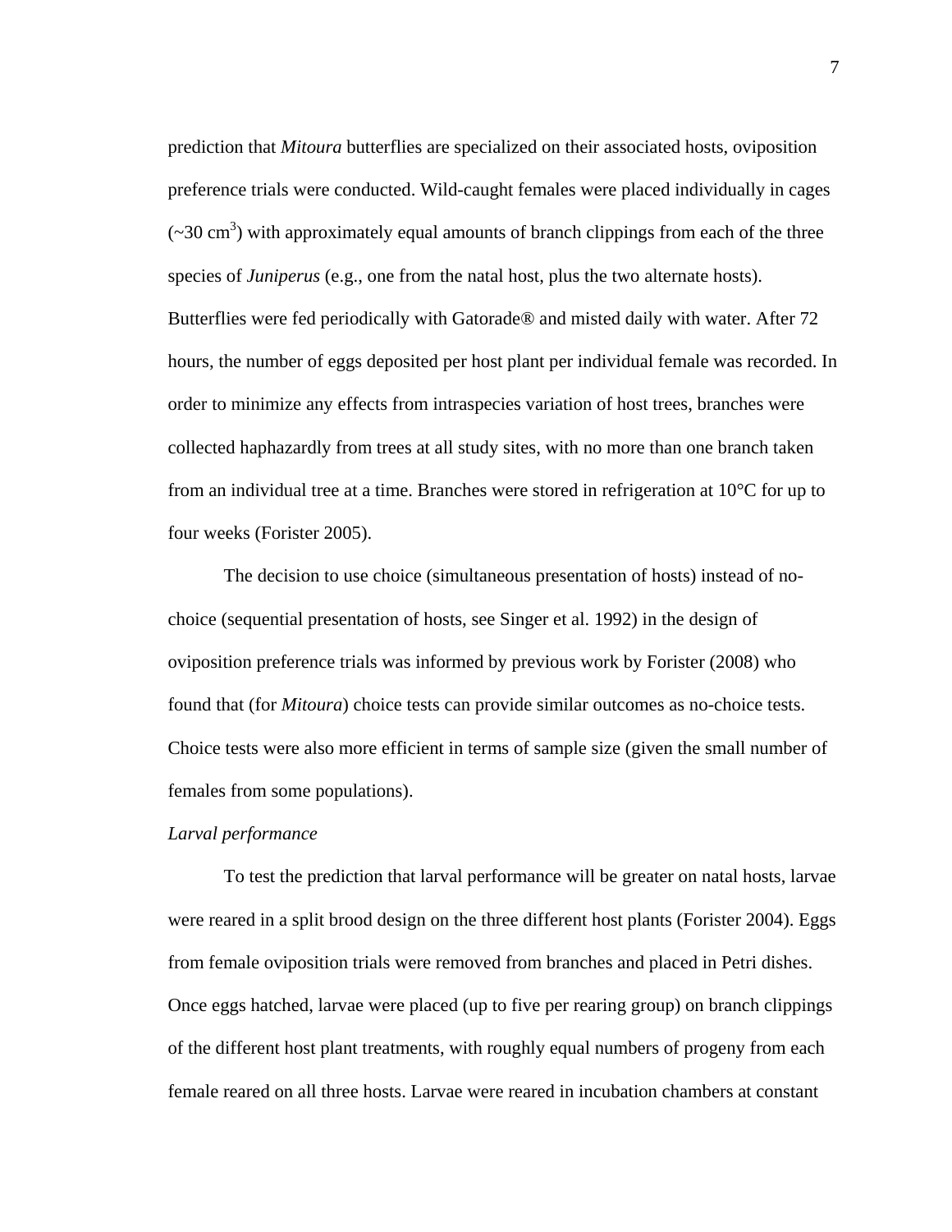prediction that *Mitoura* butterflies are specialized on their associated hosts, oviposition preference trials were conducted. Wild-caught females were placed individually in cages (~30 $cm^3$) with approximately equal amounts of branch clippings from each of the three species of *Juniperus* (e.g., one from the natal host, plus the two alternate hosts). Butterflies were fed periodically with Gatorade® and misted daily with water. After 72 hours, the number of eggs deposited per host plant per individual female was recorded. In order to minimize any effects from intraspecies variation of host trees, branches were collected haphazardly from trees at all study sites, with no more than one branch taken from an individual tree at a time. Branches were stored in refrigeration at 10°C for up to four weeks (Forister 2005).

The decision to use choice (simultaneous presentation of hosts) instead of no-choice (sequential presentation of hosts, see Singer et al. 1992) in the design of oviposition preference trials was informed by previous work by Forister (2008) who found that (for *Mitoura*) choice tests can provide similar outcomes as no-choice tests. Choice tests were also more efficient in terms of sample size (given the small number of females from some populations).

*Larval performance*

To test the prediction that larval performance will be greater on natal hosts, larvae were reared in a split brood design on the three different host plants (Forister 2004). Eggs from female oviposition trials were removed from branches and placed in Petri dishes. Once eggs hatched, larvae were placed (up to five per rearing group) on branch clippings of the different host plant treatments, with roughly equal numbers of progeny from each female reared on all three hosts. Larvae were reared in incubation chambers at constant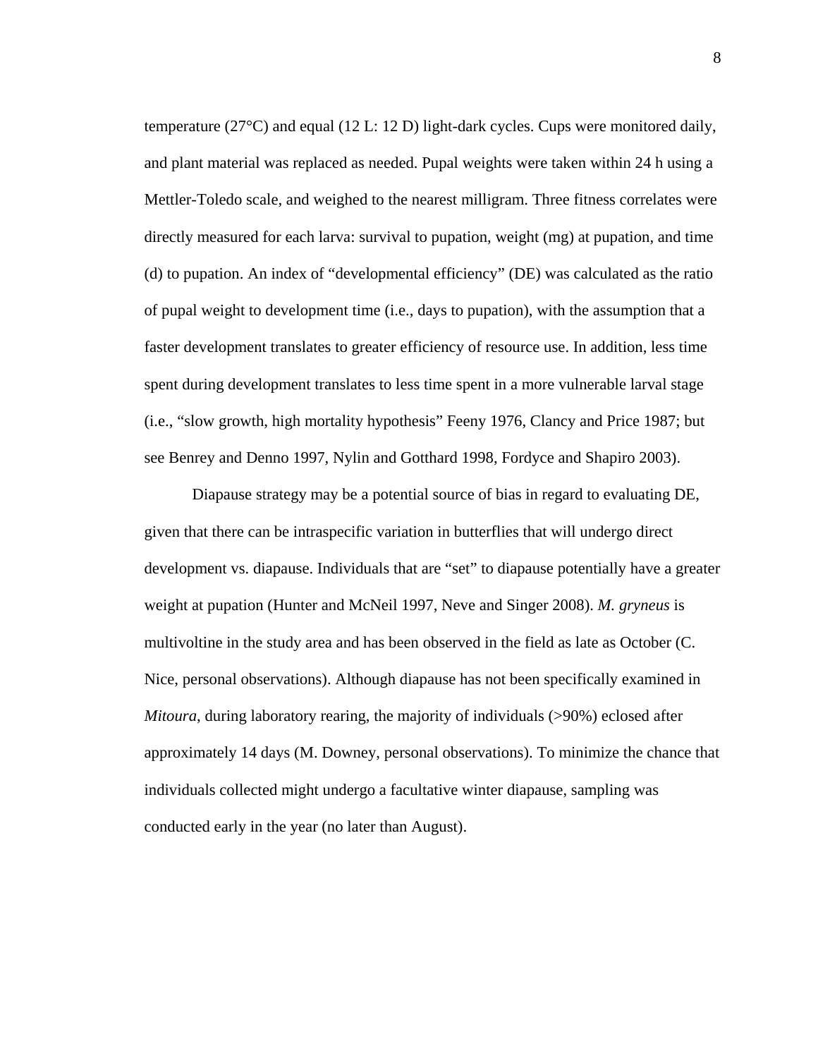temperature (27°C) and equal (12 L: 12 D) light-dark cycles. Cups were monitored daily, and plant material was replaced as needed. Pupal weights were taken within 24 h using a Mettler-Toledo scale, and weighed to the nearest milligram. Three fitness correlates were directly measured for each larva: survival to pupation, weight (mg) at pupation, and time (d) to pupation. An index of "developmental efficiency" (DE) was calculated as the ratio of pupal weight to development time (i.e., days to pupation), with the assumption that a faster development translates to greater efficiency of resource use. In addition, less time spent during development translates to less time spent in a more vulnerable larval stage (i.e., "slow growth, high mortality hypothesis" Feeny 1976, Clancy and Price 1987; but see Benrey and Denno 1997, Nylin and Gotthard 1998, Fordyce and Shapiro 2003).

Diapause strategy may be a potential source of bias in regard to evaluating DE, given that there can be intraspecific variation in butterflies that will undergo direct development vs. diapause. Individuals that are "set" to diapause potentially have a greater weight at pupation (Hunter and McNeil 1997, Neve and Singer 2008). *M. gryneus* is multivoltine in the study area and has been observed in the field as late as October (C. Nice, personal observations). Although diapause has not been specifically examined in *Mitoura*, during laboratory rearing, the majority of individuals (>90%) eclosed after approximately 14 days (M. Downey, personal observations). To minimize the chance that individuals collected might undergo a facultative winter diapause, sampling was conducted early in the year (no later than August).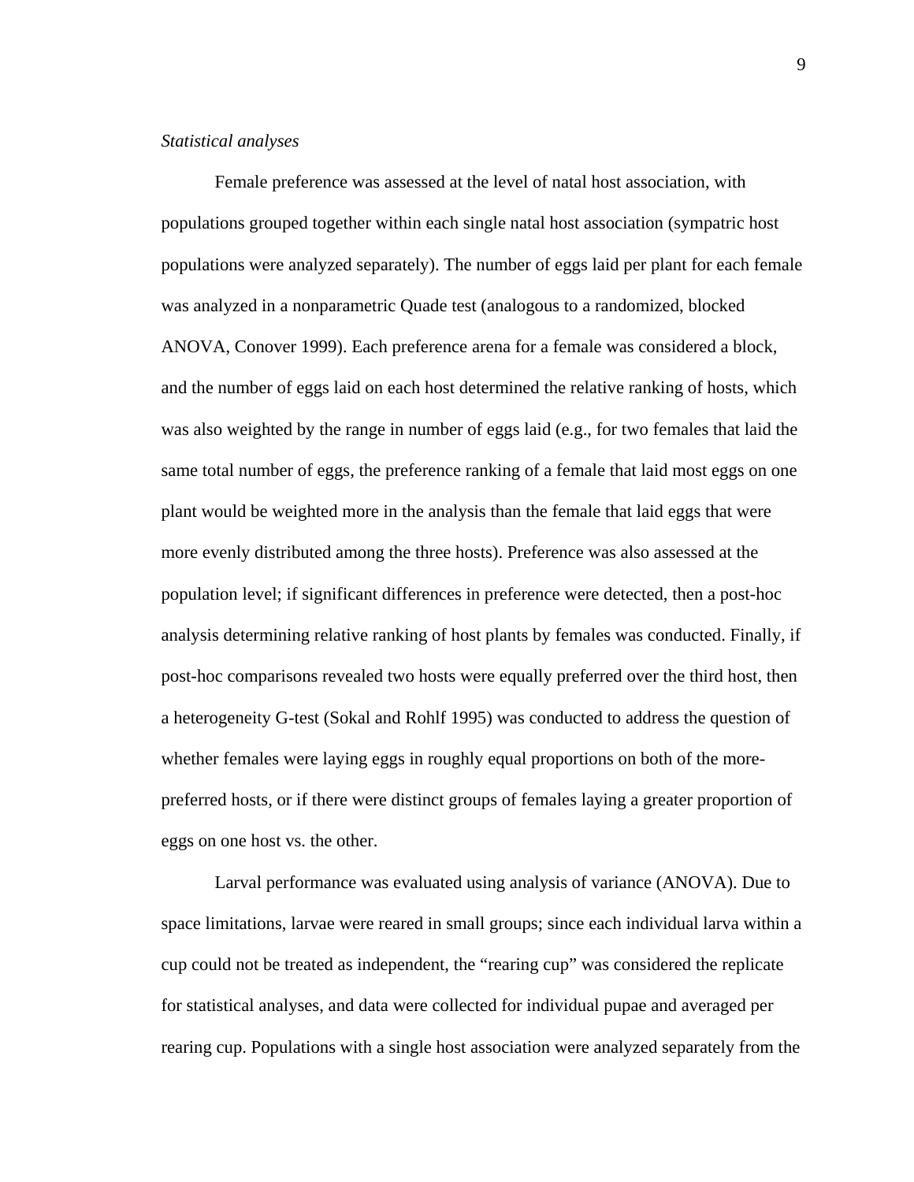*Statistical analyses*

Female preference was assessed at the level of natal host association, with populations grouped together within each single natal host association (sympatric host populations were analyzed separately). The number of eggs laid per plant for each female was analyzed in a nonparametric Quade test (analogous to a randomized, blocked ANOVA, Conover 1999). Each preference arena for a female was considered a block, and the number of eggs laid on each host determined the relative ranking of hosts, which was also weighted by the range in number of eggs laid (e.g., for two females that laid the same total number of eggs, the preference ranking of a female that laid most eggs on one plant would be weighted more in the analysis than the female that laid eggs that were more evenly distributed among the three hosts). Preference was also assessed at the population level; if significant differences in preference were detected, then a post-hoc analysis determining relative ranking of host plants by females was conducted. Finally, if post-hoc comparisons revealed two hosts were equally preferred over the third host, then a heterogeneity G-test (Sokal and Rohlf 1995) was conducted to address the question of whether females were laying eggs in roughly equal proportions on both of the more-preferred hosts, or if there were distinct groups of females laying a greater proportion of eggs on one host vs. the other.

Larval performance was evaluated using analysis of variance (ANOVA). Due to space limitations, larvae were reared in small groups; since each individual larva within a cup could not be treated as independent, the "rearing cup" was considered the replicate for statistical analyses, and data were collected for individual pupae and averaged per rearing cup. Populations with a single host association were analyzed separately from the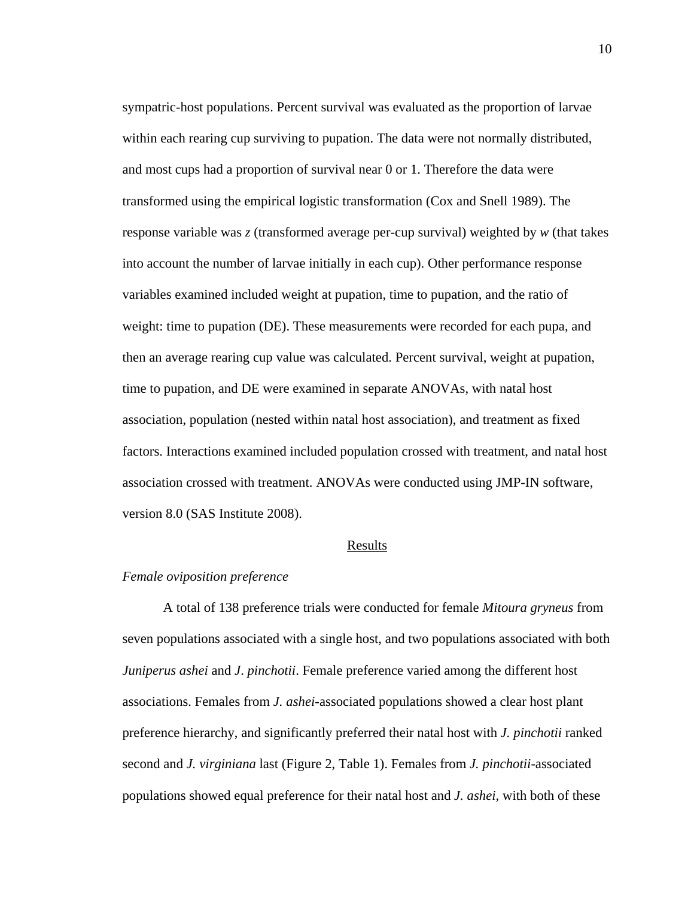sympatric-host populations. Percent survival was evaluated as the proportion of larvae within each rearing cup surviving to pupation. The data were not normally distributed, and most cups had a proportion of survival near 0 or 1. Therefore the data were transformed using the empirical logistic transformation (Cox and Snell 1989). The response variable was $z$ (transformed average per-cup survival) weighted by $w$ (that takes into account the number of larvae initially in each cup). Other performance response variables examined included weight at pupation, time to pupation, and the ratio of weight: time to pupation (DE). These measurements were recorded for each pupa, and then an average rearing cup value was calculated. Percent survival, weight at pupation, time to pupation, and DE were examined in separate ANOVAs, with natal host association, population (nested within natal host association), and treatment as fixed factors. Interactions examined included population crossed with treatment, and natal host association crossed with treatment. ANOVAs were conducted using JMP-IN software, version 8.0 (SAS Institute 2008).

## Results

### *Female oviposition preference*

A total of 138 preference trials were conducted for female *Mitoura gryneus* from seven populations associated with a single host, and two populations associated with both *Juniperus ashei* and *J. pinchotii*. Female preference varied among the different host associations. Females from *J. ashei*-associated populations showed a clear host plant preference hierarchy, and significantly preferred their natal host with *J. pinchotii* ranked second and *J. virginiana* last (Figure 2, Table 1). Females from *J. pinchotii*-associated populations showed equal preference for their natal host and *J. ashei,* with both of these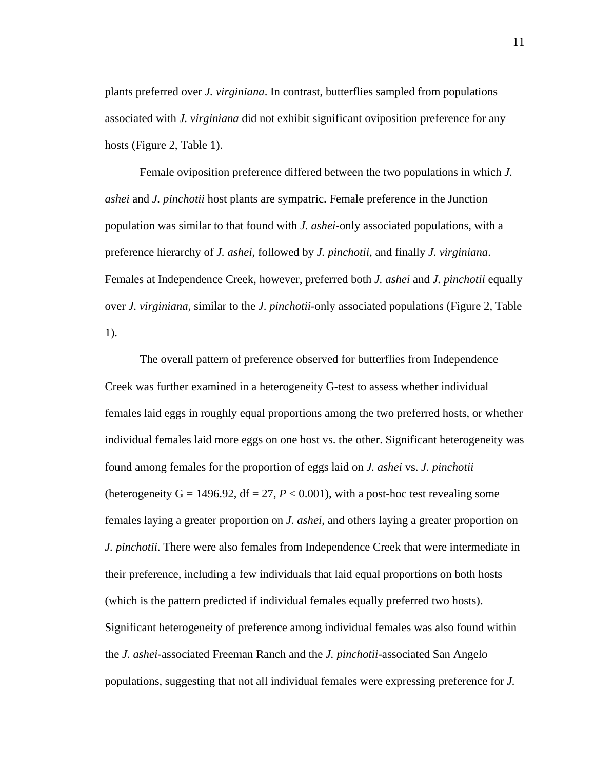plants preferred over *J. virginiana*. In contrast, butterflies sampled from populations associated with *J. virginiana* did not exhibit significant oviposition preference for any hosts (Figure 2, Table 1).

Female oviposition preference differed between the two populations in which *J. ashei* and *J. pinchotii* host plants are sympatric. Female preference in the Junction population was similar to that found with *J. ashei*-only associated populations, with a preference hierarchy of *J. ashei*, followed by *J. pinchotii*, and finally *J. virginiana*. Females at Independence Creek, however, preferred both *J. ashei* and *J. pinchotii* equally over *J. virginiana*, similar to the *J. pinchotii*-only associated populations (Figure 2, Table 1).

The overall pattern of preference observed for butterflies from Independence Creek was further examined in a heterogeneity G-test to assess whether individual females laid eggs in roughly equal proportions among the two preferred hosts, or whether individual females laid more eggs on one host vs. the other. Significant heterogeneity was found among females for the proportion of eggs laid on *J. ashei* vs. *J. pinchotii* (heterogeneity G = 1496.92, df = 27, $P < 0.001$), with a post-hoc test revealing some females laying a greater proportion on *J. ashei*, and others laying a greater proportion on *J. pinchotii*. There were also females from Independence Creek that were intermediate in their preference, including a few individuals that laid equal proportions on both hosts (which is the pattern predicted if individual females equally preferred two hosts). Significant heterogeneity of preference among individual females was also found within the *J. ashei*-associated Freeman Ranch and the *J. pinchotii*-associated San Angelo populations, suggesting that not all individual females were expressing preference for *J.*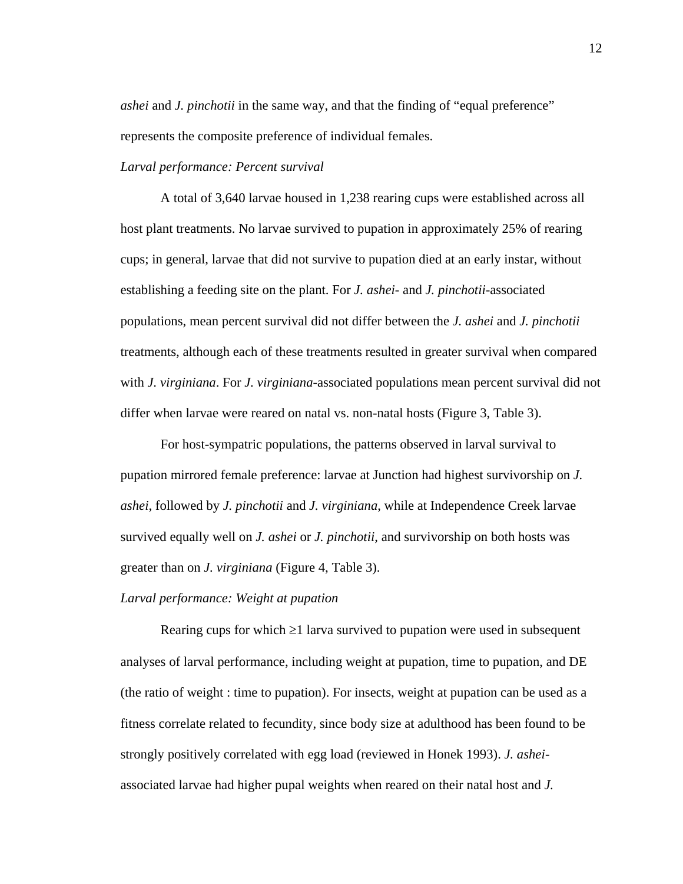*ashei* and *J. pinchotii* in the same way, and that the finding of "equal preference" represents the composite preference of individual females.

*Larval performance: Percent survival*

A total of 3,640 larvae housed in 1,238 rearing cups were established across all host plant treatments. No larvae survived to pupation in approximately 25% of rearing cups; in general, larvae that did not survive to pupation died at an early instar, without establishing a feeding site on the plant. For *J. ashei*- and *J. pinchotii*-associated populations, mean percent survival did not differ between the *J. ashei* and *J. pinchotii* treatments, although each of these treatments resulted in greater survival when compared with *J. virginiana*. For *J. virginiana*-associated populations mean percent survival did not differ when larvae were reared on natal vs. non-natal hosts (Figure 3, Table 3).

For host-sympatric populations, the patterns observed in larval survival to pupation mirrored female preference: larvae at Junction had highest survivorship on *J. ashei*, followed by *J. pinchotii* and *J. virginiana*, while at Independence Creek larvae survived equally well on *J. ashei* or *J. pinchotii*, and survivorship on both hosts was greater than on *J. virginiana* (Figure 4, Table 3).

*Larval performance: Weight at pupation*

Rearing cups for which ≥1 larva survived to pupation were used in subsequent analyses of larval performance, including weight at pupation, time to pupation, and DE (the ratio of weight : time to pupation). For insects, weight at pupation can be used as a fitness correlate related to fecundity, since body size at adulthood has been found to be strongly positively correlated with egg load (reviewed in Honek 1993). *J. ashei*-associated larvae had higher pupal weights when reared on their natal host and *J.*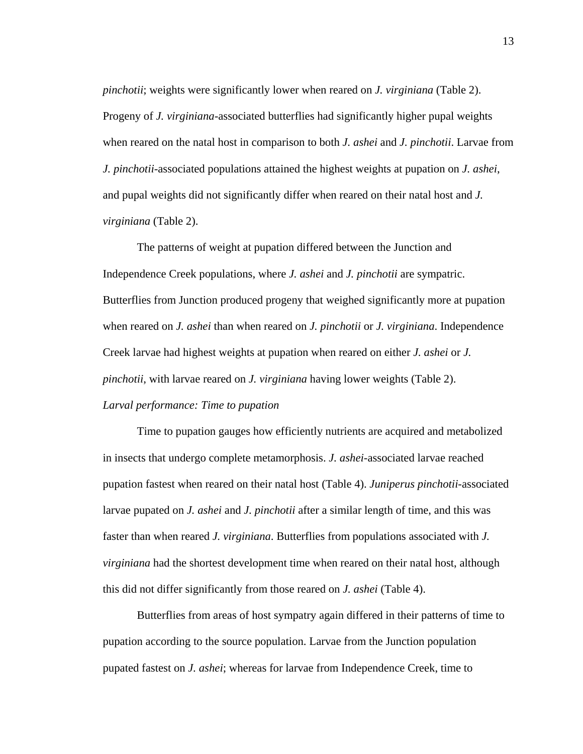*pinchotii*; weights were significantly lower when reared on *J. virginiana* (Table 2). Progeny of *J. virginiana*-associated butterflies had significantly higher pupal weights when reared on the natal host in comparison to both *J. ashei* and *J. pinchotii*. Larvae from *J. pinchotii*-associated populations attained the highest weights at pupation on *J. ashei*, and pupal weights did not significantly differ when reared on their natal host and *J. virginiana* (Table 2).

The patterns of weight at pupation differed between the Junction and Independence Creek populations, where *J. ashei* and *J. pinchotii* are sympatric. Butterflies from Junction produced progeny that weighed significantly more at pupation when reared on *J. ashei* than when reared on *J. pinchotii* or *J. virginiana*. Independence Creek larvae had highest weights at pupation when reared on either *J. ashei* or *J. pinchotii*, with larvae reared on *J. virginiana* having lower weights (Table 2).

*Larval performance: Time to pupation*

Time to pupation gauges how efficiently nutrients are acquired and metabolized in insects that undergo complete metamorphosis. *J. ashei*-associated larvae reached pupation fastest when reared on their natal host (Table 4). *Juniperus pinchotii*-associated larvae pupated on *J. ashei* and *J. pinchotii* after a similar length of time, and this was faster than when reared *J. virginiana*. Butterflies from populations associated with *J. virginiana* had the shortest development time when reared on their natal host, although this did not differ significantly from those reared on *J. ashei* (Table 4).

Butterflies from areas of host sympatry again differed in their patterns of time to pupation according to the source population. Larvae from the Junction population pupated fastest on *J. ashei*; whereas for larvae from Independence Creek, time to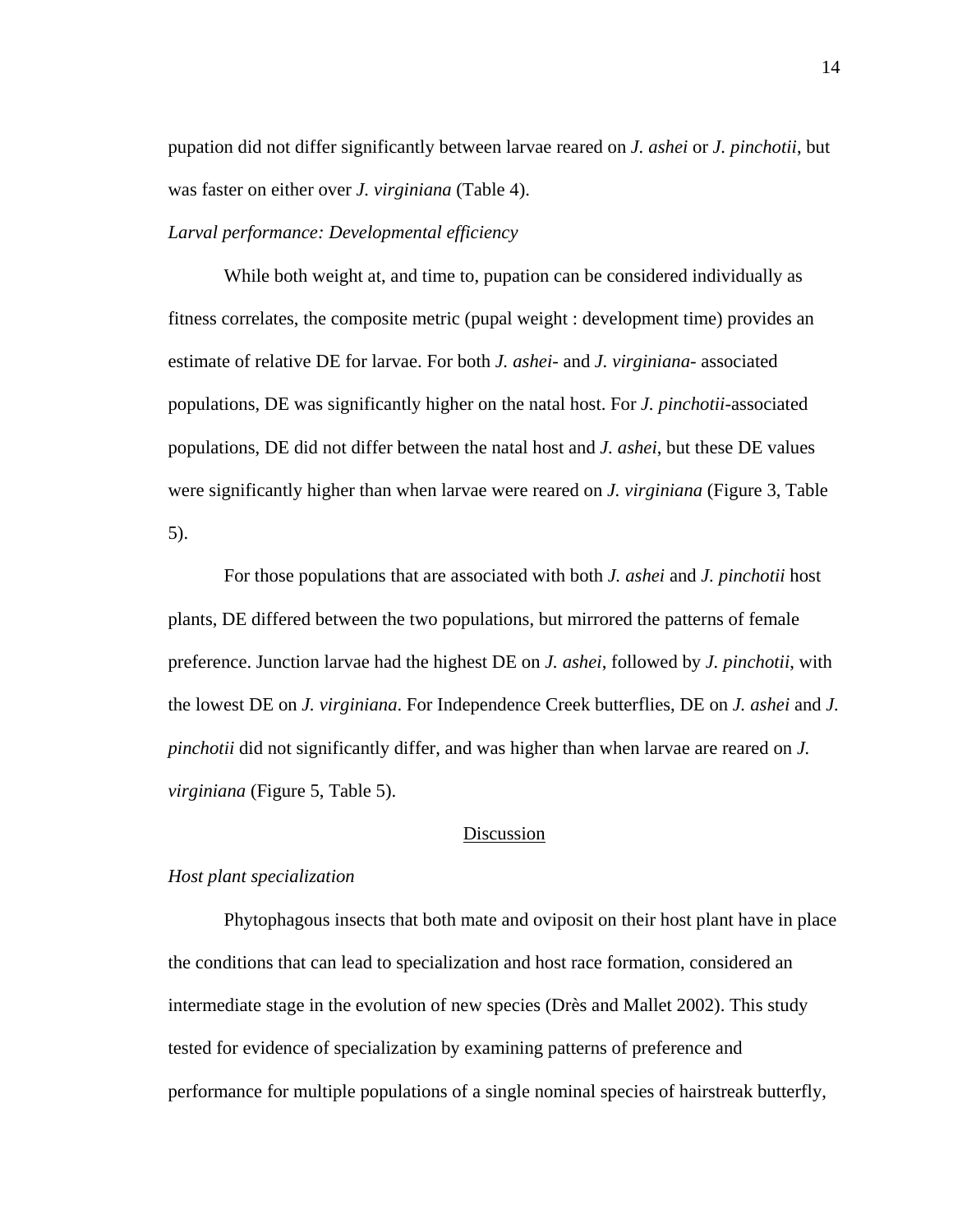pupation did not differ significantly between larvae reared on *J. ashei* or *J. pinchotii*, but was faster on either over *J. virginiana* (Table 4).

*Larval performance: Developmental efficiency*

While both weight at, and time to, pupation can be considered individually as fitness correlates, the composite metric (pupal weight : development time) provides an estimate of relative DE for larvae. For both *J. ashei*- and *J. virginiana*- associated populations, DE was significantly higher on the natal host. For *J. pinchotii*-associated populations, DE did not differ between the natal host and *J. ashei*, but these DE values were significantly higher than when larvae were reared on *J. virginiana* (Figure 3, Table 5).

For those populations that are associated with both *J. ashei* and *J. pinchotii* host plants, DE differed between the two populations, but mirrored the patterns of female preference. Junction larvae had the highest DE on *J. ashei*, followed by *J. pinchotii*, with the lowest DE on *J. virginiana*. For Independence Creek butterflies, DE on *J. ashei* and *J. pinchotii* did not significantly differ, and was higher than when larvae are reared on *J. virginiana* (Figure 5, Table 5).

## Discussion

*Host plant specialization*

Phytophagous insects that both mate and oviposit on their host plant have in place the conditions that can lead to specialization and host race formation, considered an intermediate stage in the evolution of new species (Drès and Mallet 2002). This study tested for evidence of specialization by examining patterns of preference and performance for multiple populations of a single nominal species of hairstreak butterfly,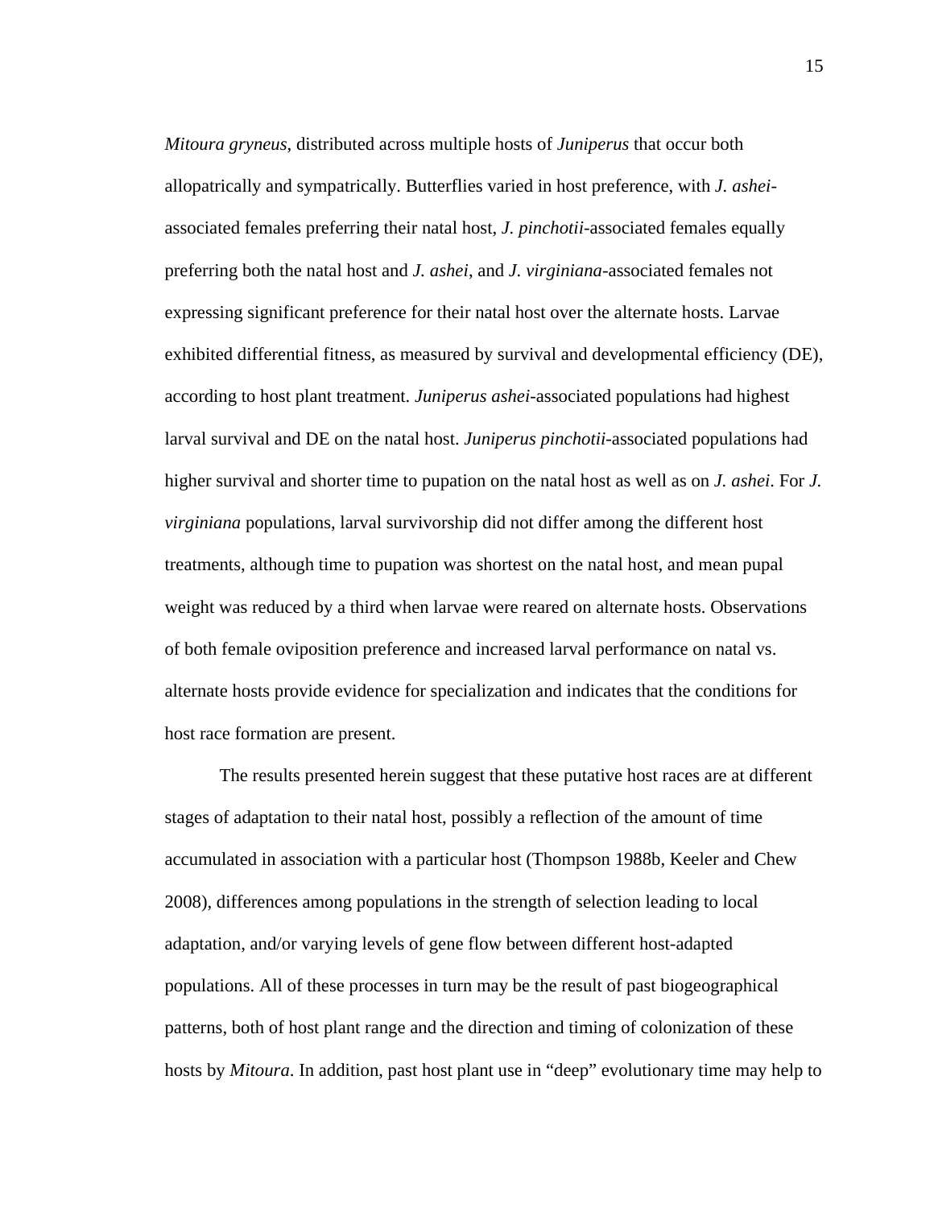*Mitoura gryneus*, distributed across multiple hosts of *Juniperus* that occur both allopatrically and sympatrically. Butterflies varied in host preference, with *J. ashei*-associated females preferring their natal host, *J. pinchotii*-associated females equally preferring both the natal host and *J. ashei*, and *J. virginiana*-associated females not expressing significant preference for their natal host over the alternate hosts. Larvae exhibited differential fitness, as measured by survival and developmental efficiency (DE), according to host plant treatment. *Juniperus ashei*-associated populations had highest larval survival and DE on the natal host. *Juniperus pinchotii*-associated populations had higher survival and shorter time to pupation on the natal host as well as on *J. ashei*. For *J. virginiana* populations, larval survivorship did not differ among the different host treatments, although time to pupation was shortest on the natal host, and mean pupal weight was reduced by a third when larvae were reared on alternate hosts. Observations of both female oviposition preference and increased larval performance on natal vs. alternate hosts provide evidence for specialization and indicates that the conditions for host race formation are present.

The results presented herein suggest that these putative host races are at different stages of adaptation to their natal host, possibly a reflection of the amount of time accumulated in association with a particular host (Thompson 1988b, Keeler and Chew 2008), differences among populations in the strength of selection leading to local adaptation, and/or varying levels of gene flow between different host-adapted populations. All of these processes in turn may be the result of past biogeographical patterns, both of host plant range and the direction and timing of colonization of these hosts by *Mitoura*. In addition, past host plant use in "deep" evolutionary time may help to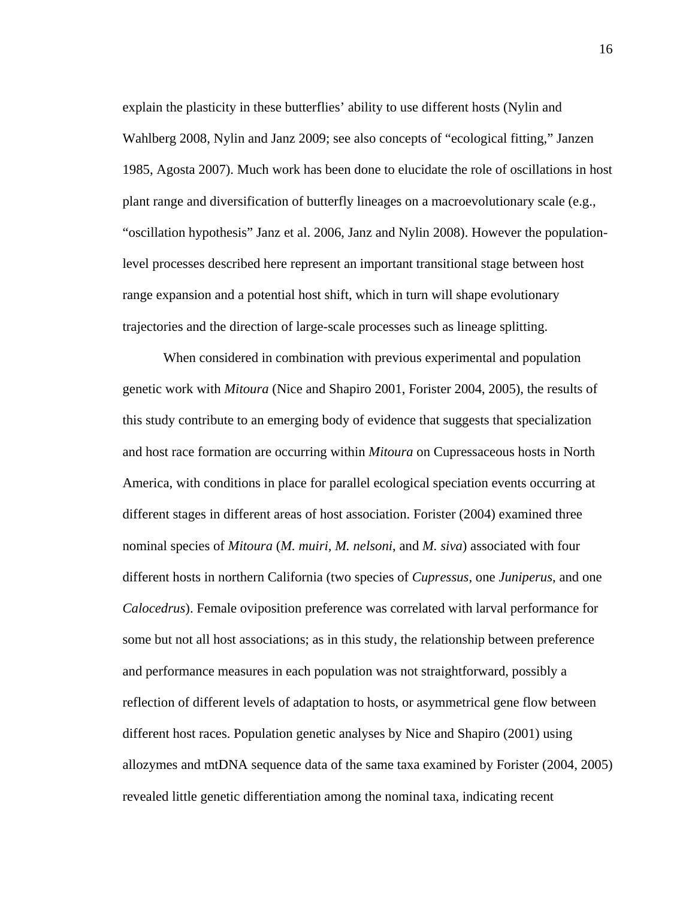explain the plasticity in these butterflies' ability to use different hosts (Nylin and Wahlberg 2008, Nylin and Janz 2009; see also concepts of "ecological fitting," Janzen 1985, Agosta 2007). Much work has been done to elucidate the role of oscillations in host plant range and diversification of butterfly lineages on a macroevolutionary scale (e.g., "oscillation hypothesis" Janz et al. 2006, Janz and Nylin 2008). However the population-level processes described here represent an important transitional stage between host range expansion and a potential host shift, which in turn will shape evolutionary trajectories and the direction of large-scale processes such as lineage splitting.

When considered in combination with previous experimental and population genetic work with *Mitoura* (Nice and Shapiro 2001, Forister 2004, 2005), the results of this study contribute to an emerging body of evidence that suggests that specialization and host race formation are occurring within *Mitoura* on Cupressaceous hosts in North America, with conditions in place for parallel ecological speciation events occurring at different stages in different areas of host association. Forister (2004) examined three nominal species of *Mitoura* (*M. muiri*, *M. nelsoni*, and *M. siva*) associated with four different hosts in northern California (two species of *Cupressus*, one *Juniperus*, and one *Calocedrus*). Female oviposition preference was correlated with larval performance for some but not all host associations; as in this study, the relationship between preference and performance measures in each population was not straightforward, possibly a reflection of different levels of adaptation to hosts, or asymmetrical gene flow between different host races. Population genetic analyses by Nice and Shapiro (2001) using allozymes and mtDNA sequence data of the same taxa examined by Forister (2004, 2005) revealed little genetic differentiation among the nominal taxa, indicating recent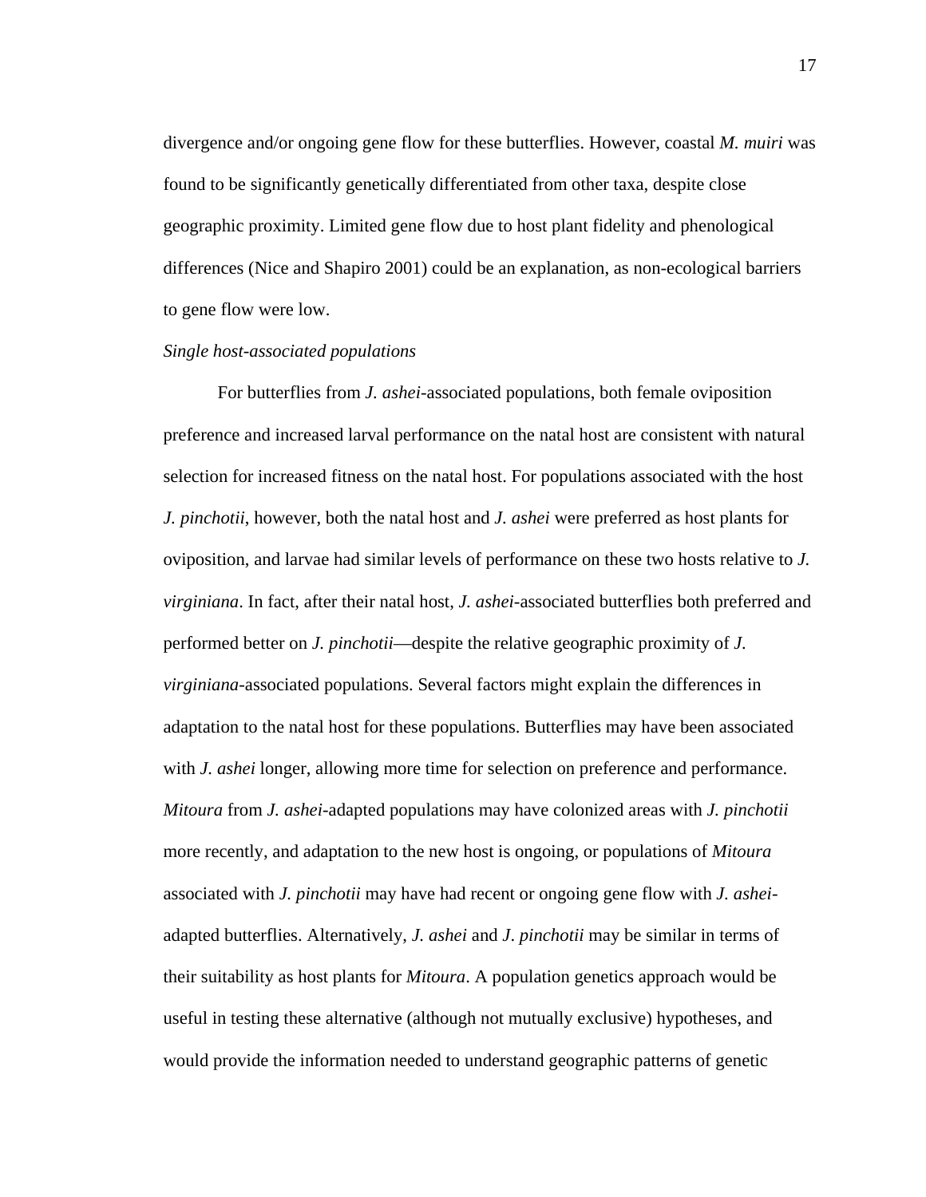divergence and/or ongoing gene flow for these butterflies. However, coastal *M. muiri* was found to be significantly genetically differentiated from other taxa, despite close geographic proximity. Limited gene flow due to host plant fidelity and phenological differences (Nice and Shapiro 2001) could be an explanation, as non-ecological barriers to gene flow were low.

*Single host-associated populations*

For butterflies from *J. ashei*-associated populations, both female oviposition preference and increased larval performance on the natal host are consistent with natural selection for increased fitness on the natal host. For populations associated with the host *J. pinchotii*, however, both the natal host and *J. ashei* were preferred as host plants for oviposition, and larvae had similar levels of performance on these two hosts relative to *J. virginiana*. In fact, after their natal host, *J. ashei*-associated butterflies both preferred and performed better on *J. pinchotii*—despite the relative geographic proximity of *J. virginiana*-associated populations. Several factors might explain the differences in adaptation to the natal host for these populations. Butterflies may have been associated with *J. ashei* longer, allowing more time for selection on preference and performance. *Mitoura* from *J. ashei*-adapted populations may have colonized areas with *J. pinchotii* more recently, and adaptation to the new host is ongoing, or populations of *Mitoura* associated with *J. pinchotii* may have had recent or ongoing gene flow with *J. ashei*-adapted butterflies. Alternatively, *J. ashei* and *J. pinchotii* may be similar in terms of their suitability as host plants for *Mitoura*. A population genetics approach would be useful in testing these alternative (although not mutually exclusive) hypotheses, and would provide the information needed to understand geographic patterns of genetic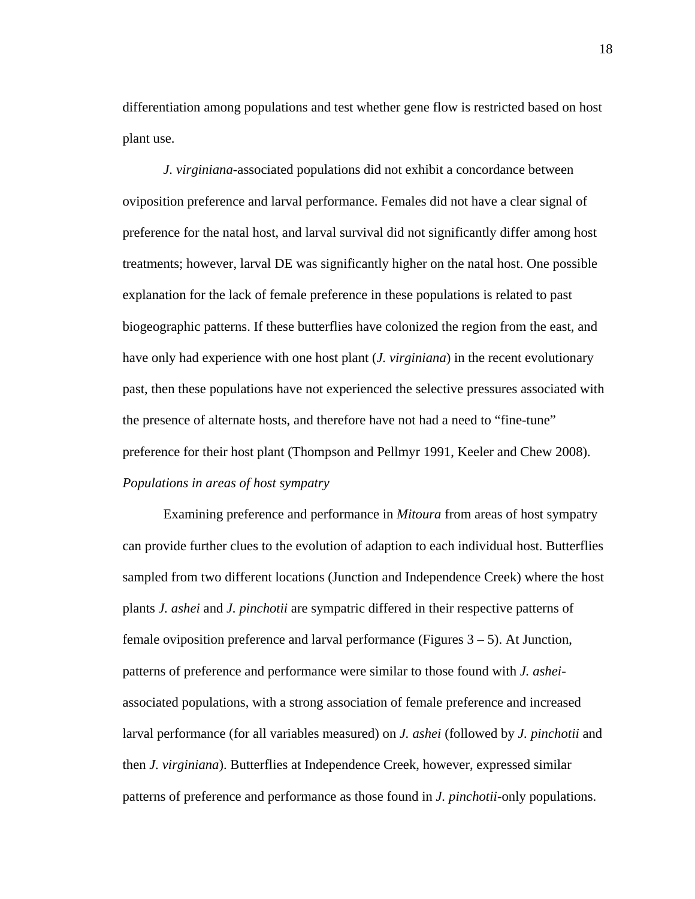differentiation among populations and test whether gene flow is restricted based on host plant use.

*J. virginiana*-associated populations did not exhibit a concordance between oviposition preference and larval performance. Females did not have a clear signal of preference for the natal host, and larval survival did not significantly differ among host treatments; however, larval DE was significantly higher on the natal host. One possible explanation for the lack of female preference in these populations is related to past biogeographic patterns. If these butterflies have colonized the region from the east, and have only had experience with one host plant (*J. virginiana*) in the recent evolutionary past, then these populations have not experienced the selective pressures associated with the presence of alternate hosts, and therefore have not had a need to "fine-tune" preference for their host plant (Thompson and Pellmyr 1991, Keeler and Chew 2008).

*Populations in areas of host sympatry*

Examining preference and performance in *Mitoura* from areas of host sympatry can provide further clues to the evolution of adaption to each individual host. Butterflies sampled from two different locations (Junction and Independence Creek) where the host plants *J. ashei* and *J. pinchotii* are sympatric differed in their respective patterns of female oviposition preference and larval performance (Figures 3 – 5). At Junction, patterns of preference and performance were similar to those found with *J. ashei*-associated populations, with a strong association of female preference and increased larval performance (for all variables measured) on *J. ashei* (followed by *J. pinchotii* and then *J. virginiana*). Butterflies at Independence Creek, however, expressed similar patterns of preference and performance as those found in *J. pinchotii*-only populations.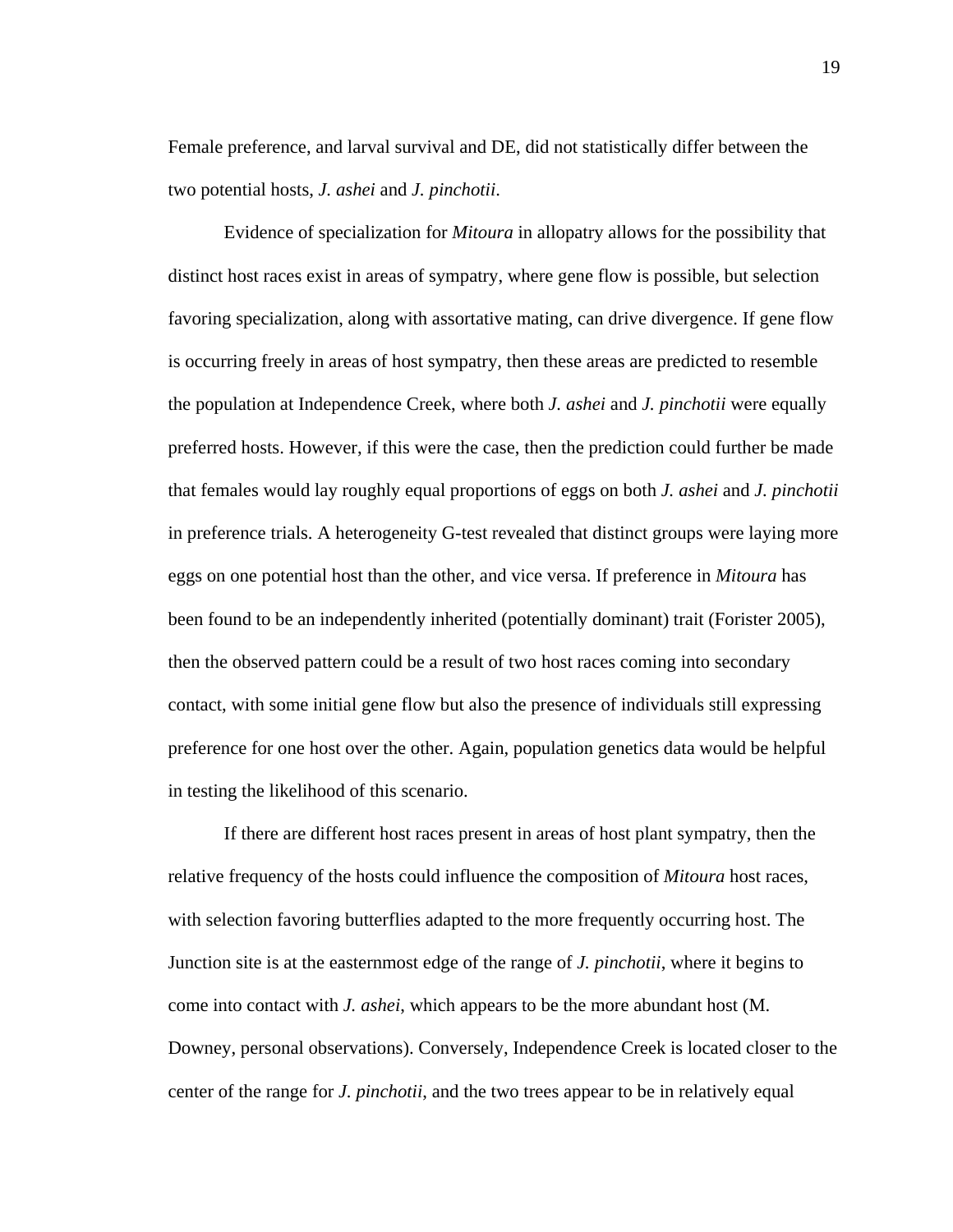Female preference, and larval survival and DE, did not statistically differ between the two potential hosts, *J. ashei* and *J. pinchotii*.

Evidence of specialization for *Mitoura* in allopatry allows for the possibility that distinct host races exist in areas of sympatry, where gene flow is possible, but selection favoring specialization, along with assortative mating, can drive divergence. If gene flow is occurring freely in areas of host sympatry, then these areas are predicted to resemble the population at Independence Creek, where both *J. ashei* and *J. pinchotii* were equally preferred hosts. However, if this were the case, then the prediction could further be made that females would lay roughly equal proportions of eggs on both *J. ashei* and *J. pinchotii* in preference trials. A heterogeneity G-test revealed that distinct groups were laying more eggs on one potential host than the other, and vice versa. If preference in *Mitoura* has been found to be an independently inherited (potentially dominant) trait (Forister 2005), then the observed pattern could be a result of two host races coming into secondary contact, with some initial gene flow but also the presence of individuals still expressing preference for one host over the other. Again, population genetics data would be helpful in testing the likelihood of this scenario.

If there are different host races present in areas of host plant sympatry, then the relative frequency of the hosts could influence the composition of *Mitoura* host races, with selection favoring butterflies adapted to the more frequently occurring host. The Junction site is at the easternmost edge of the range of *J. pinchotii*, where it begins to come into contact with *J. ashei*, which appears to be the more abundant host (M. Downey, personal observations). Conversely, Independence Creek is located closer to the center of the range for *J. pinchotii*, and the two trees appear to be in relatively equal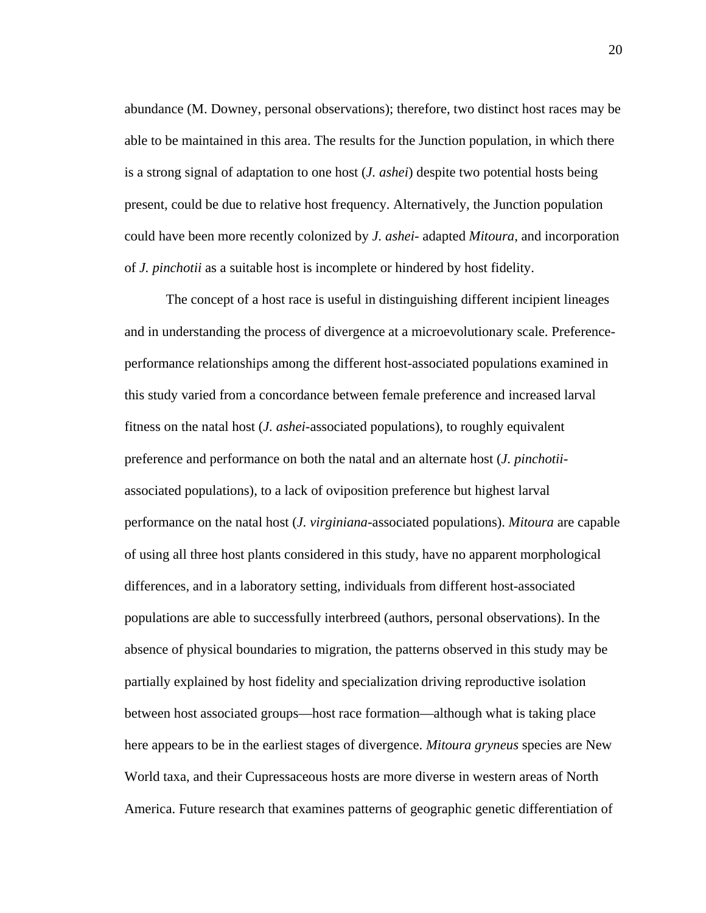abundance (M. Downey, personal observations); therefore, two distinct host races may be able to be maintained in this area. The results for the Junction population, in which there is a strong signal of adaptation to one host (*J. ashei*) despite two potential hosts being present, could be due to relative host frequency. Alternatively, the Junction population could have been more recently colonized by *J. ashei*- adapted *Mitoura*, and incorporation of *J. pinchotii* as a suitable host is incomplete or hindered by host fidelity.

The concept of a host race is useful in distinguishing different incipient lineages and in understanding the process of divergence at a microevolutionary scale. Preference-performance relationships among the different host-associated populations examined in this study varied from a concordance between female preference and increased larval fitness on the natal host (*J. ashei*-associated populations), to roughly equivalent preference and performance on both the natal and an alternate host (*J. pinchotii*-associated populations), to a lack of oviposition preference but highest larval performance on the natal host (*J. virginiana*-associated populations). *Mitoura* are capable of using all three host plants considered in this study, have no apparent morphological differences, and in a laboratory setting, individuals from different host-associated populations are able to successfully interbreed (authors, personal observations). In the absence of physical boundaries to migration, the patterns observed in this study may be partially explained by host fidelity and specialization driving reproductive isolation between host associated groups—host race formation—although what is taking place here appears to be in the earliest stages of divergence. *Mitoura gryneus* species are New World taxa, and their Cupressaceous hosts are more diverse in western areas of North America. Future research that examines patterns of geographic genetic differentiation of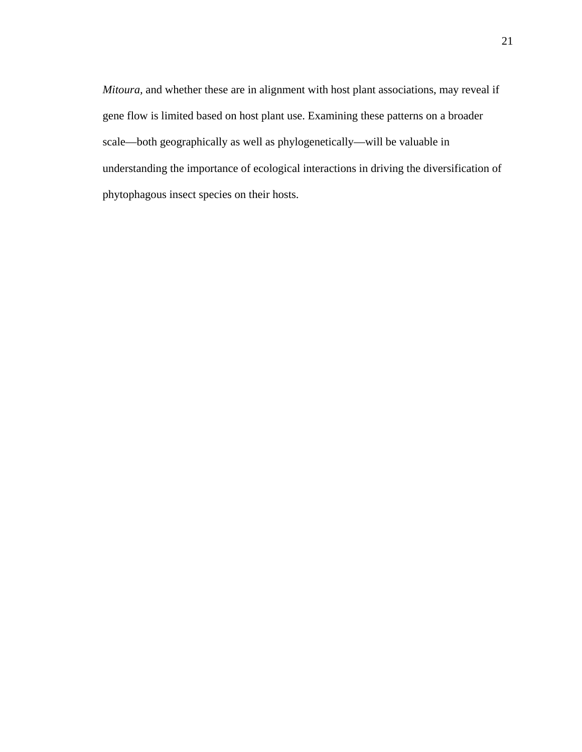*Mitoura,* and whether these are in alignment with host plant associations, may reveal if gene flow is limited based on host plant use. Examining these patterns on a broader scale—both geographically as well as phylogenetically—will be valuable in understanding the importance of ecological interactions in driving the diversification of phytophagous insect species on their hosts.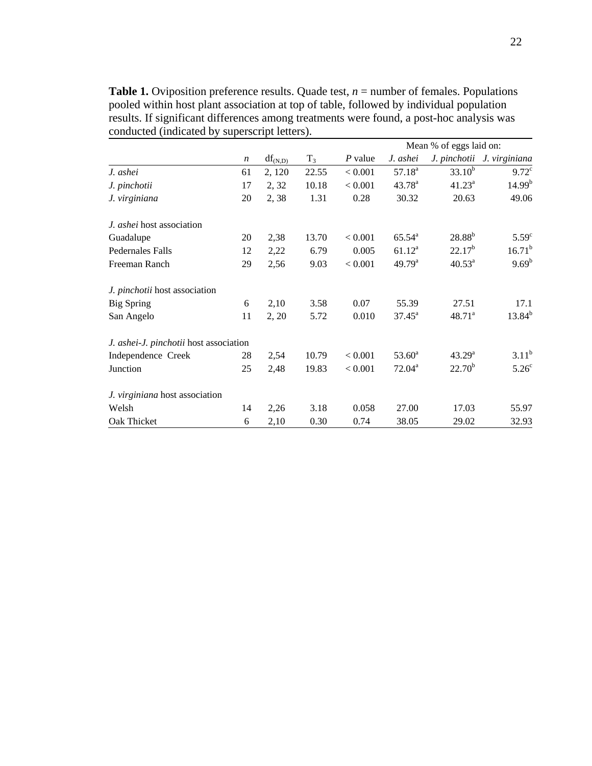**Table 1.** Oviposition preference results. Quade test, *n* = number of females. Populations pooled within host plant association at top of table, followed by individual population results. If significant differences among treatments were found, a post-hoc analysis was conducted (indicated by superscript letters).

| | | | | | Mean % of eggs laid on: | | |
|---|---|---|---|---|---|---|---|
| | *n* | $df_{(N,D)}$ | $T_3$ | *P* value | *J. ashei* | *J. pinchotii* | *J. virginiana* |
| *J. ashei* | 61 | 2, 120 | 22.55 | < 0.001 | 57.18[a] | 33.10[b] | 9.72[c] |
| *J. pinchotii* | 17 | 2, 32 | 10.18 | < 0.001 | 43.78[a] | 41.23[a] | 14.99[b] |
| *J. virginiana* | 20 | 2, 38 | 1.31 | 0.28 | 30.32 | 20.63 | 49.06 |
| | | | | | | | |
| *J. ashei* host association | | | | | | | |
| Guadalupe | 20 | 2,38 | 13.70 | < 0.001 | 65.54[a] | 28.88[b] | 5.59[c] |
| Pedernales Falls | 12 | 2,22 | 6.79 | 0.005 | 61.12[a] | 22.17[b] | 16.71[b] |
| Freeman Ranch | 29 | 2,56 | 9.03 | < 0.001 | 49.79[a] | 40.53[a] | 9.69[b] |
| | | | | | | | |
| *J. pinchotii* host association | | | | | | | |
| Big Spring | 6 | 2,10 | 3.58 | 0.07 | 55.39 | 27.51 | 17.1 |
| San Angelo | 11 | 2, 20 | 5.72 | 0.010 | 37.45[a] | 48.71[a] | 13.84[b] |
| | | | | | | | |
| *J. ashei*-*J. pinchotii* host association | | | | | | | |
| Independence Creek | 28 | 2,54 | 10.79 | < 0.001 | 53.60[a] | 43.29[a] | 3.11[b] |
| Junction | 25 | 2,48 | 19.83 | < 0.001 | 72.04[a] | 22.70[b] | 5.26[c] |
| | | | | | | | |
| *J. virginiana* host association | | | | | | | |
| Welsh | 14 | 2,26 | 3.18 | 0.058 | 27.00 | 17.03 | 55.97 |
| Oak Thicket | 6 | 2,10 | 0.30 | 0.74 | 38.05 | 29.02 | 32.93 |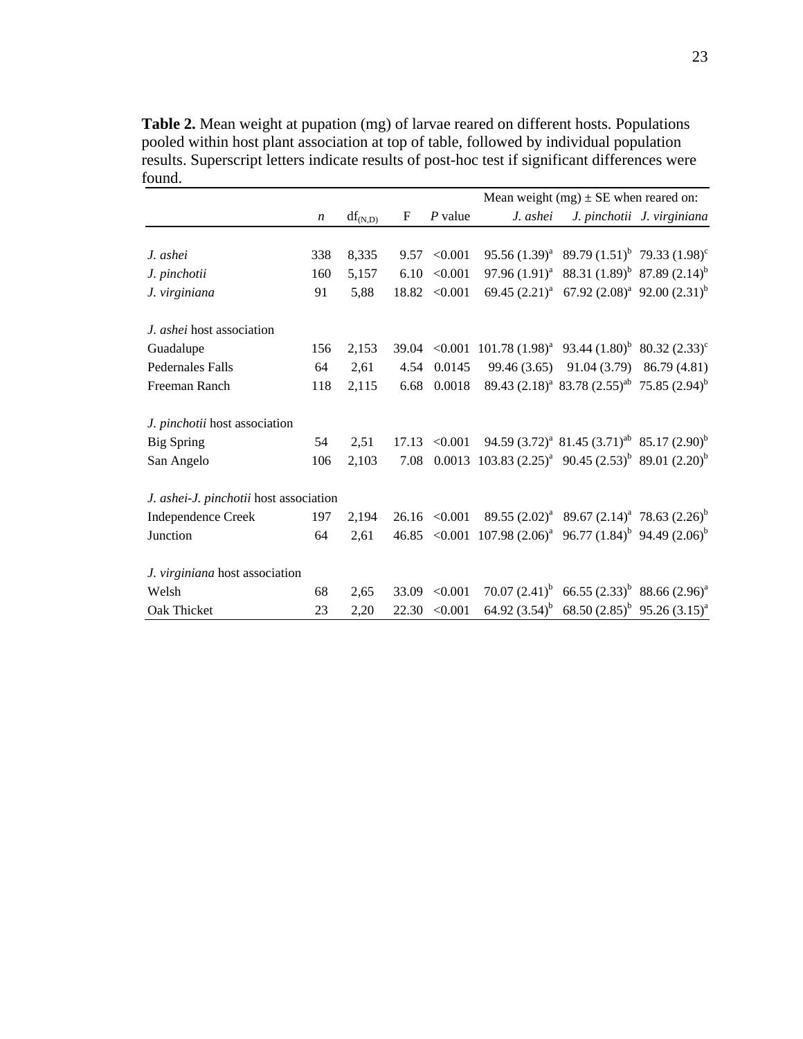**Table 2.** Mean weight at pupation (mg) of larvae reared on different hosts. Populations pooled within host plant association at top of table, followed by individual population results. Superscript letters indicate results of post-hoc test if significant differences were found.

| | | | | | Mean weight (mg) ± SE when reared on: | | |
|---|---|---|---|---|---|---|---|
| | *n* | $df_{(N,D)}$ | F | *P* value | *J. ashei* | *J. pinchotii* | *J. virginiana* |
| *J. ashei* | 338 | 8,335 | 9.57 | <0.001 | 95.56 (1.39)$^{a}$ | 89.79 (1.51)$^{b}$ | 79.33 (1.98)$^{c}$ |
| *J. pinchotii* | 160 | 5,157 | 6.10 | <0.001 | 97.96 (1.91)$^{a}$ | 88.31 (1.89)$^{b}$ | 87.89 (2.14)$^{b}$ |
| *J. virginiana* | 91 | 5,88 | 18.82 | <0.001 | 69.45 (2.21)$^{a}$ | 67.92 (2.08)$^{a}$ | 92.00 (2.31)$^{b}$ |
| *J. ashei* host association | | | | | | | |
| Guadalupe | 156 | 2,153 | 39.04 | <0.001 | 101.78 (1.98)$^{a}$ | 93.44 (1.80)$^{b}$ | 80.32 (2.33)$^{c}$ |
| Pedernales Falls | 64 | 2,61 | 4.54 | 0.0145 | 99.46 (3.65) | 91.04 (3.79) | 86.79 (4.81) |
| Freeman Ranch | 118 | 2,115 | 6.68 | 0.0018 | 89.43 (2.18)$^{a}$ | 83.78 (2.55)$^{ab}$ | 75.85 (2.94)$^{b}$ |
| *J. pinchotii* host association | | | | | | | |
| Big Spring | 54 | 2,51 | 17.13 | <0.001 | 94.59 (3.72)$^{a}$ | 81.45 (3.71)$^{ab}$ | 85.17 (2.90)$^{b}$ |
| San Angelo | 106 | 2,103 | 7.08 | 0.0013 | 103.83 (2.25)$^{a}$ | 90.45 (2.53)$^{b}$ | 89.01 (2.20)$^{b}$ |
| *J. ashei-J. pinchotii* host association | | | | | | | |
| Independence Creek | 197 | 2,194 | 26.16 | <0.001 | 89.55 (2.02)$^{a}$ | 89.67 (2.14)$^{a}$ | 78.63 (2.26)$^{b}$ |
| Junction | 64 | 2,61 | 46.85 | <0.001 | 107.98 (2.06)$^{a}$ | 96.77 (1.84)$^{b}$ | 94.49 (2.06)$^{b}$ |
| *J. virginiana* host association | | | | | | | |
| Welsh | 68 | 2,65 | 33.09 | <0.001 | 70.07 (2.41)$^{b}$ | 66.55 (2.33)$^{b}$ | 88.66 (2.96)$^{a}$ |
| Oak Thicket | 23 | 2,20 | 22.30 | <0.001 | 64.92 (3.54)$^{b}$ | 68.50 (2.85)$^{b}$ | 95.26 (3.15)$^{a}$ |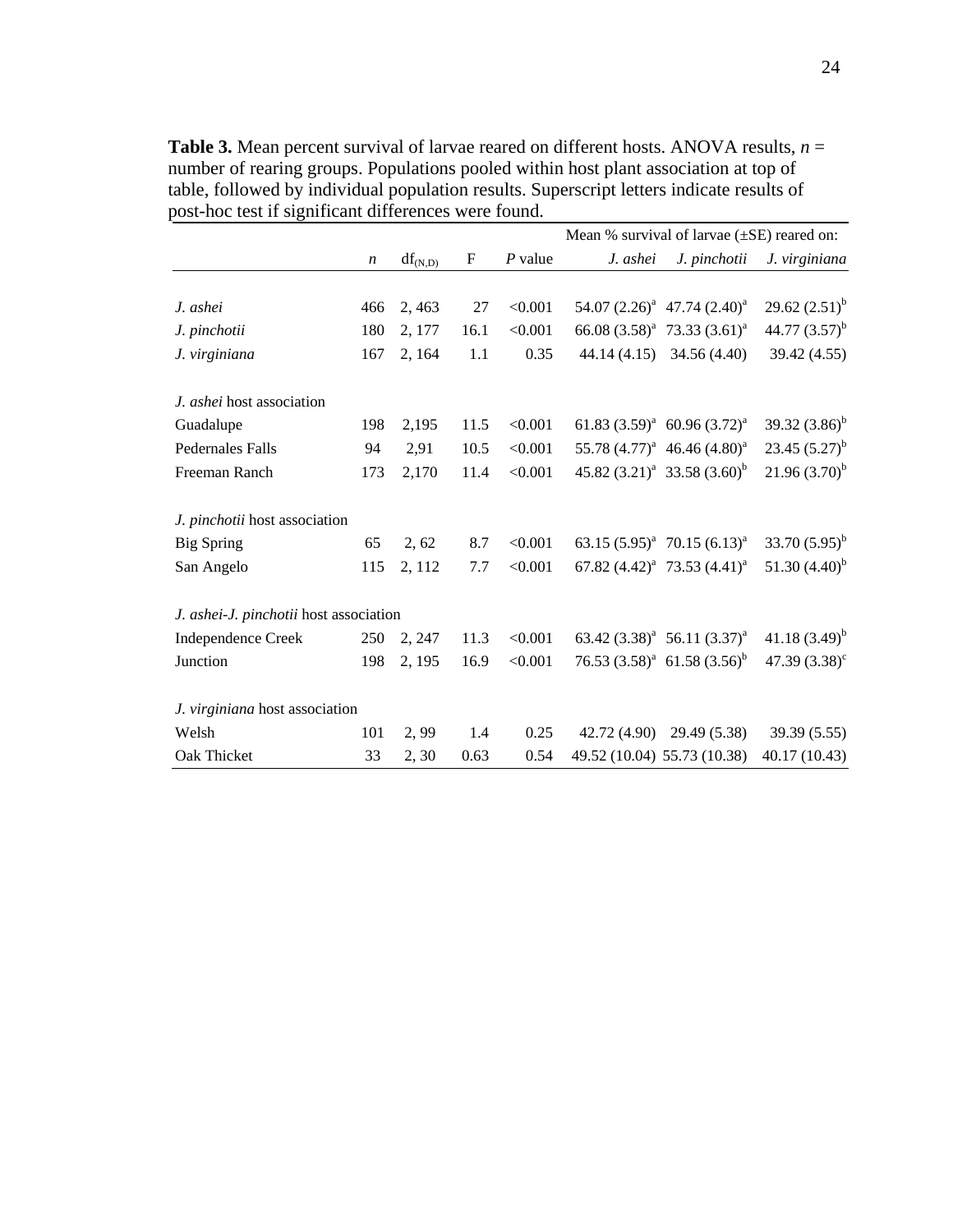**Table 3.** Mean percent survival of larvae reared on different hosts. ANOVA results, *n* = number of rearing groups. Populations pooled within host plant association at top of table, followed by individual population results. Superscript letters indicate results of post-hoc test if significant differences were found.

| | | | | | Mean % survival of larvae (±SE) reared on: | | |
|---|---|---|---|---|---|---|---|
| | *n* | $df_{(N,D)}$ | F | *P* value | *J. ashei* | *J. pinchotii* | *J. virginiana* |
| *J. ashei* | 466 | 2, 463 | 27 | <0.001 | 54.07 (2.26)[a] | 47.74 (2.40)[a] | 29.62 (2.51)[b] |
| *J. pinchotii* | 180 | 2, 177 | 16.1 | <0.001 | 66.08 (3.58)[a] | 73.33 (3.61)[a] | 44.77 (3.57)[b] |
| *J. virginiana* | 167 | 2, 164 | 1.1 | 0.35 | 44.14 (4.15) | 34.56 (4.40) | 39.42 (4.55) |
| *J. ashei* host association | | | | | | | |
| Guadalupe | 198 | 2,195 | 11.5 | <0.001 | 61.83 (3.59)[a] | 60.96 (3.72)[a] | 39.32 (3.86)[b] |
| Pedernales Falls | 94 | 2,91 | 10.5 | <0.001 | 55.78 (4.77)[a] | 46.46 (4.80)[a] | 23.45 (5.27)[b] |
| Freeman Ranch | 173 | 2,170 | 11.4 | <0.001 | 45.82 (3.21)[a] | 33.58 (3.60)[b] | 21.96 (3.70)[b] |
| *J. pinchotii* host association | | | | | | | |
| Big Spring | 65 | 2, 62 | 8.7 | <0.001 | 63.15 (5.95)[a] | 70.15 (6.13)[a] | 33.70 (5.95)[b] |
| San Angelo | 115 | 2, 112 | 7.7 | <0.001 | 67.82 (4.42)[a] | 73.53 (4.41)[a] | 51.30 (4.40)[b] |
| *J. ashei-J. pinchotii* host association | | | | | | | |
| Independence Creek | 250 | 2, 247 | 11.3 | <0.001 | 63.42 (3.38)[a] | 56.11 (3.37)[a] | 41.18 (3.49)[b] |
| Junction | 198 | 2, 195 | 16.9 | <0.001 | 76.53 (3.58)[a] | 61.58 (3.56)[b] | 47.39 (3.38)[c] |
| *J. virginiana* host association | | | | | | | |
| Welsh | 101 | 2, 99 | 1.4 | 0.25 | 42.72 (4.90) | 29.49 (5.38) | 39.39 (5.55) |
| Oak Thicket | 33 | 2, 30 | 0.63 | 0.54 | 49.52 (10.04) | 55.73 (10.38) | 40.17 (10.43) |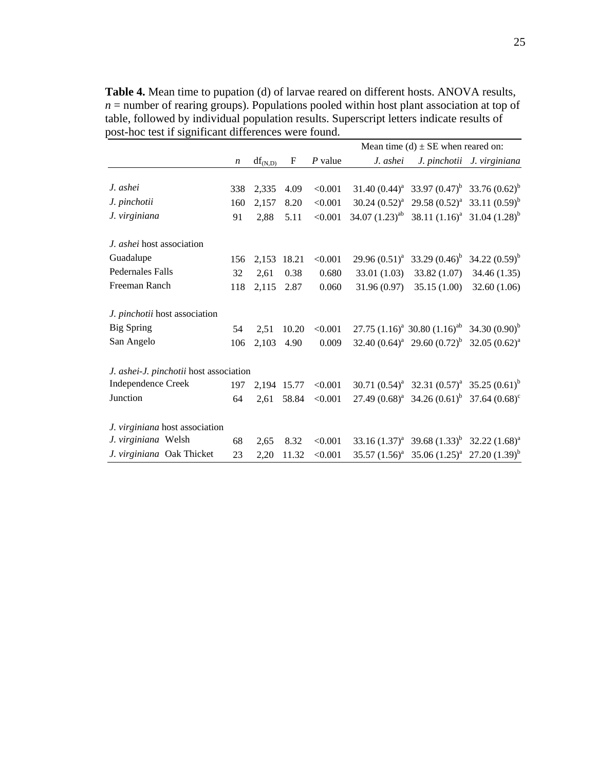**Table 4.** Mean time to pupation (d) of larvae reared on different hosts. ANOVA results, $n$ = number of rearing groups). Populations pooled within host plant association at top of table, followed by individual population results. Superscript letters indicate results of post-hoc test if significant differences were found.

| | | | | | Mean time (d) ± SE when reared on: | | |
|---|---|---|---|---|---|---|---|
| | $n$ | $df_{(N,D)}$ | F | $P$ value | *J. ashei* | *J. pinchotii* | *J. virginiana* |
| *J. ashei* | 338 | 2,335 | 4.09 | <0.001 | 31.40 (0.44)$^{a}$ | 33.97 (0.47)$^{b}$ | 33.76 (0.62)$^{b}$ |
| *J. pinchotii* | 160 | 2,157 | 8.20 | <0.001 | 30.24 (0.52)$^{a}$ | 29.58 (0.52)$^{a}$ | 33.11 (0.59)$^{b}$ |
| *J. virginiana* | 91 | 2,88 | 5.11 | <0.001 | 34.07 (1.23)$^{ab}$ | 38.11 (1.16)$^{a}$ | 31.04 (1.28)$^{b}$ |
| *J. ashei* host association | | | | | | | |
| Guadalupe | 156 | 2,153 | 18.21 | <0.001 | 29.96 (0.51)$^{a}$ | 33.29 (0.46)$^{b}$ | 34.22 (0.59)$^{b}$ |
| Pedernales Falls | 32 | 2,61 | 0.38 | 0.680 | 33.01 (1.03) | 33.82 (1.07) | 34.46 (1.35) |
| Freeman Ranch | 118 | 2,115 | 2.87 | 0.060 | 31.96 (0.97) | 35.15 (1.00) | 32.60 (1.06) |
| *J. pinchotii* host association | | | | | | | |
| Big Spring | 54 | 2,51 | 10.20 | <0.001 | 27.75 (1.16)$^{a}$ | 30.80 (1.16)$^{ab}$ | 34.30 (0.90)$^{b}$ |
| San Angelo | 106 | 2,103 | 4.90 | 0.009 | 32.40 (0.64)$^{a}$ | 29.60 (0.72)$^{b}$ | 32.05 (0.62)$^{a}$ |
| *J. ashei*-*J. pinchotii* host association | | | | | | | |
| Independence Creek | 197 | 2,194 | 15.77 | <0.001 | 30.71 (0.54)$^{a}$ | 32.31 (0.57)$^{a}$ | 35.25 (0.61)$^{b}$ |
| Junction | 64 | 2,61 | 58.84 | <0.001 | 27.49 (0.68)$^{a}$ | 34.26 (0.61)$^{b}$ | 37.64 (0.68)$^{c}$ |
| *J. virginiana* host association | | | | | | | |
| *J. virginiana* Welsh | 68 | 2,65 | 8.32 | <0.001 | 33.16 (1.37)$^{a}$ | 39.68 (1.33)$^{b}$ | 32.22 (1.68)$^{a}$ |
| *J. virginiana* Oak Thicket | 23 | 2,20 | 11.32 | <0.001 | 35.57 (1.56)$^{a}$ | 35.06 (1.25)$^{a}$ | 27.20 (1.39)$^{b}$ |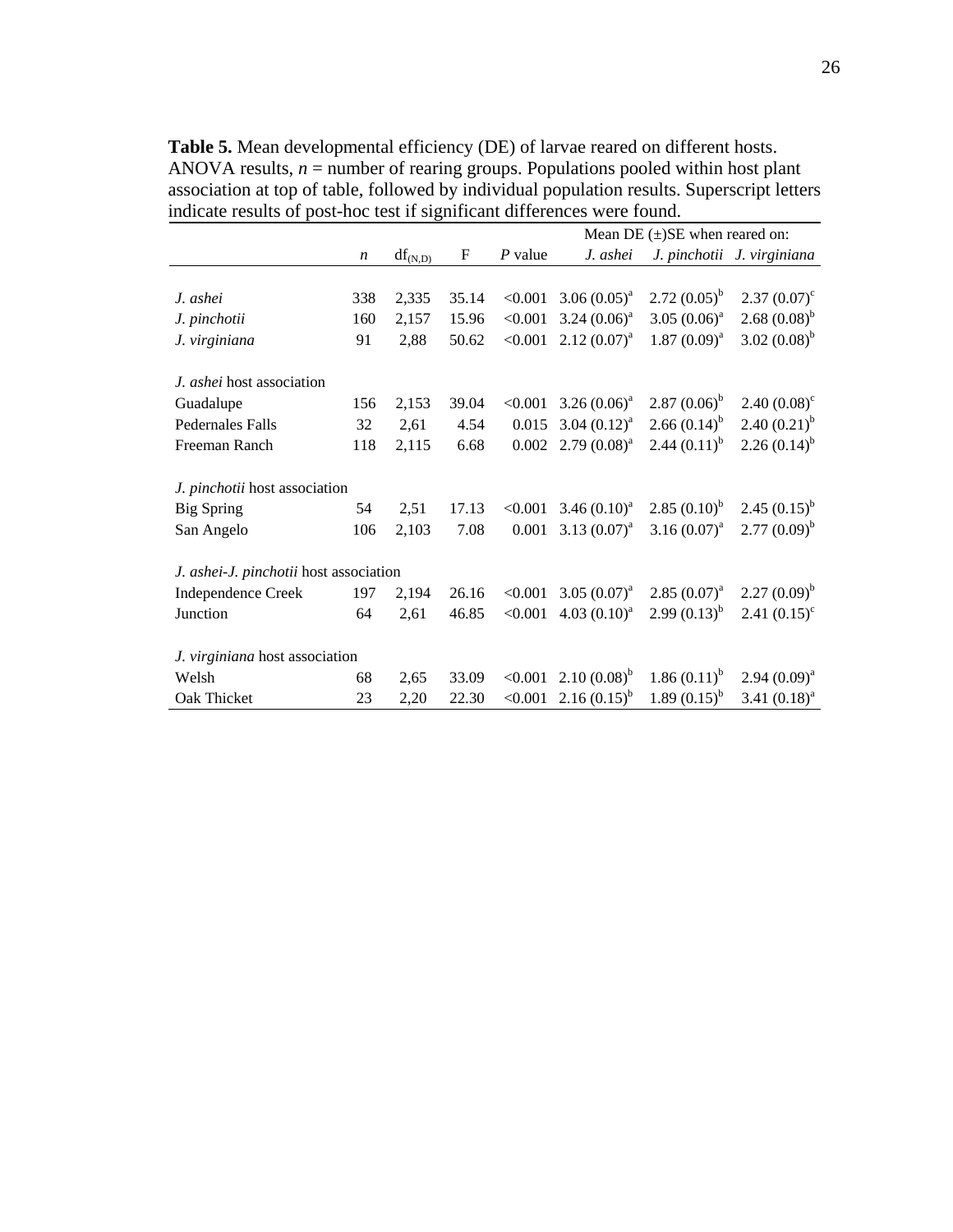**Table 5.** Mean developmental efficiency (DE) of larvae reared on different hosts. ANOVA results, *n* = number of rearing groups. Populations pooled within host plant association at top of table, followed by individual population results. Superscript letters indicate results of post-hoc test if significant differences were found.

| | | | | | Mean DE (±)SE when reared on: | | |
|---|---|---|---|---|---|---|---|
| | *n* | $df_{(N,D)}$ | F | *P* value | *J. ashei* | *J. pinchotii* | *J. virginiana* |
| *J. ashei* | 338 | 2,335 | 35.14 | <0.001 | 3.06 (0.05)[a] | 2.72 (0.05)[b] | 2.37 (0.07)[c] |
| *J. pinchotii* | 160 | 2,157 | 15.96 | <0.001 | 3.24 (0.06)[a] | 3.05 (0.06)[a] | 2.68 (0.08)[b] |
| *J. virginiana* | 91 | 2,88 | 50.62 | <0.001 | 2.12 (0.07)[a] | 1.87 (0.09)[a] | 3.02 (0.08)[b] |
| *J. ashei* host association | | | | | | | |
| Guadalupe | 156 | 2,153 | 39.04 | <0.001 | 3.26 (0.06)[a] | 2.87 (0.06)[b] | 2.40 (0.08)[c] |
| Pedernales Falls | 32 | 2,61 | 4.54 | 0.015 | 3.04 (0.12)[a] | 2.66 (0.14)[b] | 2.40 (0.21)[b] |
| Freeman Ranch | 118 | 2,115 | 6.68 | 0.002 | 2.79 (0.08)[a] | 2.44 (0.11)[b] | 2.26 (0.14)[b] |
| *J. pinchotii* host association | | | | | | | |
| Big Spring | 54 | 2,51 | 17.13 | <0.001 | 3.46 (0.10)[a] | 2.85 (0.10)[b] | 2.45 (0.15)[b] |
| San Angelo | 106 | 2,103 | 7.08 | 0.001 | 3.13 (0.07)[a] | 3.16 (0.07)[a] | 2.77 (0.09)[b] |
| *J. ashei-J. pinchotii* host association | | | | | | | |
| Independence Creek | 197 | 2,194 | 26.16 | <0.001 | 3.05 (0.07)[a] | 2.85 (0.07)[a] | 2.27 (0.09)[b] |
| Junction | 64 | 2,61 | 46.85 | <0.001 | 4.03 (0.10)[a] | 2.99 (0.13)[b] | 2.41 (0.15)[c] |
| *J. virginiana* host association | | | | | | | |
| Welsh | 68 | 2,65 | 33.09 | <0.001 | 2.10 (0.08)[b] | 1.86 (0.11)[b] | 2.94 (0.09)[a] |
| Oak Thicket | 23 | 2,20 | 22.30 | <0.001 | 2.16 (0.15)[b] | 1.89 (0.15)[b] | 3.41 (0.18)[a] |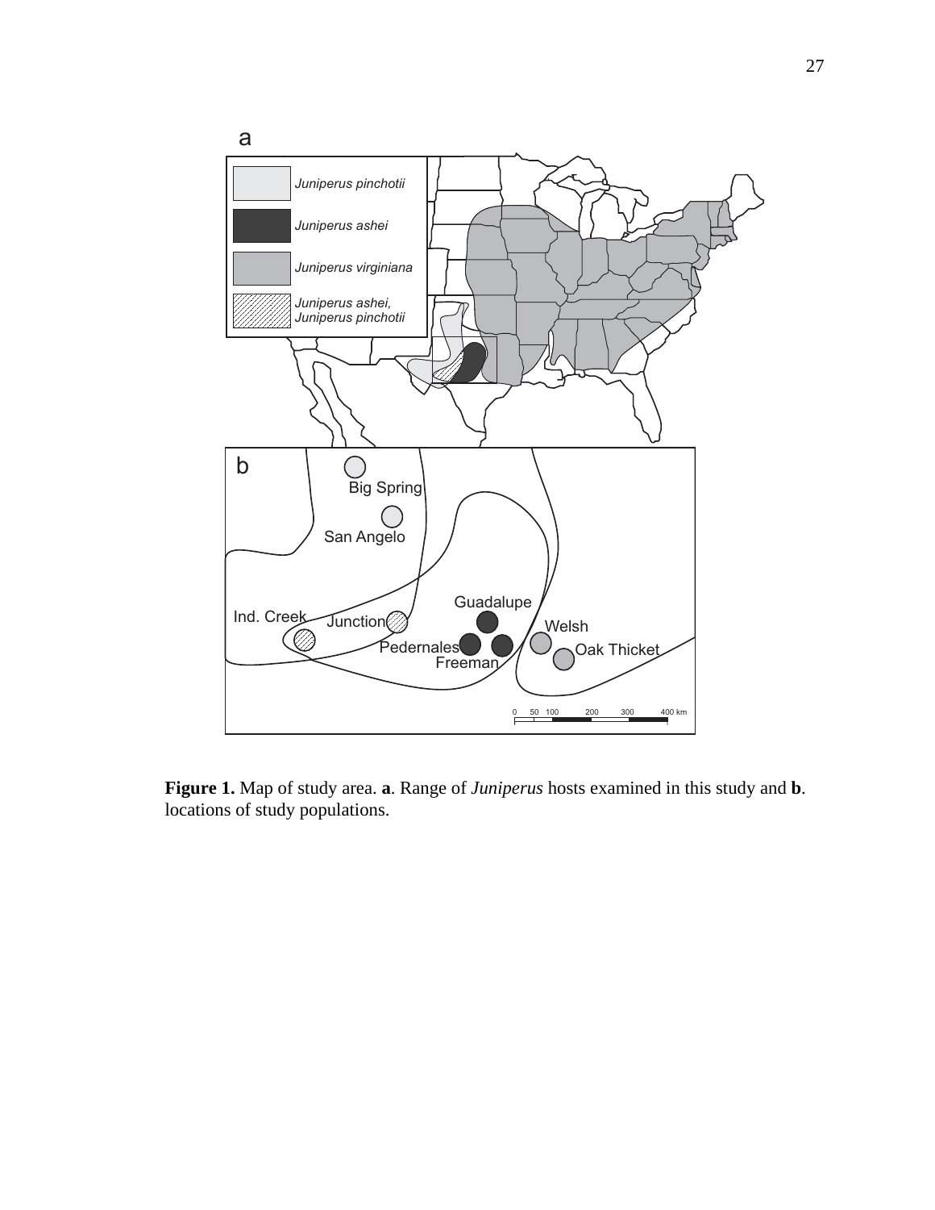**Figure 1.** Map of study area. **a**. Range of *Juniperus* hosts examined in this study and **b**. locations of study populations.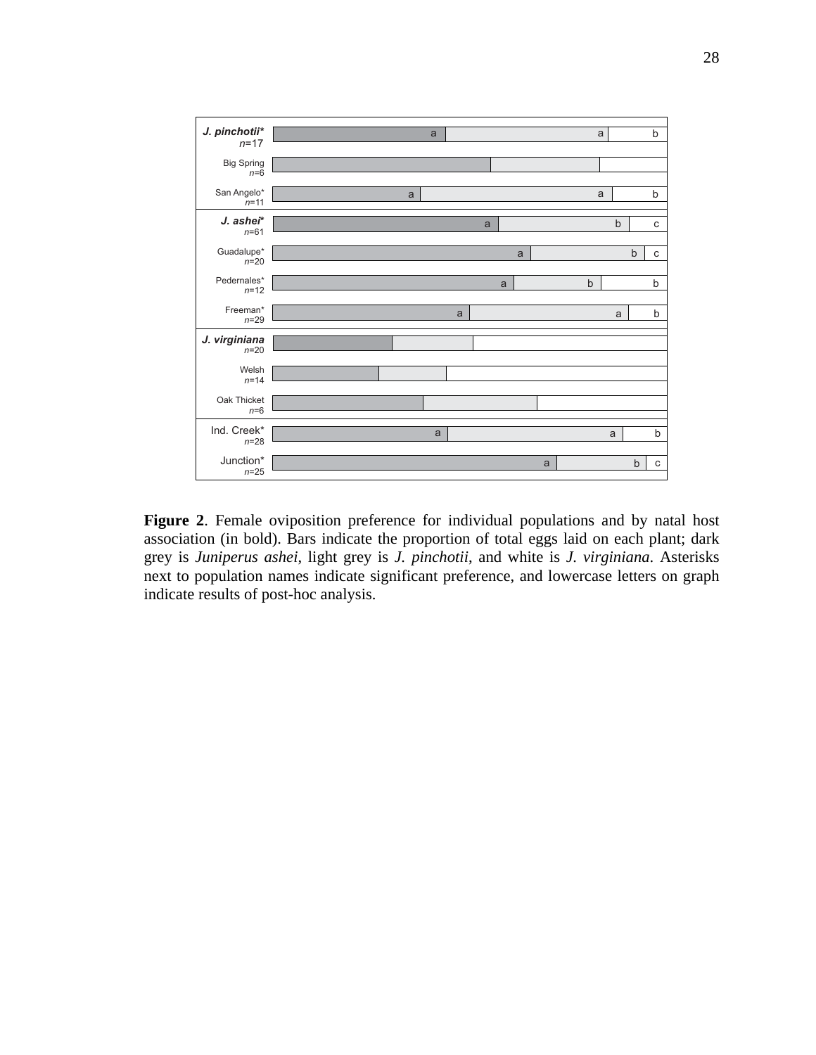**Figure 2**. Female oviposition preference for individual populations and by natal host association (in bold). Bars indicate the proportion of total eggs laid on each plant; dark grey is *Juniperus ashei*, light grey is *J. pinchotii*, and white is *J. virginiana*. Asterisks next to population names indicate significant preference, and lowercase letters on graph indicate results of post-hoc analysis.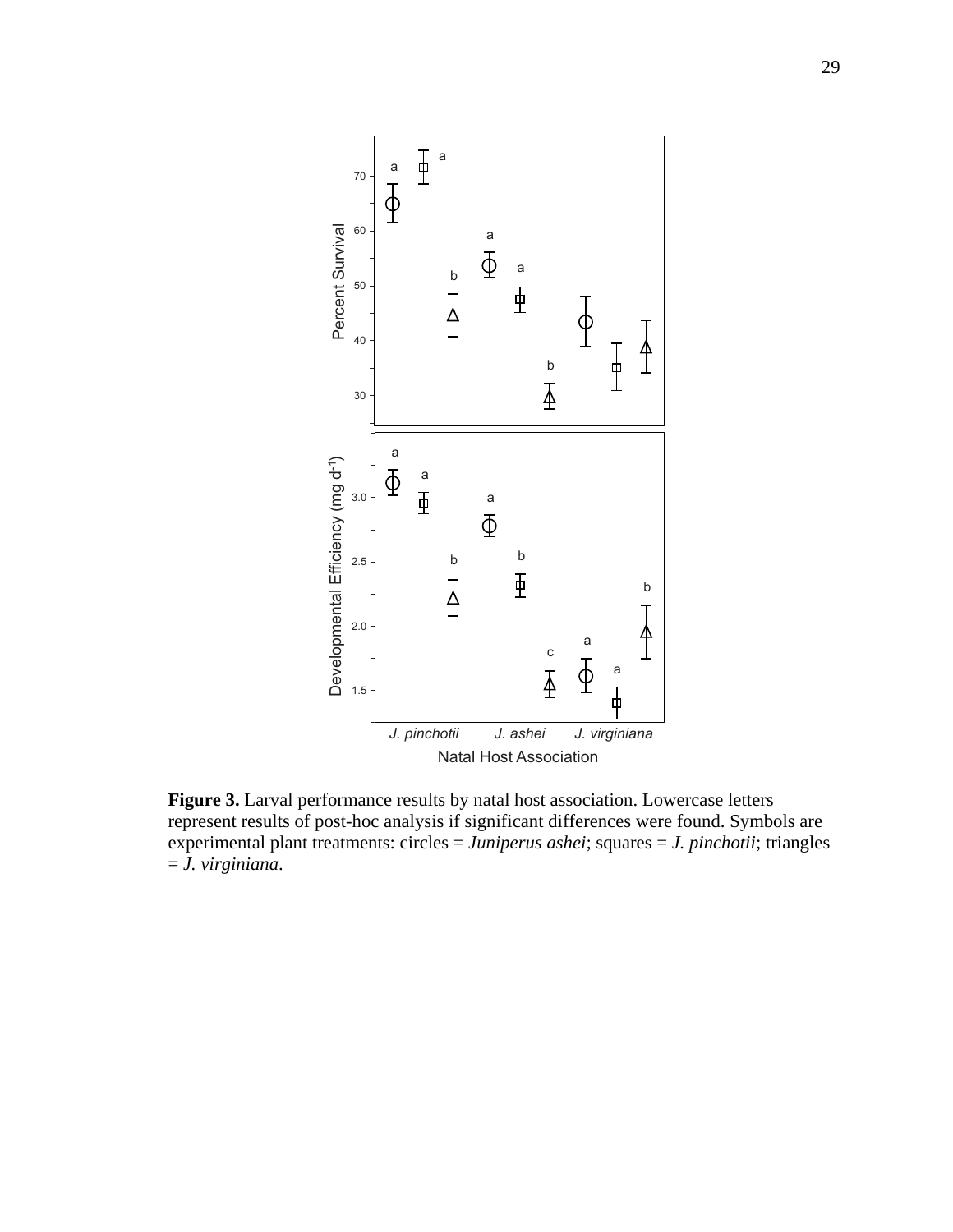**Figure 3.** Larval performance results by natal host association. Lowercase letters represent results of post-hoc analysis if significant differences were found. Symbols are experimental plant treatments: circles = *Juniperus ashei*; squares = *J. pinchotii*; triangles = *J. virginiana*.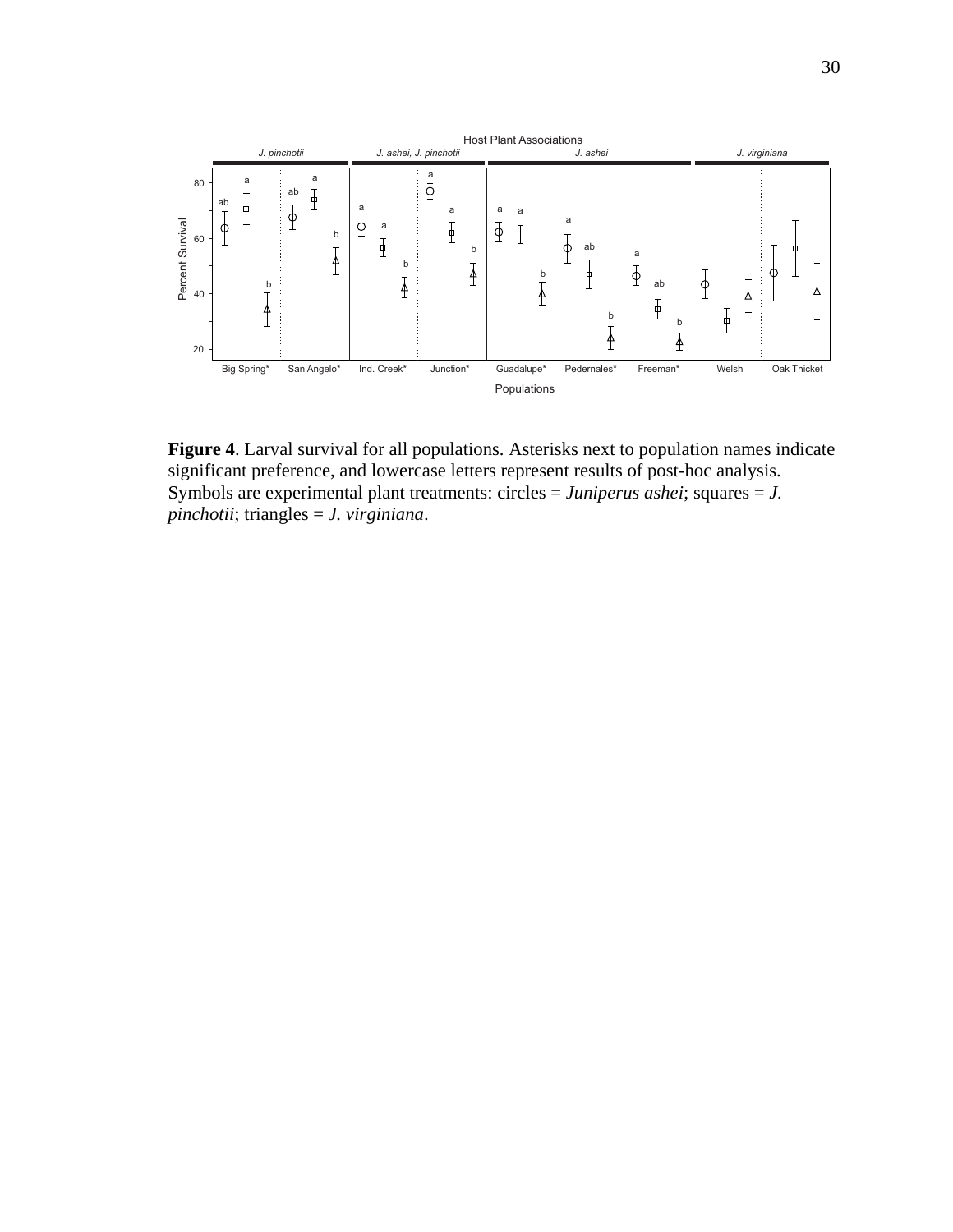**Figure 4**. Larval survival for all populations. Asterisks next to population names indicate significant preference, and lowercase letters represent results of post-hoc analysis. Symbols are experimental plant treatments: circles = *Juniperus ashei*; squares = *J. pinchotii*; triangles = *J. virginiana*.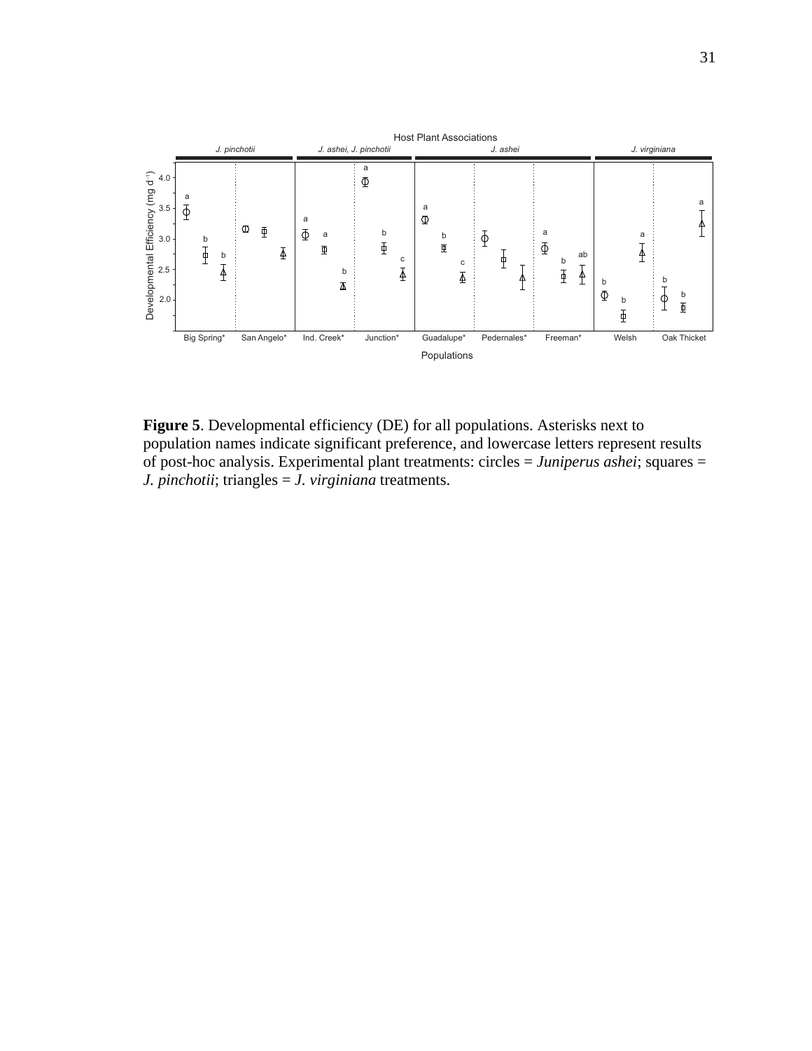**Figure 5**. Developmental efficiency (DE) for all populations. Asterisks next to population names indicate significant preference, and lowercase letters represent results of post-hoc analysis. Experimental plant treatments: circles = *Juniperus ashei*; squares = *J. pinchotii*; triangles = *J. virginiana* treatments.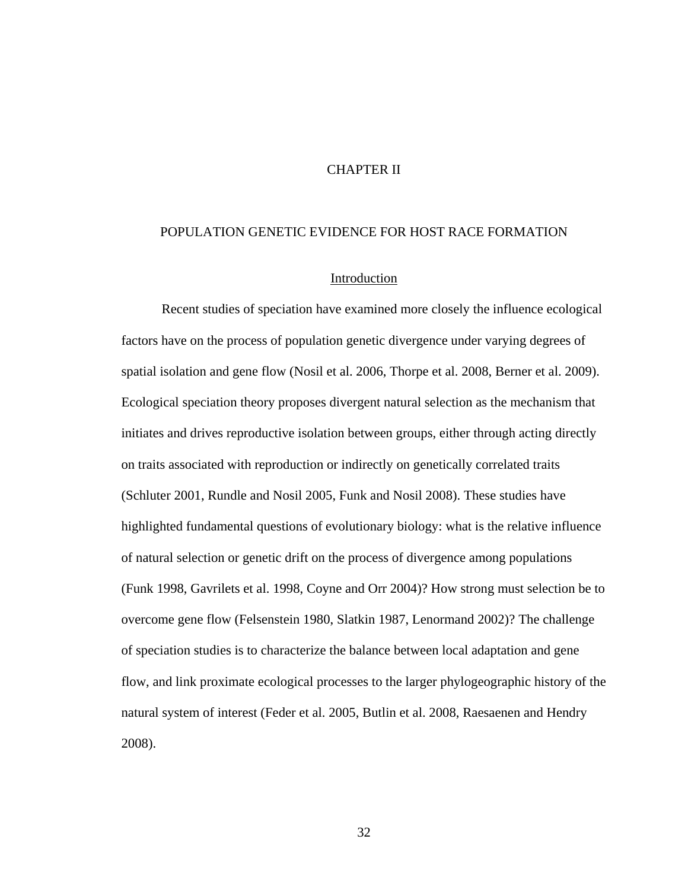# CHAPTER II

## POPULATION GENETIC EVIDENCE FOR HOST RACE FORMATION

### Introduction

Recent studies of speciation have examined more closely the influence ecological factors have on the process of population genetic divergence under varying degrees of spatial isolation and gene flow (Nosil et al. 2006, Thorpe et al. 2008, Berner et al. 2009). Ecological speciation theory proposes divergent natural selection as the mechanism that initiates and drives reproductive isolation between groups, either through acting directly on traits associated with reproduction or indirectly on genetically correlated traits (Schluter 2001, Rundle and Nosil 2005, Funk and Nosil 2008). These studies have highlighted fundamental questions of evolutionary biology: what is the relative influence of natural selection or genetic drift on the process of divergence among populations (Funk 1998, Gavrilets et al. 1998, Coyne and Orr 2004)? How strong must selection be to overcome gene flow (Felsenstein 1980, Slatkin 1987, Lenormand 2002)? The challenge of speciation studies is to characterize the balance between local adaptation and gene flow, and link proximate ecological processes to the larger phylogeographic history of the natural system of interest (Feder et al. 2005, Butlin et al. 2008, Raesaenen and Hendry 2008).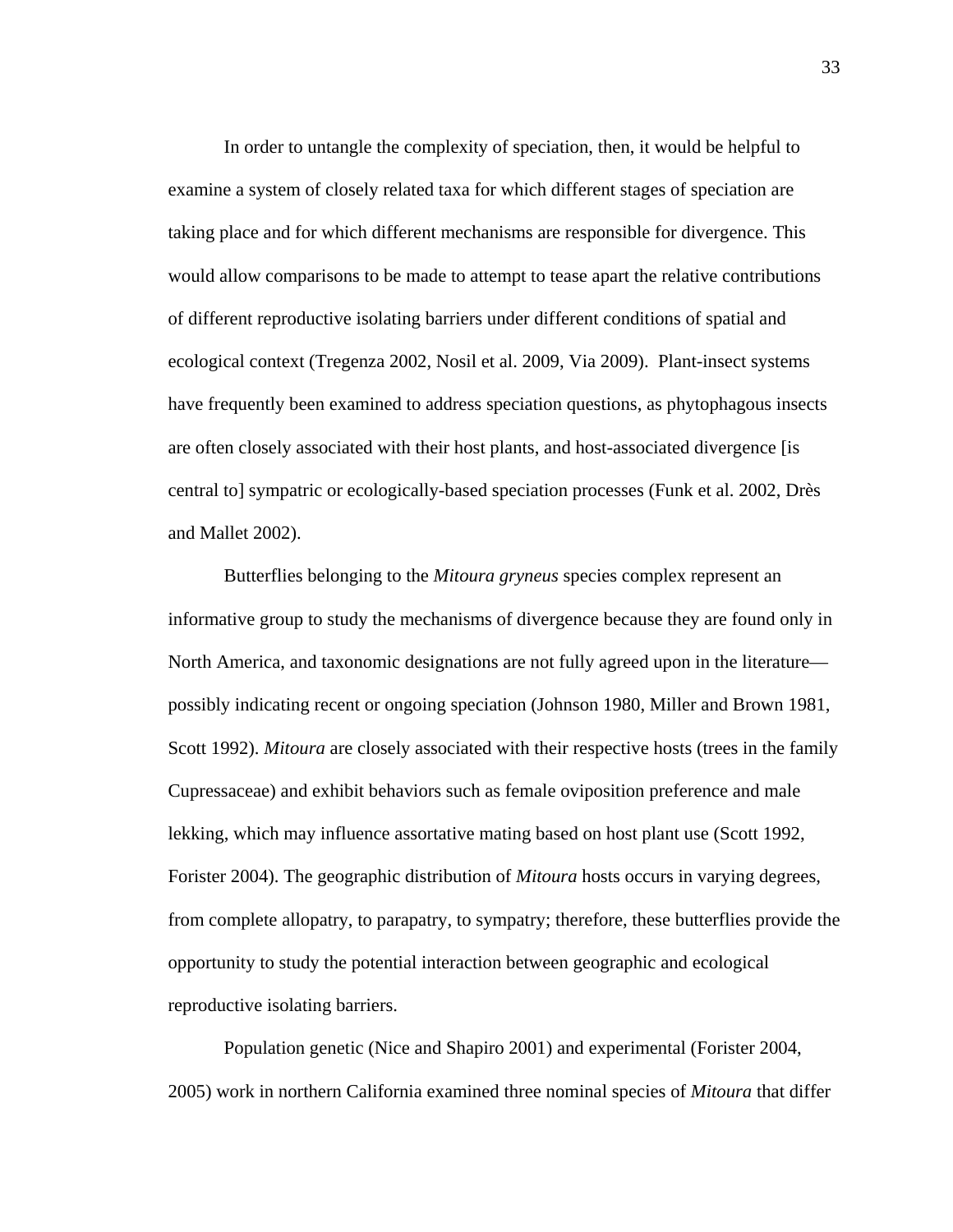In order to untangle the complexity of speciation, then, it would be helpful to examine a system of closely related taxa for which different stages of speciation are taking place and for which different mechanisms are responsible for divergence. This would allow comparisons to be made to attempt to tease apart the relative contributions of different reproductive isolating barriers under different conditions of spatial and ecological context (Tregenza 2002, Nosil et al. 2009, Via 2009). Plant-insect systems have frequently been examined to address speciation questions, as phytophagous insects are often closely associated with their host plants, and host-associated divergence [is central to] sympatric or ecologically-based speciation processes (Funk et al. 2002, Drès and Mallet 2002).

Butterflies belonging to the *Mitoura gryneus* species complex represent an informative group to study the mechanisms of divergence because they are found only in North America, and taxonomic designations are not fully agreed upon in the literature—possibly indicating recent or ongoing speciation (Johnson 1980, Miller and Brown 1981, Scott 1992). *Mitoura* are closely associated with their respective hosts (trees in the family Cupressaceae) and exhibit behaviors such as female oviposition preference and male lekking, which may influence assortative mating based on host plant use (Scott 1992, Forister 2004). The geographic distribution of *Mitoura* hosts occurs in varying degrees, from complete allopatry, to parapatry, to sympatry; therefore, these butterflies provide the opportunity to study the potential interaction between geographic and ecological reproductive isolating barriers.

Population genetic (Nice and Shapiro 2001) and experimental (Forister 2004, 2005) work in northern California examined three nominal species of *Mitoura* that differ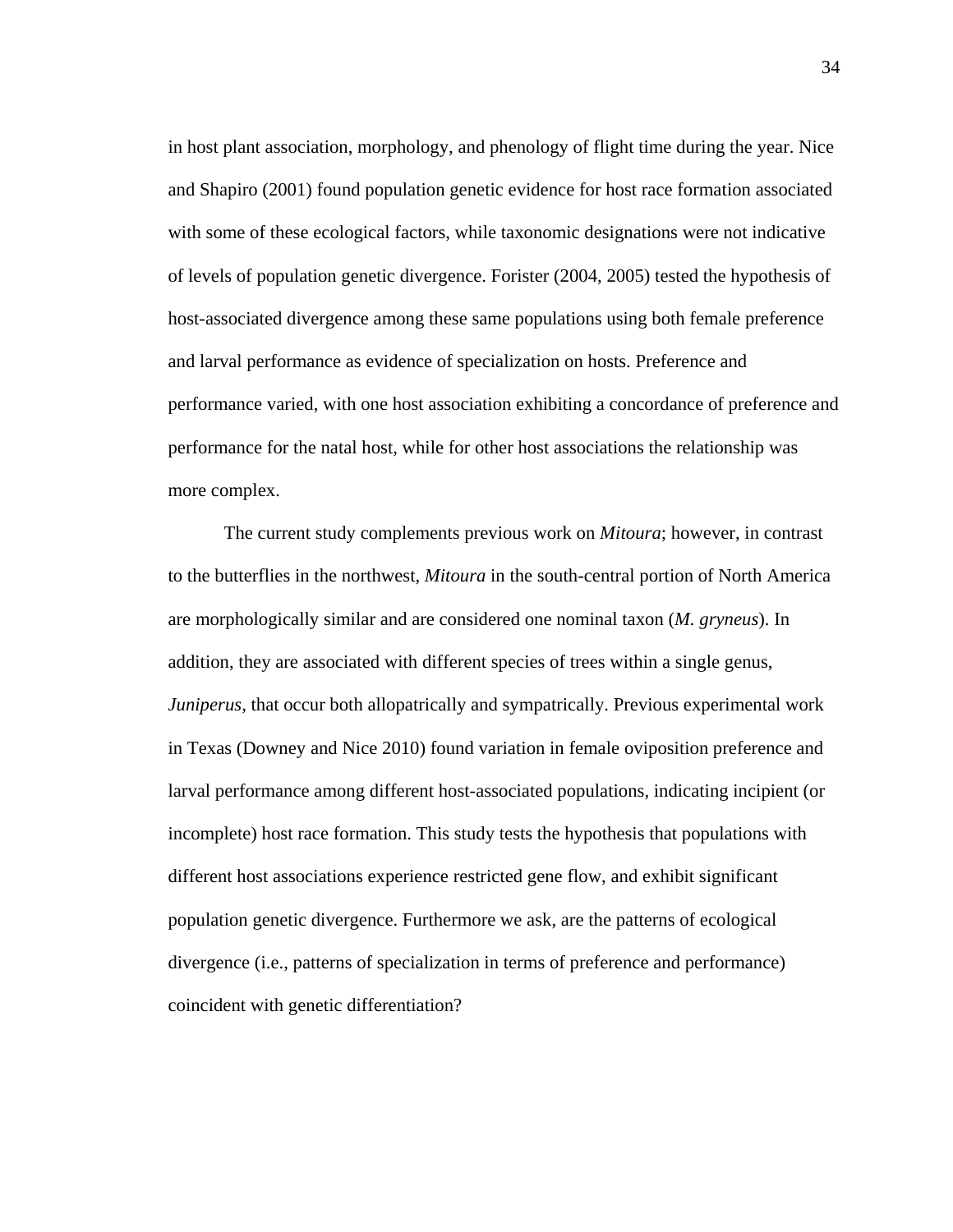in host plant association, morphology, and phenology of flight time during the year. Nice and Shapiro (2001) found population genetic evidence for host race formation associated with some of these ecological factors, while taxonomic designations were not indicative of levels of population genetic divergence. Forister (2004, 2005) tested the hypothesis of host-associated divergence among these same populations using both female preference and larval performance as evidence of specialization on hosts. Preference and performance varied, with one host association exhibiting a concordance of preference and performance for the natal host, while for other host associations the relationship was more complex.

The current study complements previous work on *Mitoura*; however, in contrast to the butterflies in the northwest, *Mitoura* in the south-central portion of North America are morphologically similar and are considered one nominal taxon (*M. gryneus*). In addition, they are associated with different species of trees within a single genus, *Juniperus*, that occur both allopatrically and sympatrically. Previous experimental work in Texas (Downey and Nice 2010) found variation in female oviposition preference and larval performance among different host-associated populations, indicating incipient (or incomplete) host race formation. This study tests the hypothesis that populations with different host associations experience restricted gene flow, and exhibit significant population genetic divergence. Furthermore we ask, are the patterns of ecological divergence (i.e., patterns of specialization in terms of preference and performance) coincident with genetic differentiation?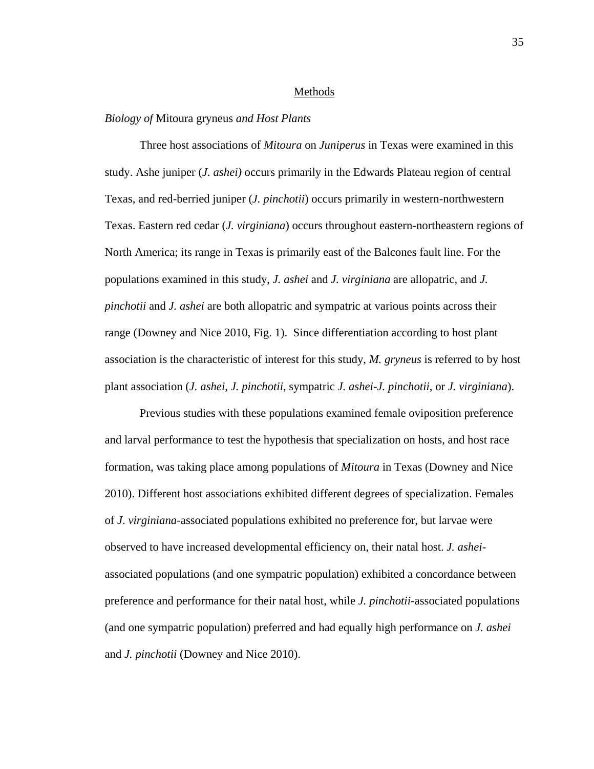## Methods

### *Biology of* Mitoura gryneus *and Host Plants*

Three host associations of *Mitoura* on *Juniperus* in Texas were examined in this study. Ashe juniper (*J. ashei)* occurs primarily in the Edwards Plateau region of central Texas, and red-berried juniper (*J. pinchotii*) occurs primarily in western-northwestern Texas. Eastern red cedar (*J. virginiana*) occurs throughout eastern-northeastern regions of North America; its range in Texas is primarily east of the Balcones fault line. For the populations examined in this study, *J. ashei* and *J. virginiana* are allopatric, and *J. pinchotii* and *J. ashei* are both allopatric and sympatric at various points across their range (Downey and Nice 2010, Fig. 1). Since differentiation according to host plant association is the characteristic of interest for this study, *M. gryneus* is referred to by host plant association (*J. ashei*, *J. pinchotii*, sympatric *J. ashei*-*J. pinchotii*, or *J. virginiana*).

Previous studies with these populations examined female oviposition preference and larval performance to test the hypothesis that specialization on hosts, and host race formation, was taking place among populations of *Mitoura* in Texas (Downey and Nice 2010). Different host associations exhibited different degrees of specialization. Females of *J. virginiana*-associated populations exhibited no preference for, but larvae were observed to have increased developmental efficiency on, their natal host. *J. ashei*-associated populations (and one sympatric population) exhibited a concordance between preference and performance for their natal host, while *J. pinchotii*-associated populations (and one sympatric population) preferred and had equally high performance on *J. ashei* and *J. pinchotii* (Downey and Nice 2010).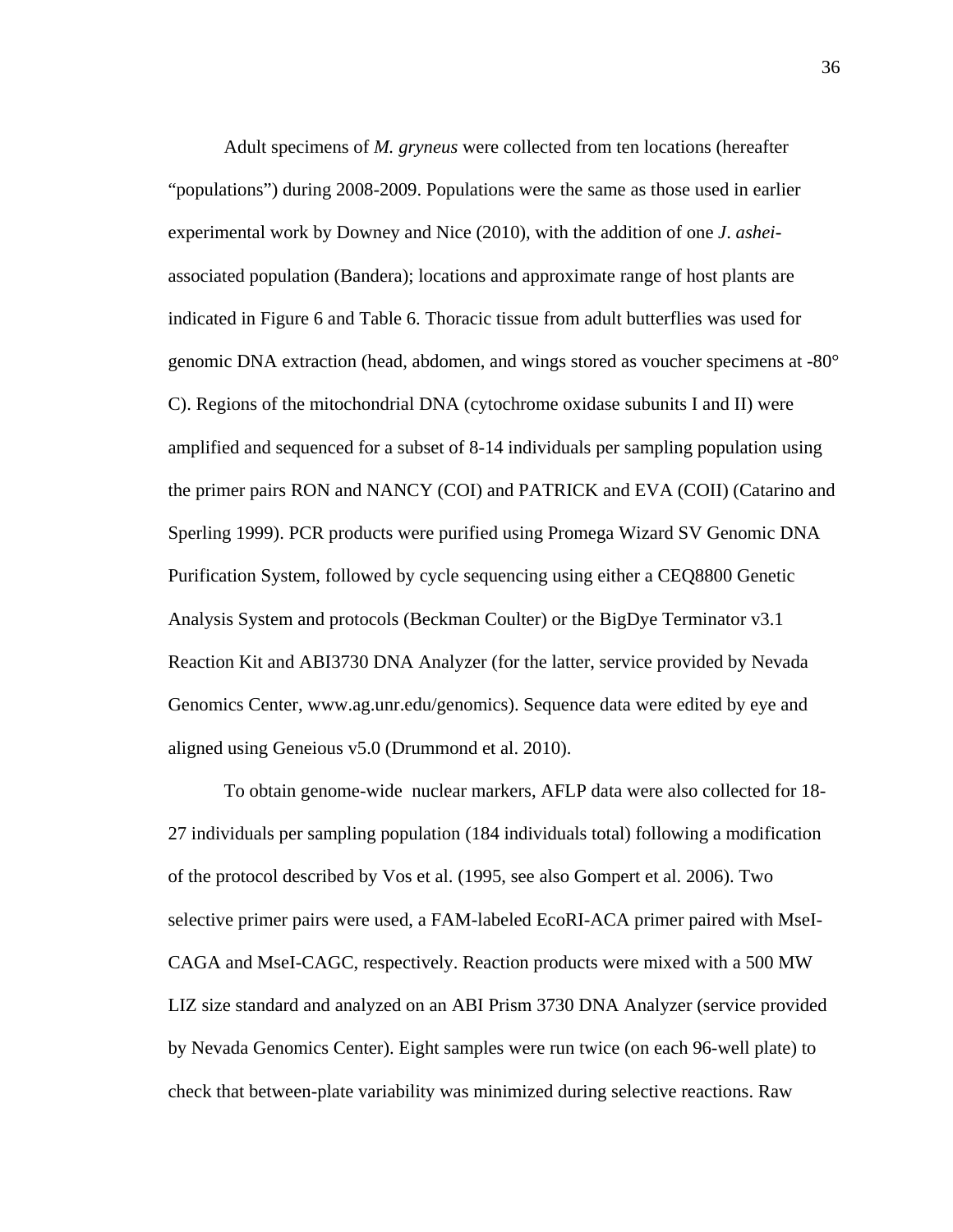Adult specimens of *M. gryneus* were collected from ten locations (hereafter "populations") during 2008-2009. Populations were the same as those used in earlier experimental work by Downey and Nice (2010), with the addition of one *J. ashei*-associated population (Bandera); locations and approximate range of host plants are indicated in Figure 6 and Table 6. Thoracic tissue from adult butterflies was used for genomic DNA extraction (head, abdomen, and wings stored as voucher specimens at -80° C). Regions of the mitochondrial DNA (cytochrome oxidase subunits I and II) were amplified and sequenced for a subset of 8-14 individuals per sampling population using the primer pairs RON and NANCY (COI) and PATRICK and EVA (COII) (Catarino and Sperling 1999). PCR products were purified using Promega Wizard SV Genomic DNA Purification System, followed by cycle sequencing using either a CEQ8800 Genetic Analysis System and protocols (Beckman Coulter) or the BigDye Terminator v3.1 Reaction Kit and ABI3730 DNA Analyzer (for the latter, service provided by Nevada Genomics Center, www.ag.unr.edu/genomics). Sequence data were edited by eye and aligned using Geneious v5.0 (Drummond et al. 2010).

To obtain genome-wide nuclear markers, AFLP data were also collected for 18-27 individuals per sampling population (184 individuals total) following a modification of the protocol described by Vos et al. (1995, see also Gompert et al. 2006). Two selective primer pairs were used, a FAM-labeled EcoRI-ACA primer paired with MseI-CAGA and MseI-CAGC, respectively. Reaction products were mixed with a 500 MW LIZ size standard and analyzed on an ABI Prism 3730 DNA Analyzer (service provided by Nevada Genomics Center). Eight samples were run twice (on each 96-well plate) to check that between-plate variability was minimized during selective reactions. Raw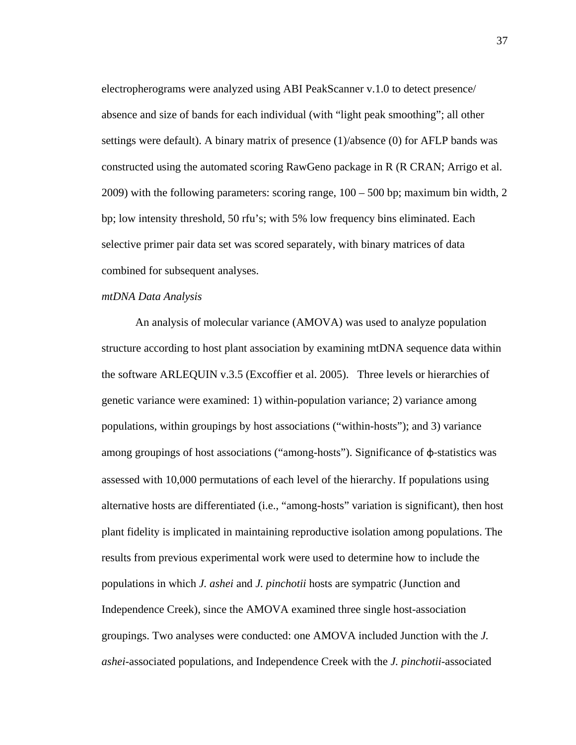electropherograms were analyzed using ABI PeakScanner v.1.0 to detect presence/absence and size of bands for each individual (with "light peak smoothing"; all other settings were default). A binary matrix of presence (1)/absence (0) for AFLP bands was constructed using the automated scoring RawGeno package in R (R CRAN; Arrigo et al. 2009) with the following parameters: scoring range, 100 – 500 bp; maximum bin width, 2 bp; low intensity threshold, 50 rfu's; with 5% low frequency bins eliminated. Each selective primer pair data set was scored separately, with binary matrices of data combined for subsequent analyses.

*mtDNA Data Analysis*

An analysis of molecular variance (AMOVA) was used to analyze population structure according to host plant association by examining mtDNA sequence data within the software ARLEQUIN v.3.5 (Excoffier et al. 2005). Three levels or hierarchies of genetic variance were examined: 1) within-population variance; 2) variance among populations, within groupings by host associations ("within-hosts"); and 3) variance among groupings of host associations ("among-hosts"). Significance of $\phi$-statistics was assessed with 10,000 permutations of each level of the hierarchy. If populations using alternative hosts are differentiated (i.e., "among-hosts" variation is significant), then host plant fidelity is implicated in maintaining reproductive isolation among populations. The results from previous experimental work were used to determine how to include the populations in which *J. ashei* and *J. pinchotii* hosts are sympatric (Junction and Independence Creek), since the AMOVA examined three single host-association groupings. Two analyses were conducted: one AMOVA included Junction with the *J. ashei*-associated populations, and Independence Creek with the *J. pinchotii*-associated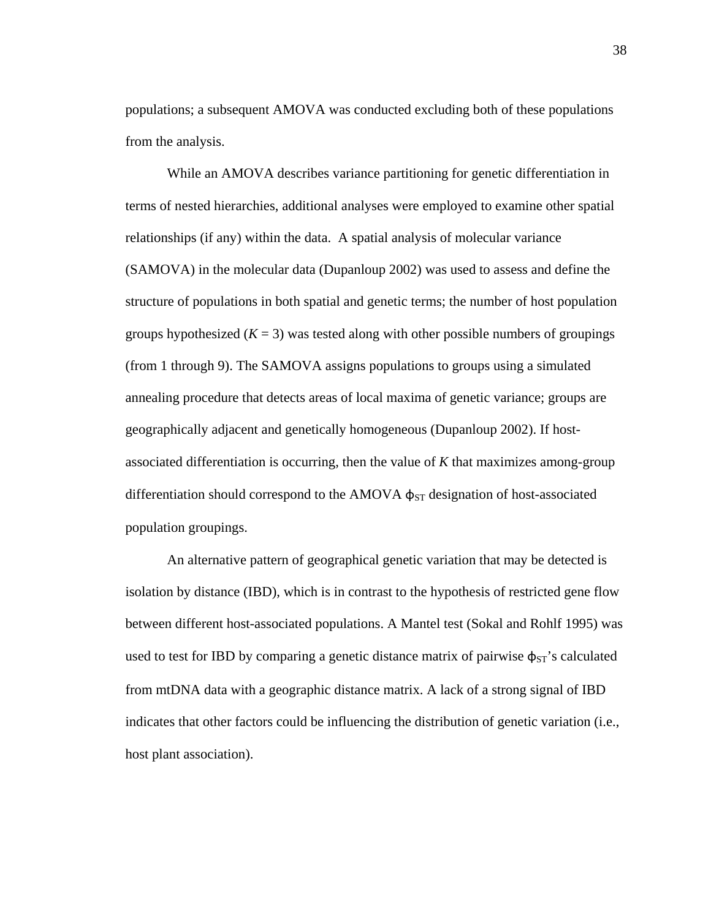populations; a subsequent AMOVA was conducted excluding both of these populations from the analysis.

While an AMOVA describes variance partitioning for genetic differentiation in terms of nested hierarchies, additional analyses were employed to examine other spatial relationships (if any) within the data. A spatial analysis of molecular variance (SAMOVA) in the molecular data (Dupanloup 2002) was used to assess and define the structure of populations in both spatial and genetic terms; the number of host population groups hypothesized ($K = 3$) was tested along with other possible numbers of groupings (from 1 through 9). The SAMOVA assigns populations to groups using a simulated annealing procedure that detects areas of local maxima of genetic variance; groups are geographically adjacent and genetically homogeneous (Dupanloup 2002). If host-associated differentiation is occurring, then the value of $K$ that maximizes among-group differentiation should correspond to the AMOVA $\phi_{ST}$ designation of host-associated population groupings.

An alternative pattern of geographical genetic variation that may be detected is isolation by distance (IBD), which is in contrast to the hypothesis of restricted gene flow between different host-associated populations. A Mantel test (Sokal and Rohlf 1995) was used to test for IBD by comparing a genetic distance matrix of pairwise $\phi_{ST}$'s calculated from mtDNA data with a geographic distance matrix. A lack of a strong signal of IBD indicates that other factors could be influencing the distribution of genetic variation (i.e., host plant association).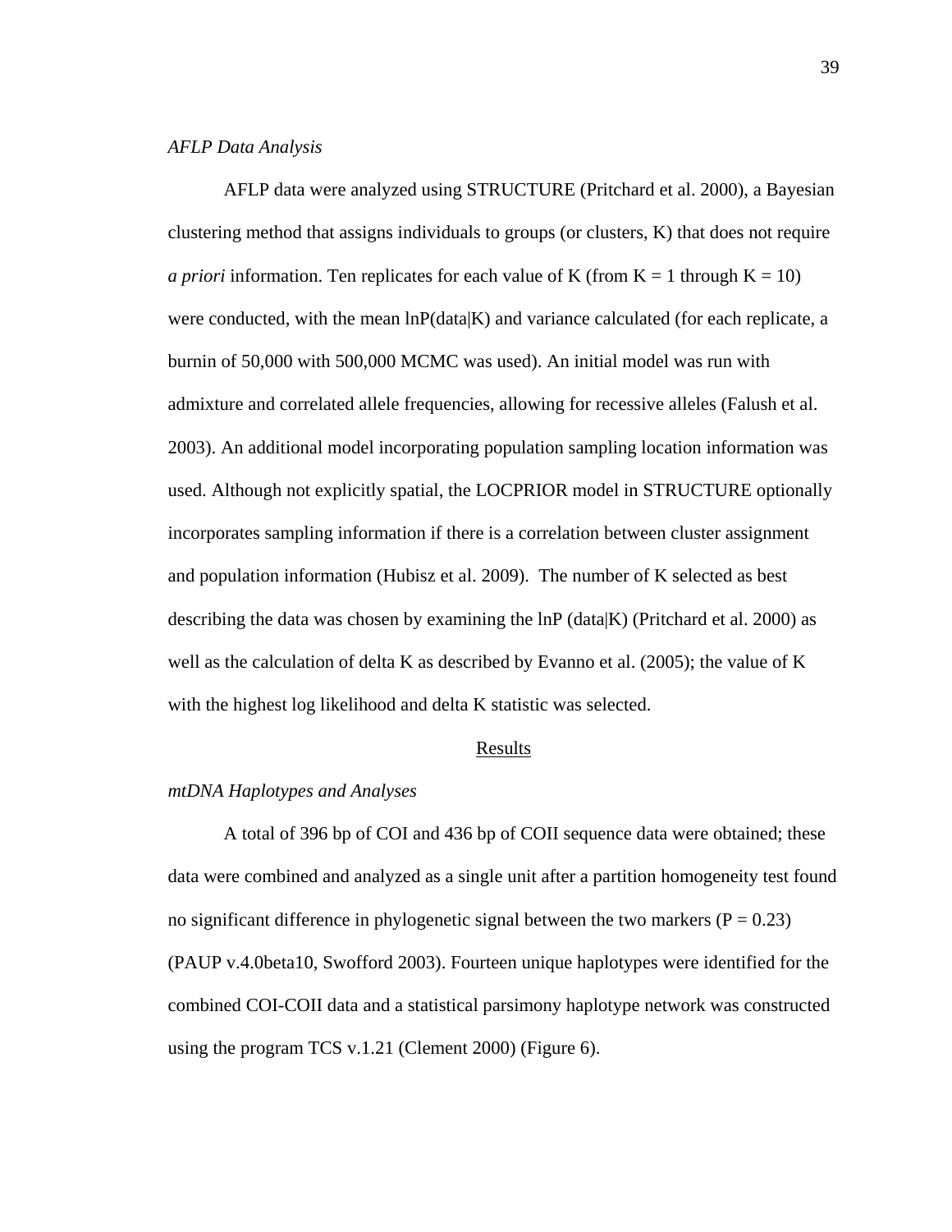*AFLP Data Analysis*

AFLP data were analyzed using STRUCTURE (Pritchard et al. 2000), a Bayesian clustering method that assigns individuals to groups (or clusters, K) that does not require *a priori* information. Ten replicates for each value of K (from K = 1 through K = 10) were conducted, with the mean lnP(data|K) and variance calculated (for each replicate, a burnin of 50,000 with 500,000 MCMC was used). An initial model was run with admixture and correlated allele frequencies, allowing for recessive alleles (Falush et al. 2003). An additional model incorporating population sampling location information was used. Although not explicitly spatial, the LOCPRIOR model in STRUCTURE optionally incorporates sampling information if there is a correlation between cluster assignment and population information (Hubisz et al. 2009). The number of K selected as best describing the data was chosen by examining the lnP (data|K) (Pritchard et al. 2000) as well as the calculation of delta K as described by Evanno et al. (2005); the value of K with the highest log likelihood and delta K statistic was selected.

## Results

*mtDNA Haplotypes and Analyses*

A total of 396 bp of COI and 436 bp of COII sequence data were obtained; these data were combined and analyzed as a single unit after a partition homogeneity test found no significant difference in phylogenetic signal between the two markers ($P = 0.23$) (PAUP v.4.0beta10, Swofford 2003). Fourteen unique haplotypes were identified for the combined COI-COII data and a statistical parsimony haplotype network was constructed using the program TCS v.1.21 (Clement 2000) (Figure 6).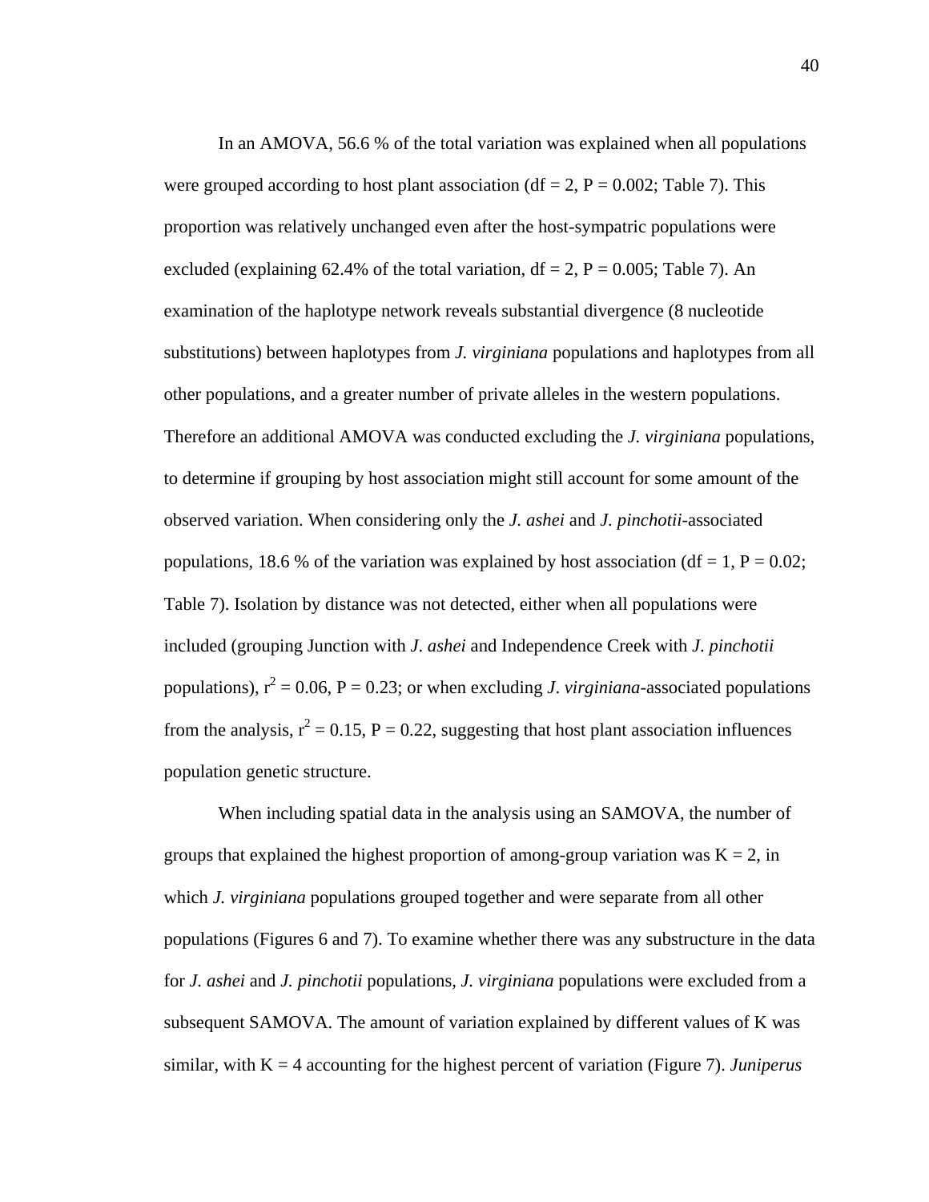In an AMOVA, 56.6 % of the total variation was explained when all populations were grouped according to host plant association (df = 2, P = 0.002; Table 7). This proportion was relatively unchanged even after the host-sympatric populations were excluded (explaining 62.4% of the total variation, df = 2, P = 0.005; Table 7). An examination of the haplotype network reveals substantial divergence (8 nucleotide substitutions) between haplotypes from *J. virginiana* populations and haplotypes from all other populations, and a greater number of private alleles in the western populations. Therefore an additional AMOVA was conducted excluding the *J. virginiana* populations, to determine if grouping by host association might still account for some amount of the observed variation. When considering only the *J. ashei* and *J. pinchotii*-associated populations, 18.6 % of the variation was explained by host association (df = 1, P = 0.02; Table 7). Isolation by distance was not detected, either when all populations were included (grouping Junction with *J. ashei* and Independence Creek with *J. pinchotii* populations), $r^2 = 0.06$, P = 0.23; or when excluding *J. virginiana*-associated populations from the analysis, $r^2 = 0.15$, P = 0.22, suggesting that host plant association influences population genetic structure.

When including spatial data in the analysis using an SAMOVA, the number of groups that explained the highest proportion of among-group variation was K = 2, in which *J. virginiana* populations grouped together and were separate from all other populations (Figures 6 and 7). To examine whether there was any substructure in the data for *J. ashei* and *J. pinchotii* populations, *J. virginiana* populations were excluded from a subsequent SAMOVA. The amount of variation explained by different values of K was similar, with K = 4 accounting for the highest percent of variation (Figure 7). *Juniperus*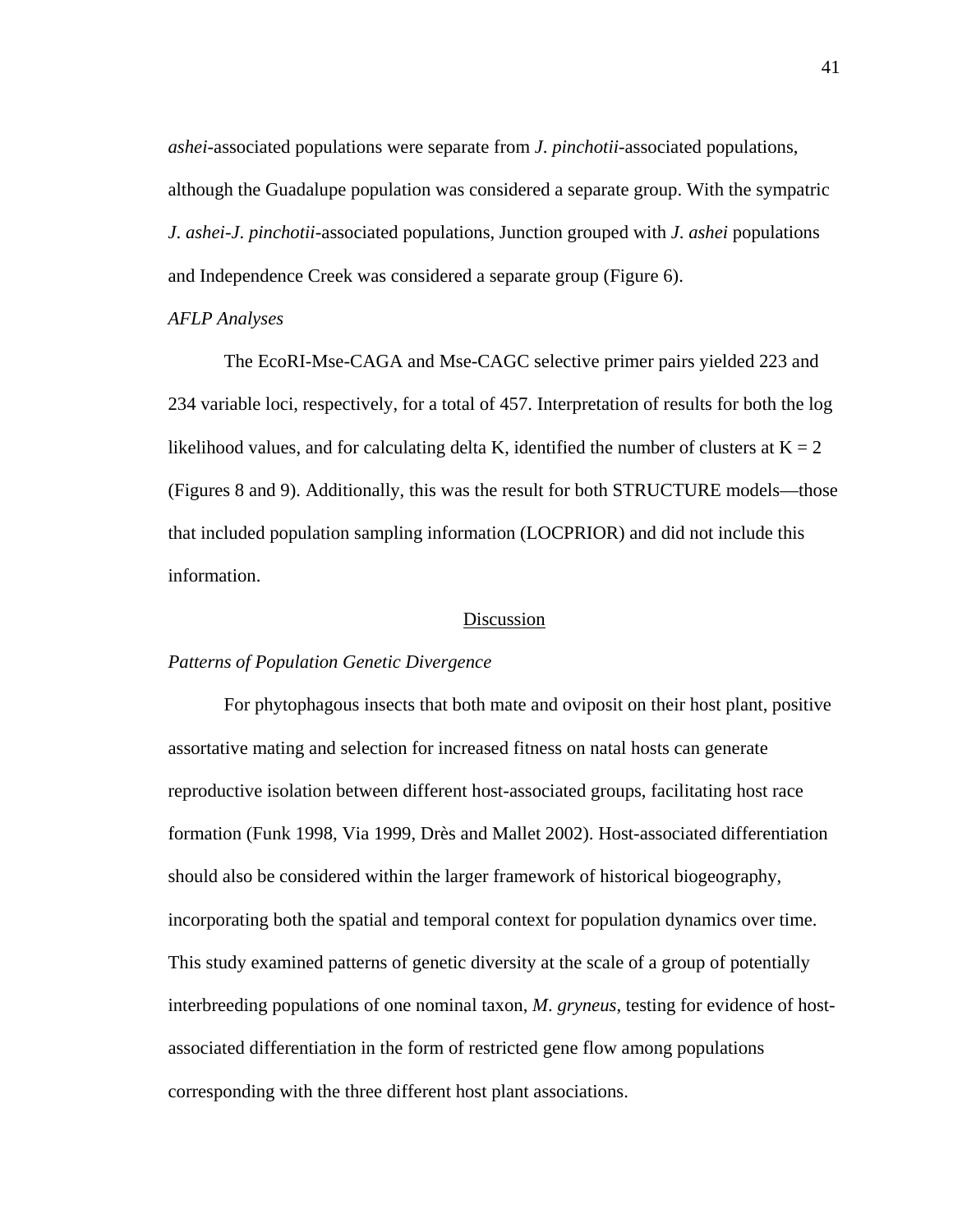*ashei*-associated populations were separate from *J. pinchotii*-associated populations, although the Guadalupe population was considered a separate group. With the sympatric *J. ashei-J. pinchotii*-associated populations, Junction grouped with *J. ashei* populations and Independence Creek was considered a separate group (Figure 6).

*AFLP Analyses*

The EcoRI-Mse-CAGA and Mse-CAGC selective primer pairs yielded 223 and 234 variable loci, respectively, for a total of 457. Interpretation of results for both the log likelihood values, and for calculating delta K, identified the number of clusters at $K = 2$ (Figures 8 and 9). Additionally, this was the result for both STRUCTURE models—those that included population sampling information (LOCPRIOR) and did not include this information.

## Discussion

*Patterns of Population Genetic Divergence*

For phytophagous insects that both mate and oviposit on their host plant, positive assortative mating and selection for increased fitness on natal hosts can generate reproductive isolation between different host-associated groups, facilitating host race formation (Funk 1998, Via 1999, Drès and Mallet 2002). Host-associated differentiation should also be considered within the larger framework of historical biogeography, incorporating both the spatial and temporal context for population dynamics over time. This study examined patterns of genetic diversity at the scale of a group of potentially interbreeding populations of one nominal taxon, *M. gryneus*, testing for evidence of host-associated differentiation in the form of restricted gene flow among populations corresponding with the three different host plant associations.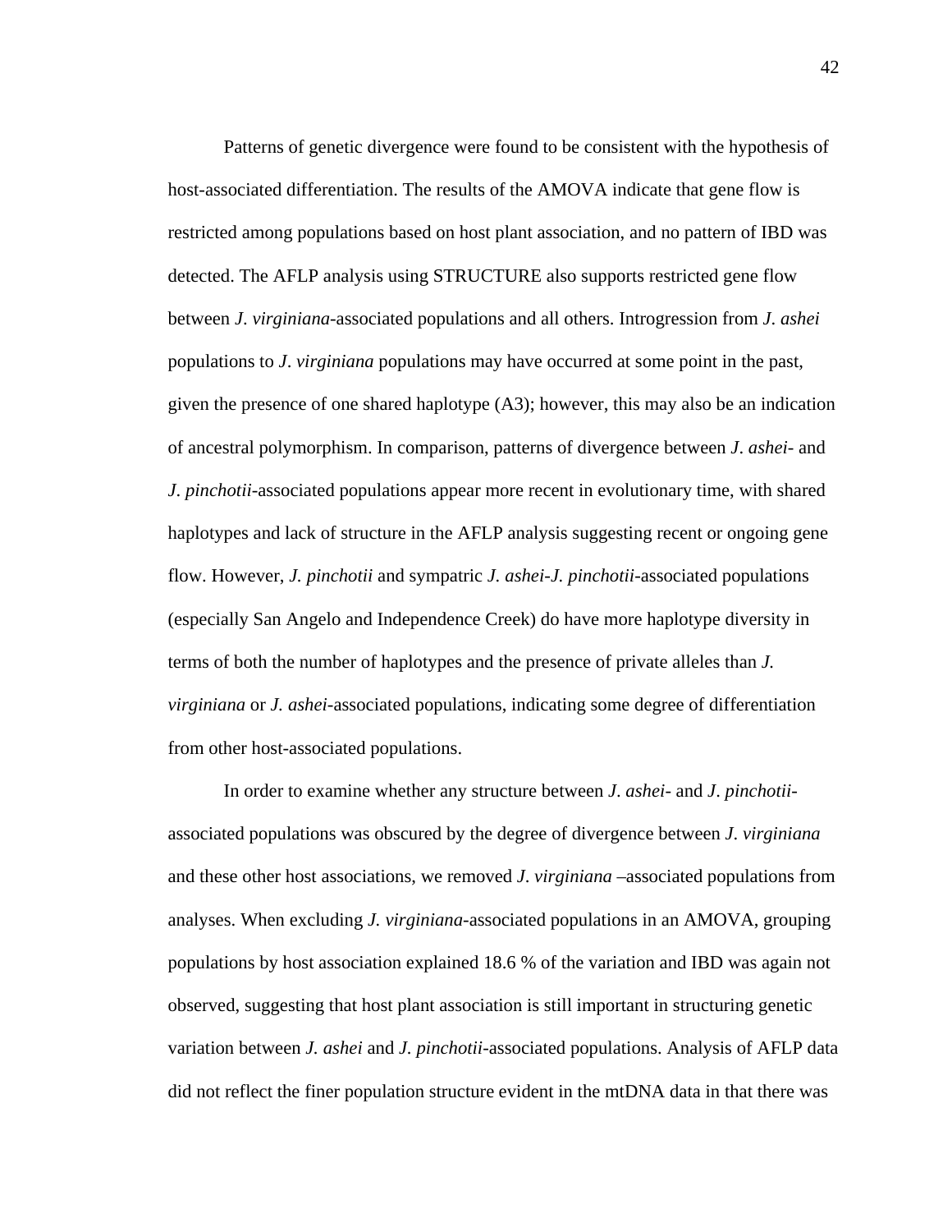Patterns of genetic divergence were found to be consistent with the hypothesis of host-associated differentiation. The results of the AMOVA indicate that gene flow is restricted among populations based on host plant association, and no pattern of IBD was detected. The AFLP analysis using STRUCTURE also supports restricted gene flow between *J. virginiana*-associated populations and all others. Introgression from *J. ashei* populations to *J. virginiana* populations may have occurred at some point in the past, given the presence of one shared haplotype (A3); however, this may also be an indication of ancestral polymorphism. In comparison, patterns of divergence between *J. ashei*- and *J. pinchotii*-associated populations appear more recent in evolutionary time, with shared haplotypes and lack of structure in the AFLP analysis suggesting recent or ongoing gene flow. However, *J. pinchotii* and sympatric *J. ashei*-*J. pinchotii*-associated populations (especially San Angelo and Independence Creek) do have more haplotype diversity in terms of both the number of haplotypes and the presence of private alleles than *J. virginiana* or *J. ashei*-associated populations, indicating some degree of differentiation from other host-associated populations.

In order to examine whether any structure between *J. ashei*- and *J. pinchotii*-associated populations was obscured by the degree of divergence between *J. virginiana* and these other host associations, we removed *J. virginiana* –associated populations from analyses. When excluding *J. virginiana*-associated populations in an AMOVA, grouping populations by host association explained 18.6 % of the variation and IBD was again not observed, suggesting that host plant association is still important in structuring genetic variation between *J. ashei* and *J. pinchotii*-associated populations. Analysis of AFLP data did not reflect the finer population structure evident in the mtDNA data in that there was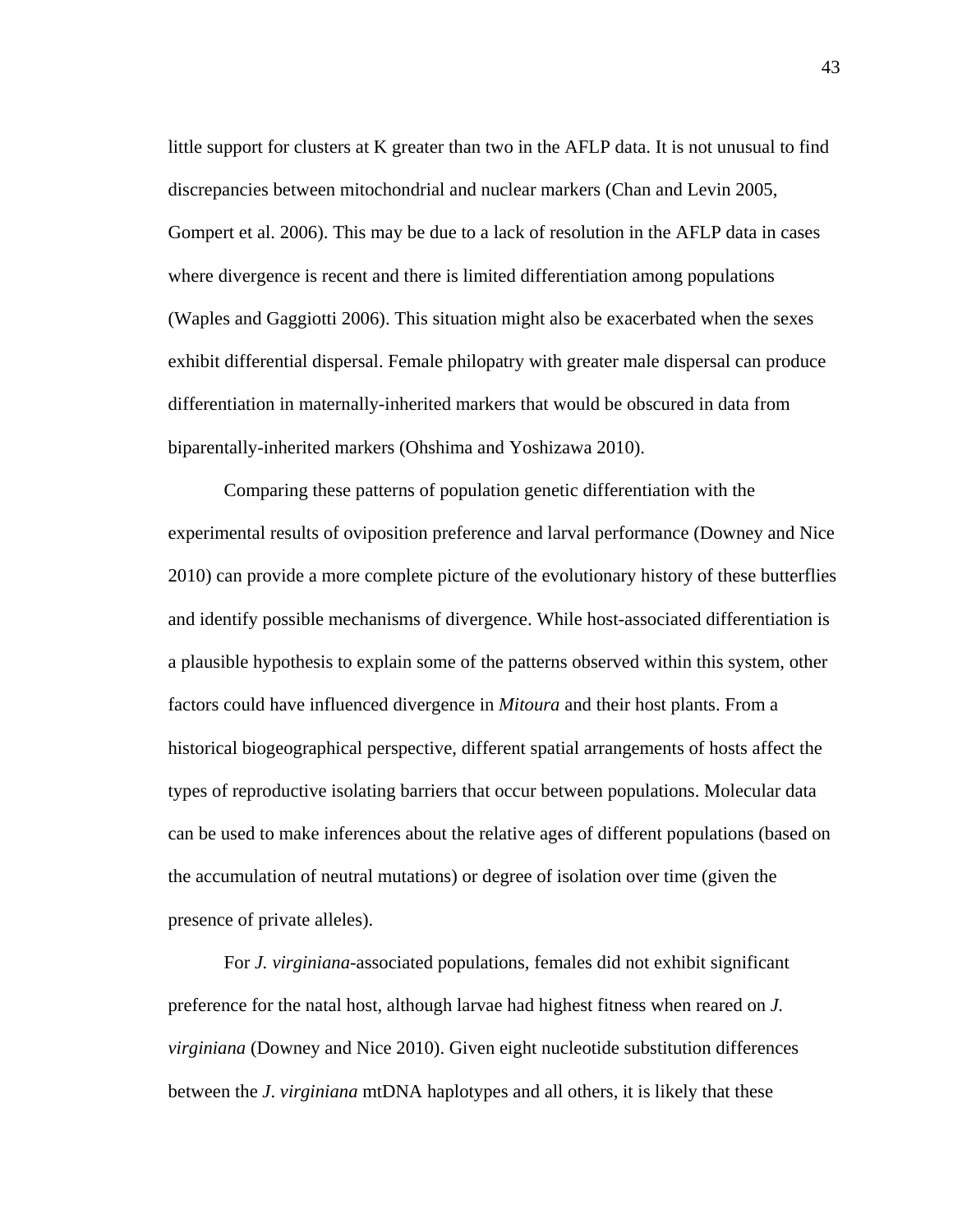little support for clusters at K greater than two in the AFLP data. It is not unusual to find discrepancies between mitochondrial and nuclear markers (Chan and Levin 2005, Gompert et al. 2006). This may be due to a lack of resolution in the AFLP data in cases where divergence is recent and there is limited differentiation among populations (Waples and Gaggiotti 2006). This situation might also be exacerbated when the sexes exhibit differential dispersal. Female philopatry with greater male dispersal can produce differentiation in maternally-inherited markers that would be obscured in data from biparentally-inherited markers (Ohshima and Yoshizawa 2010).

Comparing these patterns of population genetic differentiation with the experimental results of oviposition preference and larval performance (Downey and Nice 2010) can provide a more complete picture of the evolutionary history of these butterflies and identify possible mechanisms of divergence. While host-associated differentiation is a plausible hypothesis to explain some of the patterns observed within this system, other factors could have influenced divergence in *Mitoura* and their host plants. From a historical biogeographical perspective, different spatial arrangements of hosts affect the types of reproductive isolating barriers that occur between populations. Molecular data can be used to make inferences about the relative ages of different populations (based on the accumulation of neutral mutations) or degree of isolation over time (given the presence of private alleles).

For *J. virginiana*-associated populations, females did not exhibit significant preference for the natal host, although larvae had highest fitness when reared on *J. virginiana* (Downey and Nice 2010). Given eight nucleotide substitution differences between the *J*. *virginiana* mtDNA haplotypes and all others, it is likely that these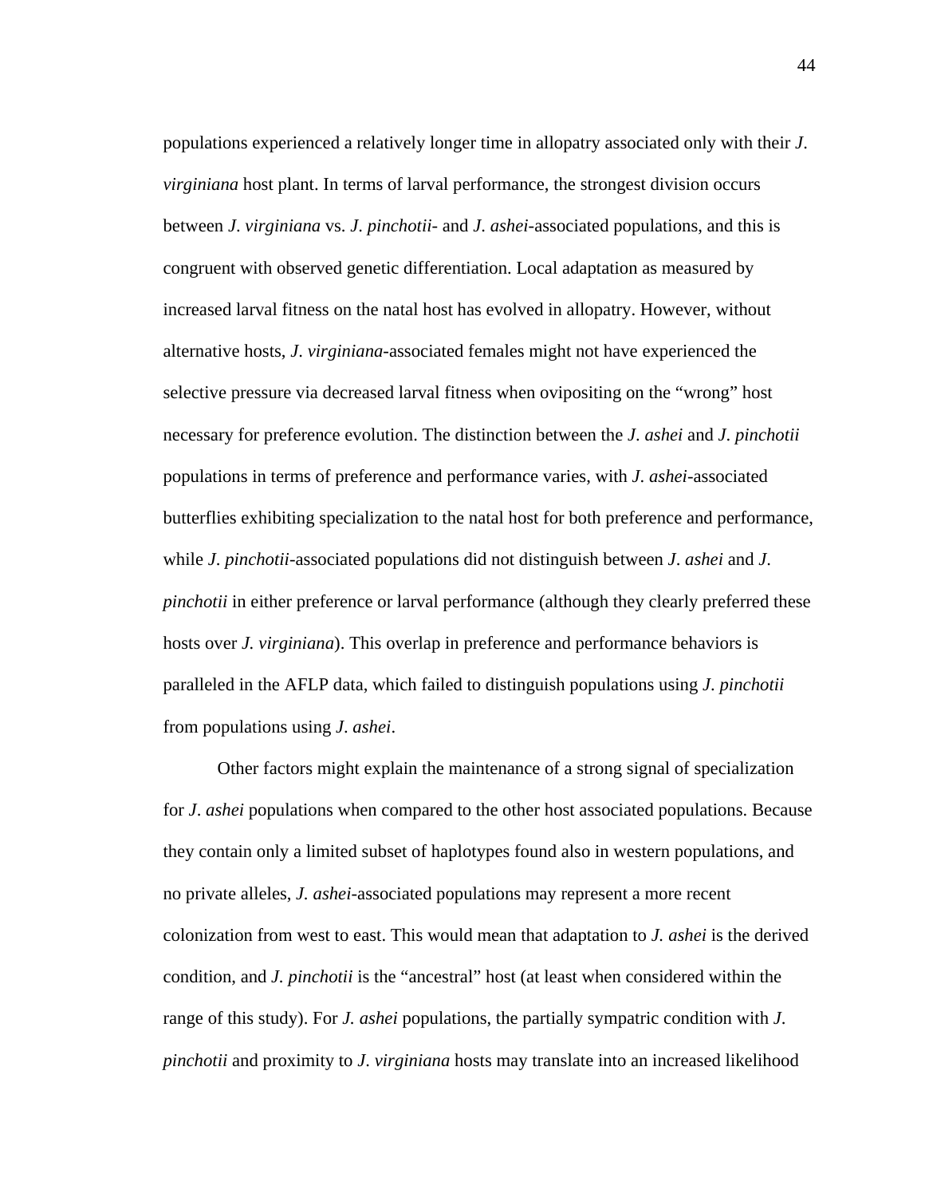populations experienced a relatively longer time in allopatry associated only with their *J. virginiana* host plant. In terms of larval performance, the strongest division occurs between *J. virginiana* vs. *J. pinchotii*- and *J. ashei*-associated populations, and this is congruent with observed genetic differentiation. Local adaptation as measured by increased larval fitness on the natal host has evolved in allopatry. However, without alternative hosts, *J. virginiana*-associated females might not have experienced the selective pressure via decreased larval fitness when ovipositing on the "wrong" host necessary for preference evolution. The distinction between the *J. ashei* and *J. pinchotii* populations in terms of preference and performance varies, with *J. ashei*-associated butterflies exhibiting specialization to the natal host for both preference and performance, while *J. pinchotii*-associated populations did not distinguish between *J. ashei* and *J. pinchotii* in either preference or larval performance (although they clearly preferred these hosts over *J. virginiana*). This overlap in preference and performance behaviors is paralleled in the AFLP data, which failed to distinguish populations using *J. pinchotii* from populations using *J. ashei*.

Other factors might explain the maintenance of a strong signal of specialization for *J. ashei* populations when compared to the other host associated populations. Because they contain only a limited subset of haplotypes found also in western populations, and no private alleles, *J. ashei*-associated populations may represent a more recent colonization from west to east. This would mean that adaptation to *J. ashei* is the derived condition, and *J. pinchotii* is the "ancestral" host (at least when considered within the range of this study). For *J. ashei* populations, the partially sympatric condition with *J. pinchotii* and proximity to *J. virginiana* hosts may translate into an increased likelihood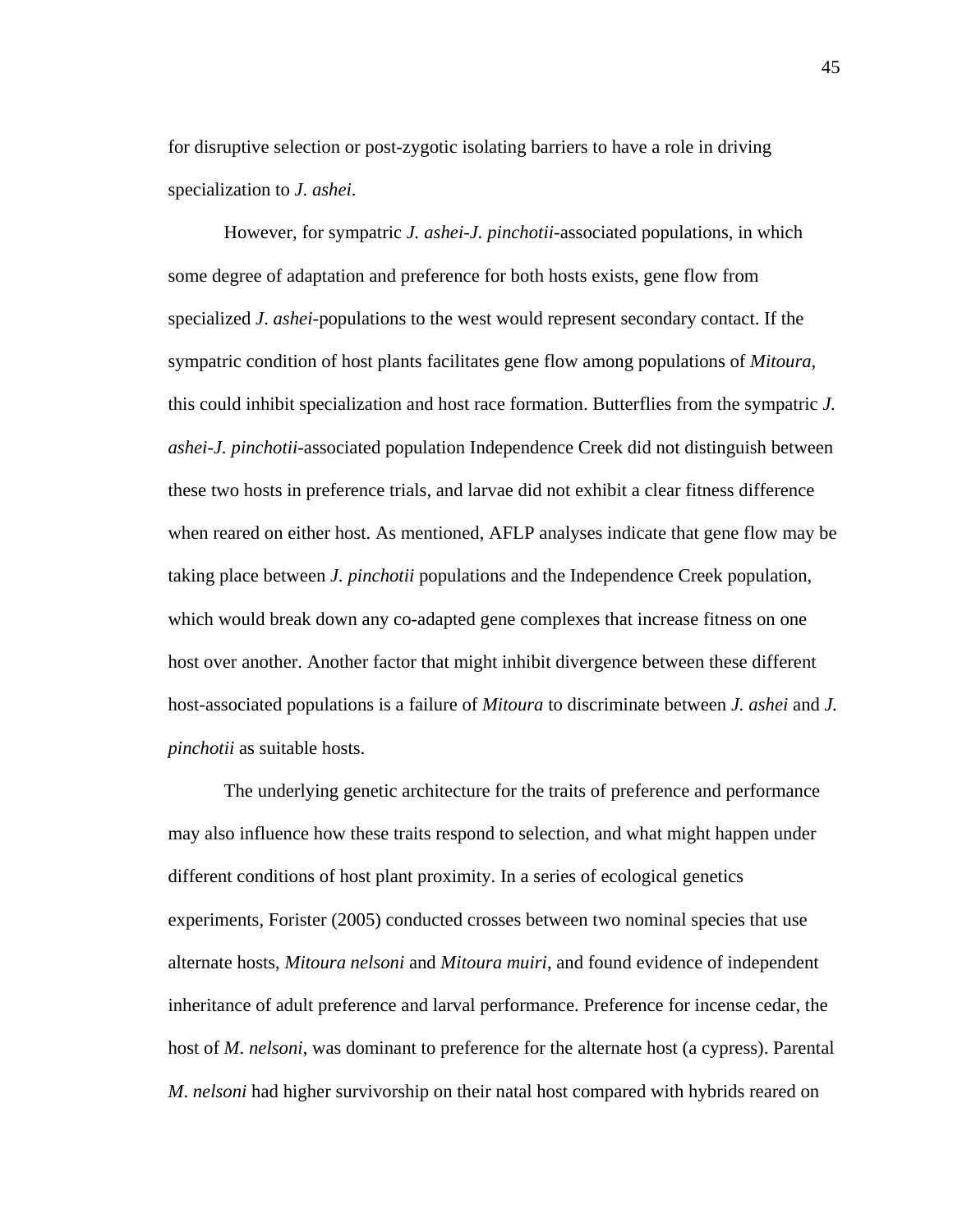for disruptive selection or post-zygotic isolating barriers to have a role in driving specialization to *J. ashei*.

However, for sympatric *J. ashei*-*J. pinchotii*-associated populations, in which some degree of adaptation and preference for both hosts exists, gene flow from specialized *J. ashei*-populations to the west would represent secondary contact. If the sympatric condition of host plants facilitates gene flow among populations of *Mitoura*, this could inhibit specialization and host race formation. Butterflies from the sympatric *J. ashei*-*J. pinchotii*-associated population Independence Creek did not distinguish between these two hosts in preference trials, and larvae did not exhibit a clear fitness difference when reared on either host. As mentioned, AFLP analyses indicate that gene flow may be taking place between *J. pinchotii* populations and the Independence Creek population, which would break down any co-adapted gene complexes that increase fitness on one host over another. Another factor that might inhibit divergence between these different host-associated populations is a failure of *Mitoura* to discriminate between *J. ashei* and *J. pinchotii* as suitable hosts.

The underlying genetic architecture for the traits of preference and performance may also influence how these traits respond to selection, and what might happen under different conditions of host plant proximity. In a series of ecological genetics experiments, Forister (2005) conducted crosses between two nominal species that use alternate hosts, *Mitoura nelsoni* and *Mitoura muiri*, and found evidence of independent inheritance of adult preference and larval performance. Preference for incense cedar, the host of *M. nelsoni*, was dominant to preference for the alternate host (a cypress). Parental *M. nelsoni* had higher survivorship on their natal host compared with hybrids reared on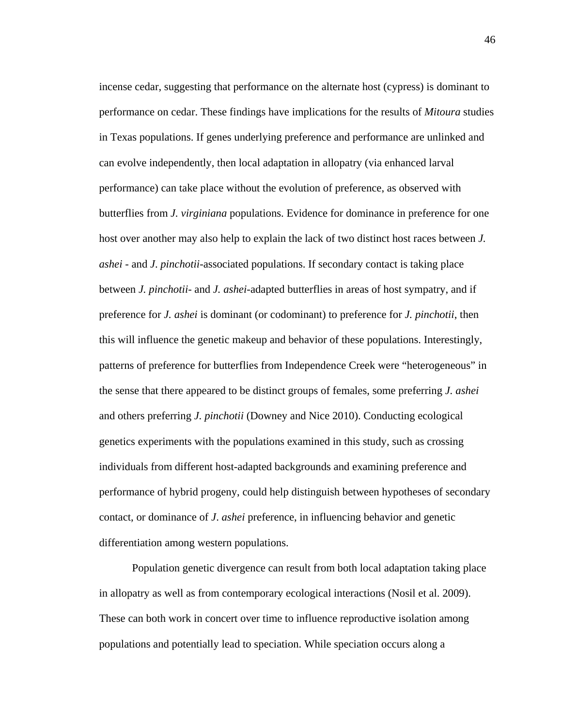incense cedar, suggesting that performance on the alternate host (cypress) is dominant to performance on cedar. These findings have implications for the results of *Mitoura* studies in Texas populations. If genes underlying preference and performance are unlinked and can evolve independently, then local adaptation in allopatry (via enhanced larval performance) can take place without the evolution of preference, as observed with butterflies from *J. virginiana* populations. Evidence for dominance in preference for one host over another may also help to explain the lack of two distinct host races between *J. ashei* - and *J. pinchotii*-associated populations. If secondary contact is taking place between *J. pinchotii*- and *J. ashei*-adapted butterflies in areas of host sympatry, and if preference for *J. ashei* is dominant (or codominant) to preference for *J. pinchotii*, then this will influence the genetic makeup and behavior of these populations. Interestingly, patterns of preference for butterflies from Independence Creek were "heterogeneous" in the sense that there appeared to be distinct groups of females, some preferring *J. ashei* and others preferring *J. pinchotii* (Downey and Nice 2010). Conducting ecological genetics experiments with the populations examined in this study, such as crossing individuals from different host-adapted backgrounds and examining preference and performance of hybrid progeny, could help distinguish between hypotheses of secondary contact, or dominance of *J. ashei* preference, in influencing behavior and genetic differentiation among western populations.

Population genetic divergence can result from both local adaptation taking place in allopatry as well as from contemporary ecological interactions (Nosil et al. 2009). These can both work in concert over time to influence reproductive isolation among populations and potentially lead to speciation. While speciation occurs along a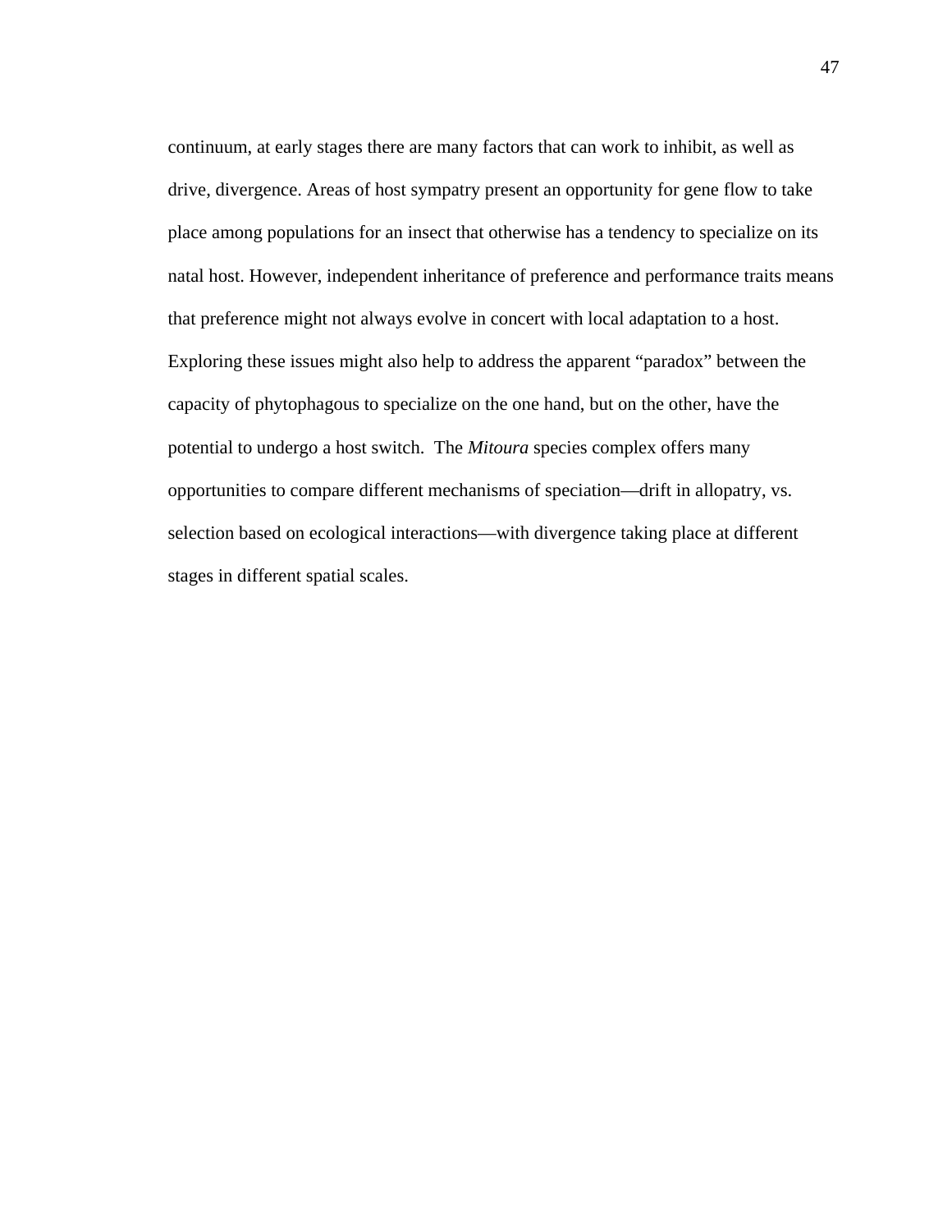continuum, at early stages there are many factors that can work to inhibit, as well as drive, divergence. Areas of host sympatry present an opportunity for gene flow to take place among populations for an insect that otherwise has a tendency to specialize on its natal host. However, independent inheritance of preference and performance traits means that preference might not always evolve in concert with local adaptation to a host. Exploring these issues might also help to address the apparent "paradox" between the capacity of phytophagous to specialize on the one hand, but on the other, have the potential to undergo a host switch. The *Mitoura* species complex offers many opportunities to compare different mechanisms of speciation—drift in allopatry, vs. selection based on ecological interactions—with divergence taking place at different stages in different spatial scales.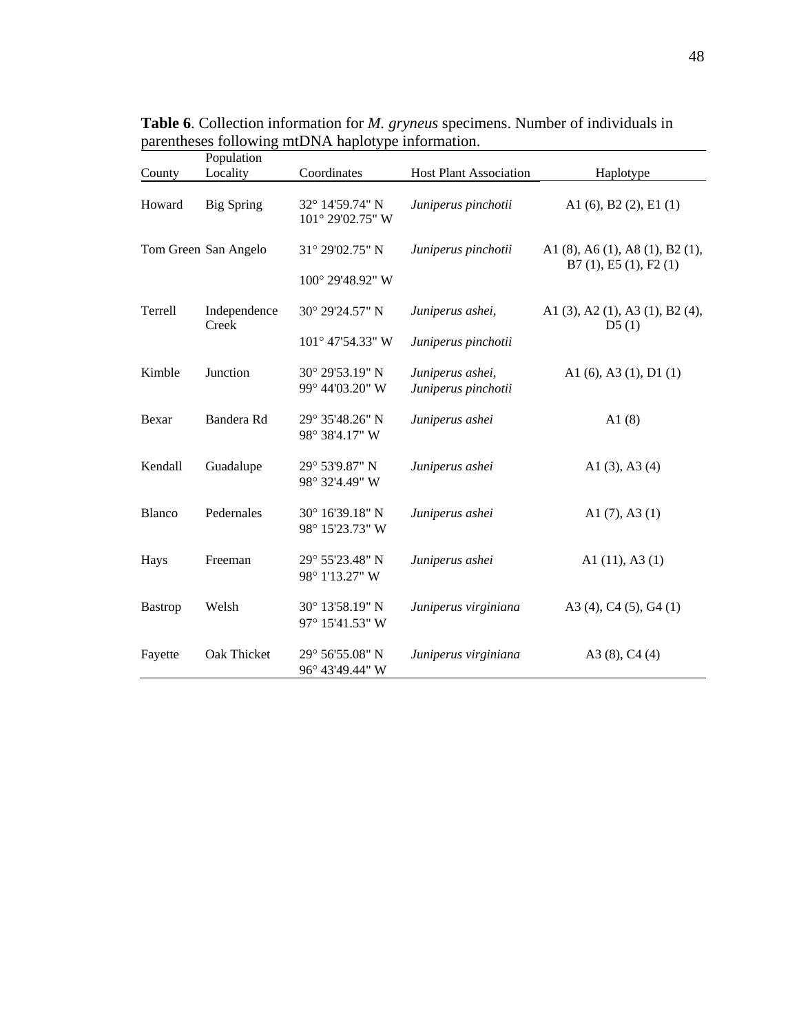**Table 6**. Collection information for *M. gryneus* specimens. Number of individuals in parentheses following mtDNA haplotype information.

| County | Population Locality | Coordinates | Host Plant Association | Haplotype |
|---|---|---|---|---|
| Howard | Big Spring | 32° 14'59.74" N 101° 29'02.75" W | *Juniperus pinchotii* | A1 (6), B2 (2), E1 (1) |
| Tom Green | San Angelo | 31° 29'02.75" N 100° 29'48.92" W | *Juniperus pinchotii* | A1 (8), A6 (1), A8 (1), B2 (1), B7 (1), E5 (1), F2 (1) |
| Terrell | Independence Creek | 30° 29'24.57" N 101° 47'54.33" W | *Juniperus ashei*, *Juniperus pinchotii* | A1 (3), A2 (1), A3 (1), B2 (4), D5 (1) |
| Kimble | Junction | 30° 29'53.19" N 99° 44'03.20" W | *Juniperus ashei*, *Juniperus pinchotii* | A1 (6), A3 (1), D1 (1) |
| Bexar | Bandera Rd | 29° 35'48.26" N 98° 38'4.17" W | *Juniperus ashei* | A1 (8) |
| Kendall | Guadalupe | 29° 53'9.87" N 98° 32'4.49" W | *Juniperus ashei* | A1 (3), A3 (4) |
| Blanco | Pedernales | 30° 16'39.18" N 98° 15'23.73" W | *Juniperus ashei* | A1 (7), A3 (1) |
| Hays | Freeman | 29° 55'23.48" N 98° 1'13.27" W | *Juniperus ashei* | A1 (11), A3 (1) |
| Bastrop | Welsh | 30° 13'58.19" N 97° 15'41.53" W | *Juniperus virginiana* | A3 (4), C4 (5), G4 (1) |
| Fayette | Oak Thicket | 29° 56'55.08" N 96° 43'49.44" W | *Juniperus virginiana* | A3 (8), C4 (4) |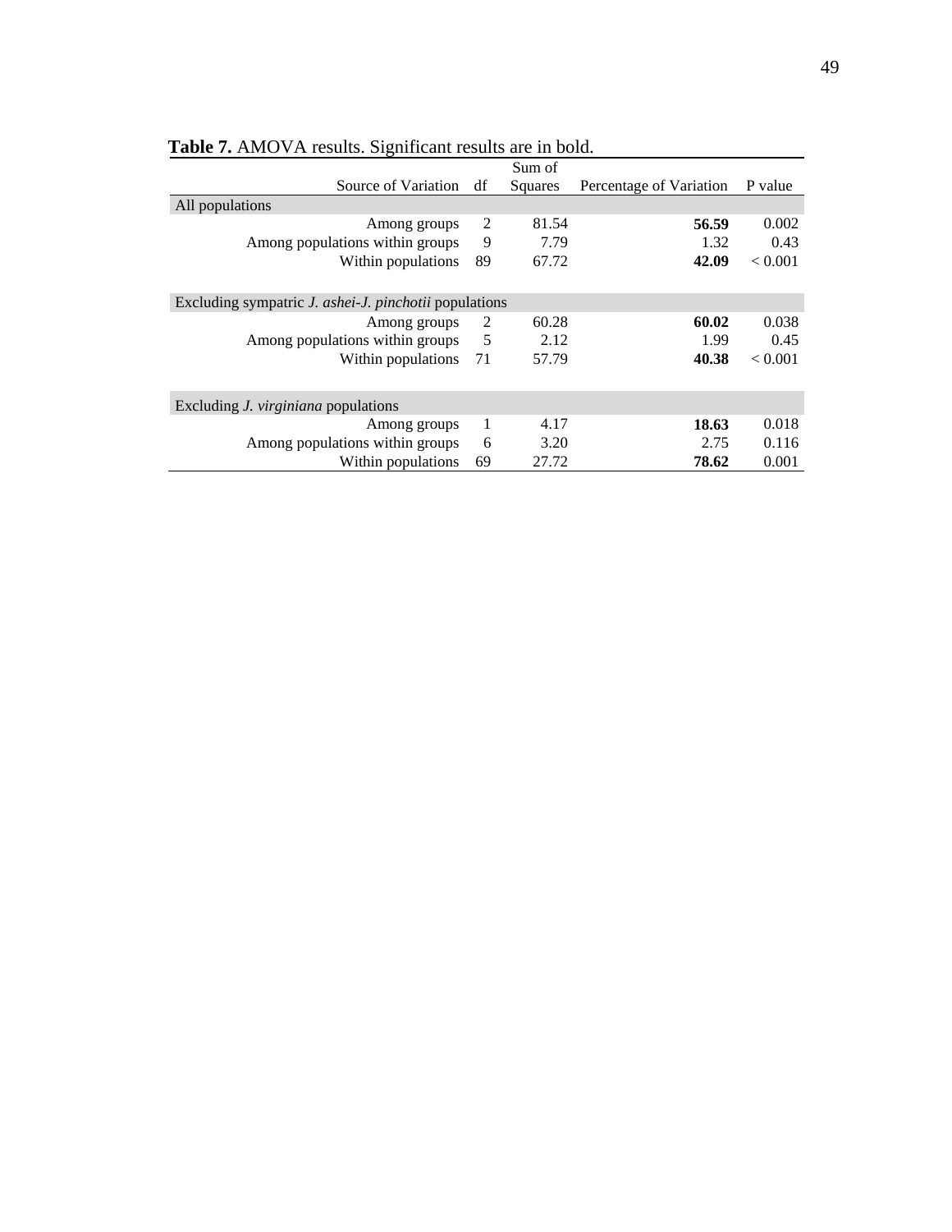**Table 7.** AMOVA results. Significant results are in bold.

| Source of Variation | df | Sum of Squares | Percentage of Variation | P value |
|---|---|---|---|---|
| All populations | | | | |
| Among groups | 2 | 81.54 | **56.59** | 0.002 |
| Among populations within groups | 9 | 7.79 | 1.32 | 0.43 |
| Within populations | 89 | 67.72 | **42.09** | < 0.001 |
| Excluding sympatric *J. ashei*-*J. pinchotii* populations | | | | |
| Among groups | 2 | 60.28 | **60.02** | 0.038 |
| Among populations within groups | 5 | 2.12 | 1.99 | 0.45 |
| Within populations | 71 | 57.79 | **40.38** | < 0.001 |
| Excluding *J. virginiana* populations | | | | |
| Among groups | 1 | 4.17 | **18.63** | 0.018 |
| Among populations within groups | 6 | 3.20 | 2.75 | 0.116 |
| Within populations | 69 | 27.72 | **78.62** | 0.001 |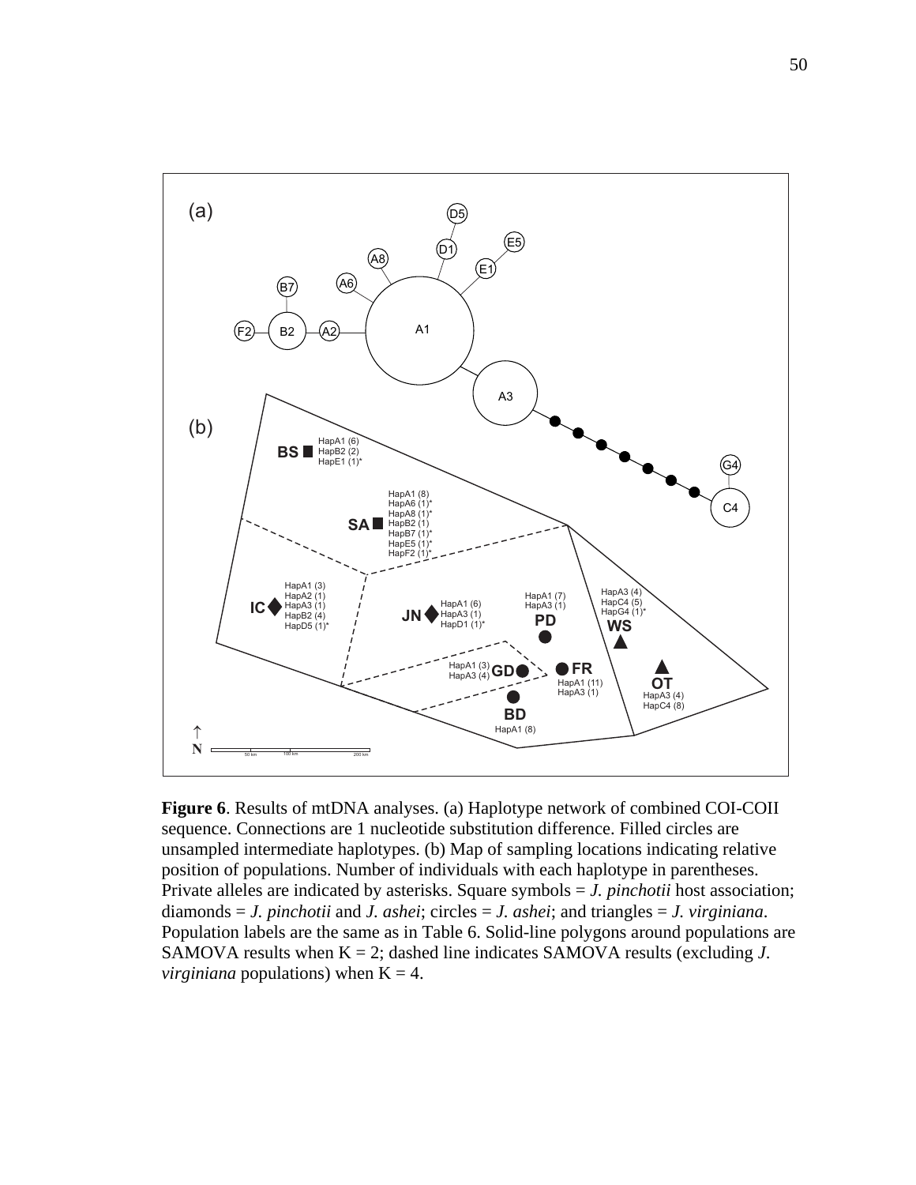**Figure 6**. Results of mtDNA analyses. (a) Haplotype network of combined COI-COII sequence. Connections are 1 nucleotide substitution difference. Filled circles are unsampled intermediate haplotypes. (b) Map of sampling locations indicating relative position of populations. Number of individuals with each haplotype in parentheses. Private alleles are indicated by asterisks. Square symbols = *J. pinchotii* host association; diamonds = *J. pinchotii* and *J. ashei*; circles = *J. ashei*; and triangles = *J. virginiana*. Population labels are the same as in Table 6. Solid-line polygons around populations are SAMOVA results when K = 2; dashed line indicates SAMOVA results (excluding *J. virginiana* populations) when K = 4.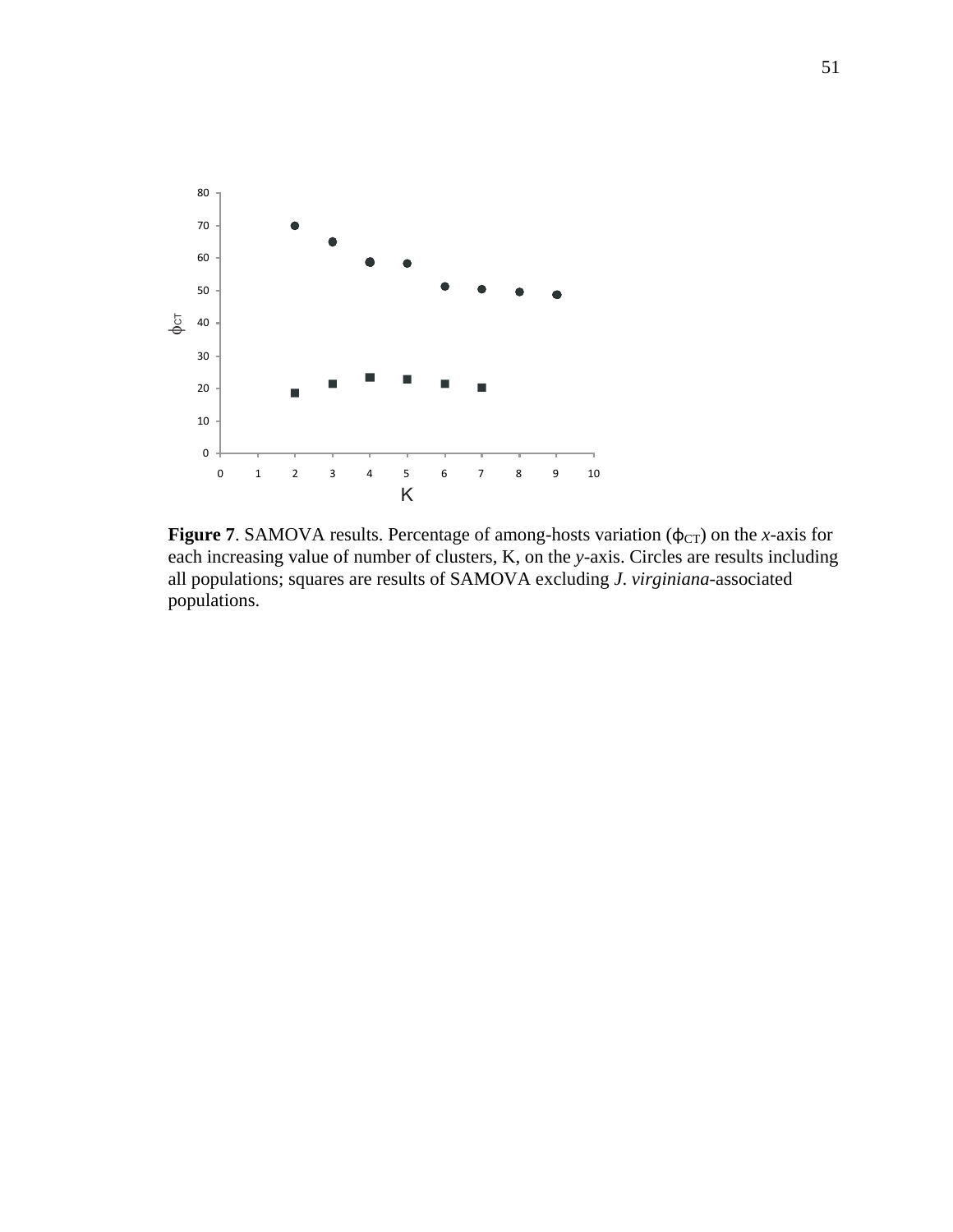**Figure 7**. SAMOVA results. Percentage of among-hosts variation ($\phi_{CT}$) on the *x*-axis for each increasing value of number of clusters, K, on the *y*-axis. Circles are results including all populations; squares are results of SAMOVA excluding *J. virginiana*-associated populations.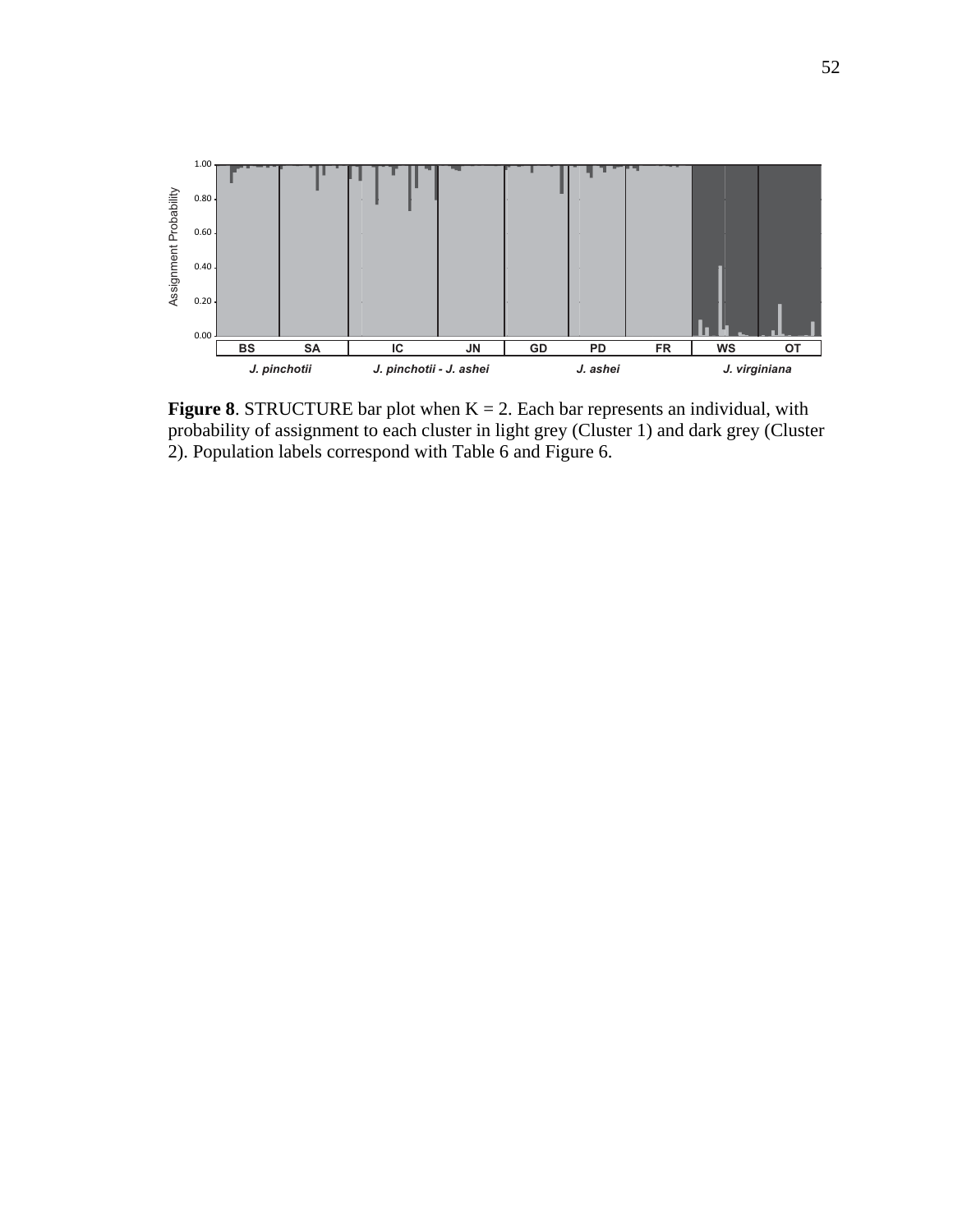**Figure 8**. STRUCTURE bar plot when K = 2. Each bar represents an individual, with probability of assignment to each cluster in light grey (Cluster 1) and dark grey (Cluster 2). Population labels correspond with Table 6 and Figure 6.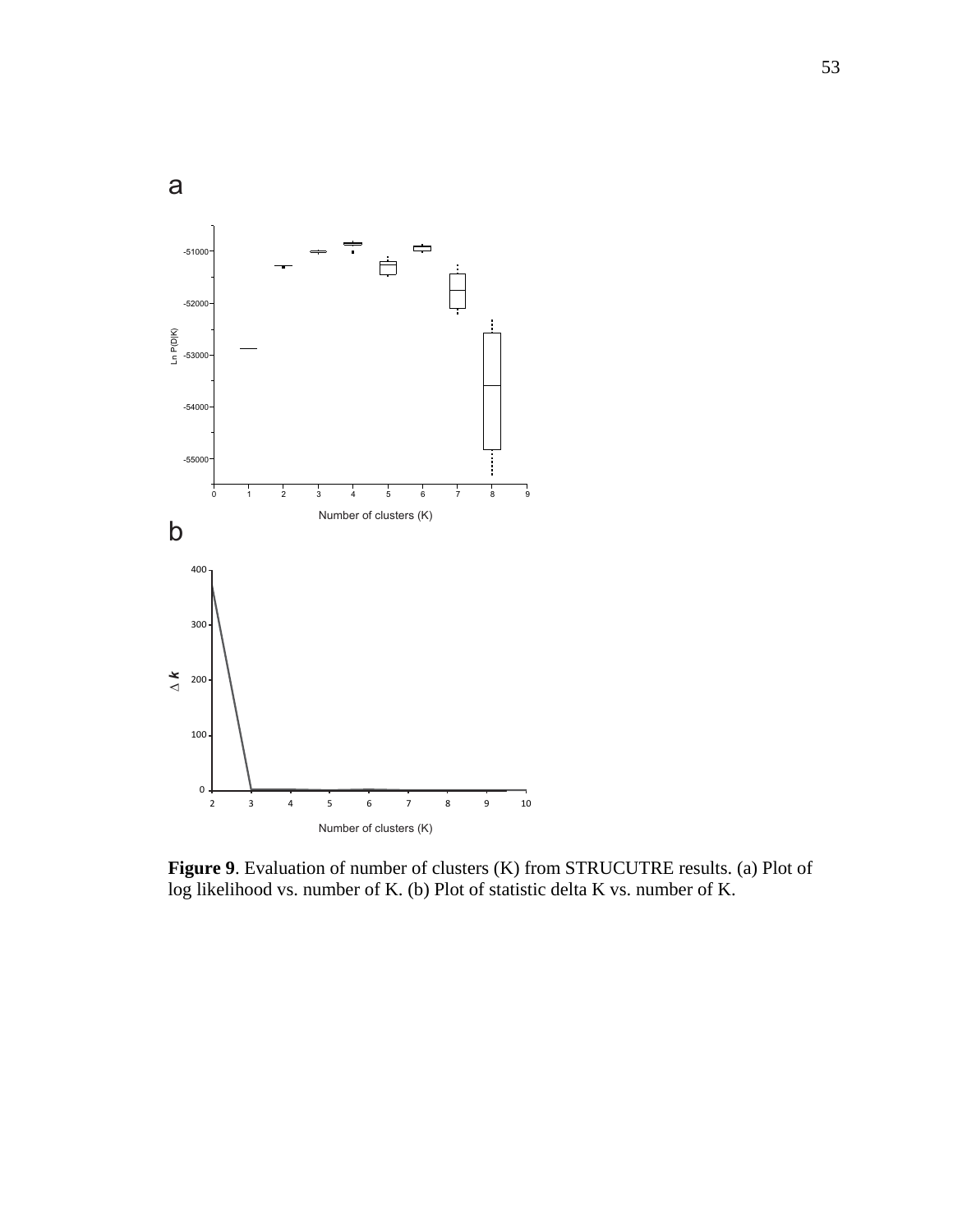**Figure 9**. Evaluation of number of clusters (K) from STRUCUTRE results. (a) Plot of log likelihood vs. number of K. (b) Plot of statistic delta K vs. number of K.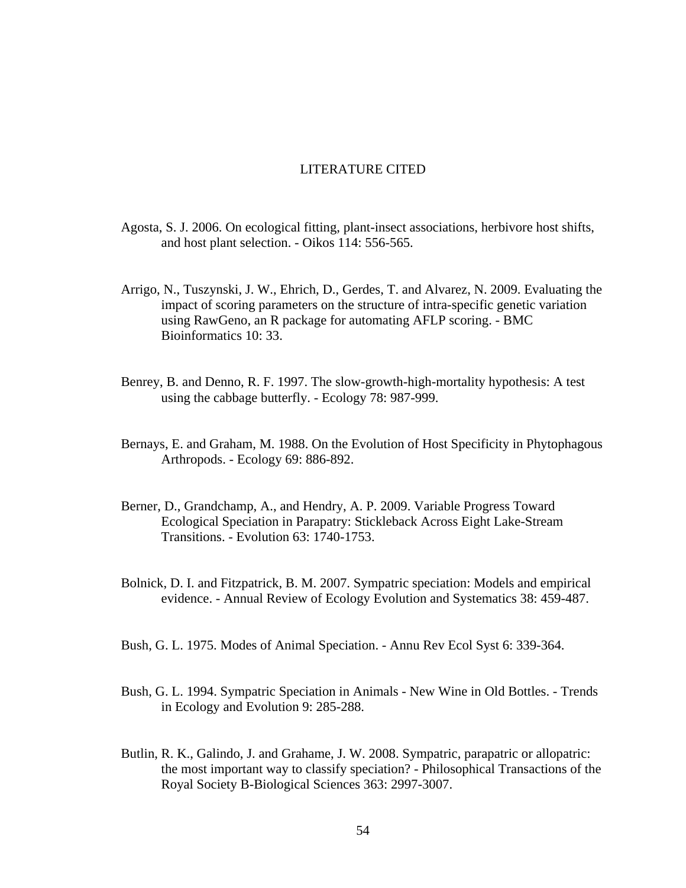# LITERATURE CITED

Agosta, S. J. 2006. On ecological fitting, plant-insect associations, herbivore host shifts, and host plant selection. - Oikos 114: 556-565.

Arrigo, N., Tuszynski, J. W., Ehrich, D., Gerdes, T. and Alvarez, N. 2009. Evaluating the impact of scoring parameters on the structure of intra-specific genetic variation using RawGeno, an R package for automating AFLP scoring. - BMC Bioinformatics 10: 33.

Benrey, B. and Denno, R. F. 1997. The slow-growth-high-mortality hypothesis: A test using the cabbage butterfly. - Ecology 78: 987-999.

Bernays, E. and Graham, M. 1988. On the Evolution of Host Specificity in Phytophagous Arthropods. - Ecology 69: 886-892.

Berner, D., Grandchamp, A., and Hendry, A. P. 2009. Variable Progress Toward Ecological Speciation in Parapatry: Stickleback Across Eight Lake-Stream Transitions. - Evolution 63: 1740-1753.

Bolnick, D. I. and Fitzpatrick, B. M. 2007. Sympatric speciation: Models and empirical evidence. - Annual Review of Ecology Evolution and Systematics 38: 459-487.

Bush, G. L. 1975. Modes of Animal Speciation. - Annu Rev Ecol Syst 6: 339-364.

Bush, G. L. 1994. Sympatric Speciation in Animals - New Wine in Old Bottles. - Trends in Ecology and Evolution 9: 285-288.

Butlin, R. K., Galindo, J. and Grahame, J. W. 2008. Sympatric, parapatric or allopatric: the most important way to classify speciation? - Philosophical Transactions of the Royal Society B-Biological Sciences 363: 2997-3007.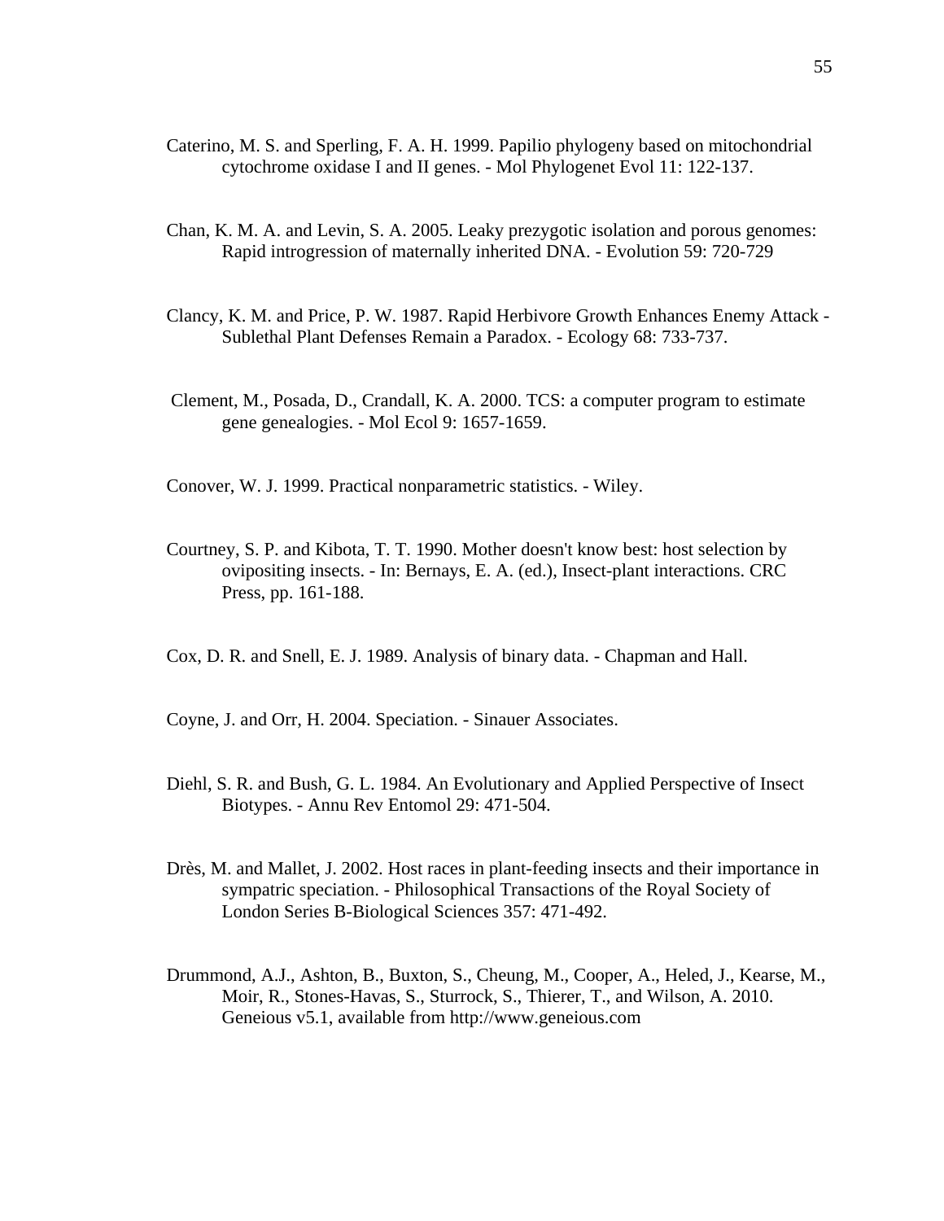Caterino, M. S. and Sperling, F. A. H. 1999. Papilio phylogeny based on mitochondrial cytochrome oxidase I and II genes. - Mol Phylogenet Evol 11: 122-137.

Chan, K. M. A. and Levin, S. A. 2005. Leaky prezygotic isolation and porous genomes: Rapid introgression of maternally inherited DNA. - Evolution 59: 720-729

Clancy, K. M. and Price, P. W. 1987. Rapid Herbivore Growth Enhances Enemy Attack - Sublethal Plant Defenses Remain a Paradox. - Ecology 68: 733-737.

Clement, M., Posada, D., Crandall, K. A. 2000. TCS: a computer program to estimate gene genealogies. - Mol Ecol 9: 1657-1659.

Conover, W. J. 1999. Practical nonparametric statistics. - Wiley.

Courtney, S. P. and Kibota, T. T. 1990. Mother doesn't know best: host selection by ovipositing insects. - In: Bernays, E. A. (ed.), Insect-plant interactions. CRC Press, pp. 161-188.

Cox, D. R. and Snell, E. J. 1989. Analysis of binary data. - Chapman and Hall.

Coyne, J. and Orr, H. 2004. Speciation. - Sinauer Associates.

Diehl, S. R. and Bush, G. L. 1984. An Evolutionary and Applied Perspective of Insect Biotypes. - Annu Rev Entomol 29: 471-504.

Drès, M. and Mallet, J. 2002. Host races in plant-feeding insects and their importance in sympatric speciation. - Philosophical Transactions of the Royal Society of London Series B-Biological Sciences 357: 471-492.

Drummond, A.J., Ashton, B., Buxton, S., Cheung, M., Cooper, A., Heled, J., Kearse, M., Moir, R., Stones-Havas, S., Sturrock, S., Thierer, T., and Wilson, A. 2010. Geneious v5.1, available from http://www.geneious.com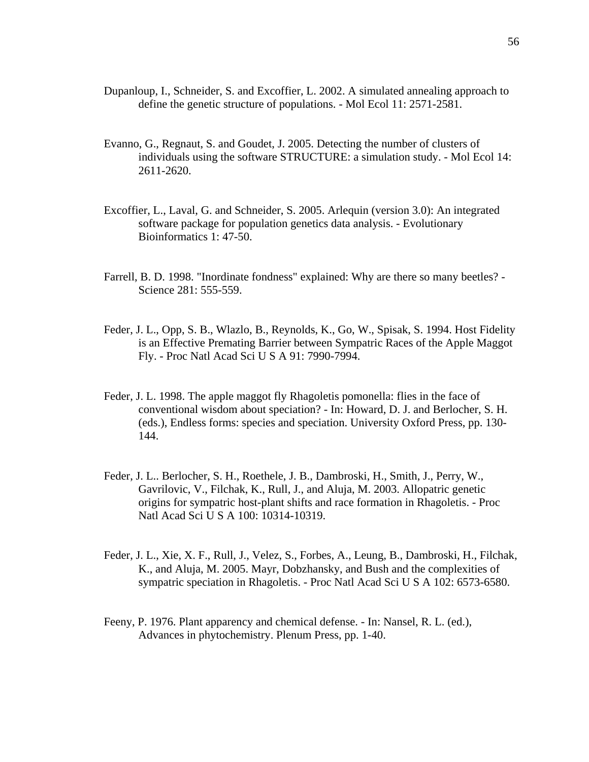Dupanloup, I., Schneider, S. and Excoffier, L. 2002. A simulated annealing approach to define the genetic structure of populations. - Mol Ecol 11: 2571-2581.

Evanno, G., Regnaut, S. and Goudet, J. 2005. Detecting the number of clusters of individuals using the software STRUCTURE: a simulation study. - Mol Ecol 14: 2611-2620.

Excoffier, L., Laval, G. and Schneider, S. 2005. Arlequin (version 3.0): An integrated software package for population genetics data analysis. - Evolutionary Bioinformatics 1: 47-50.

Farrell, B. D. 1998. "Inordinate fondness" explained: Why are there so many beetles? - Science 281: 555-559.

Feder, J. L., Opp, S. B., Wlazlo, B., Reynolds, K., Go, W., Spisak, S. 1994. Host Fidelity is an Effective Premating Barrier between Sympatric Races of the Apple Maggot Fly. - Proc Natl Acad Sci U S A 91: 7990-7994.

Feder, J. L. 1998. The apple maggot fly Rhagoletis pomonella: flies in the face of conventional wisdom about speciation? - In: Howard, D. J. and Berlocher, S. H. (eds.), Endless forms: species and speciation. University Oxford Press, pp. 130-144.

Feder, J. L.. Berlocher, S. H., Roethele, J. B., Dambroski, H., Smith, J., Perry, W., Gavrilovic, V., Filchak, K., Rull, J., and Aluja, M. 2003. Allopatric genetic origins for sympatric host-plant shifts and race formation in Rhagoletis. - Proc Natl Acad Sci U S A 100: 10314-10319.

Feder, J. L., Xie, X. F., Rull, J., Velez, S., Forbes, A., Leung, B., Dambroski, H., Filchak, K., and Aluja, M. 2005. Mayr, Dobzhansky, and Bush and the complexities of sympatric speciation in Rhagoletis. - Proc Natl Acad Sci U S A 102: 6573-6580.

Feeny, P. 1976. Plant apparency and chemical defense. - In: Nansel, R. L. (ed.), Advances in phytochemistry. Plenum Press, pp. 1-40.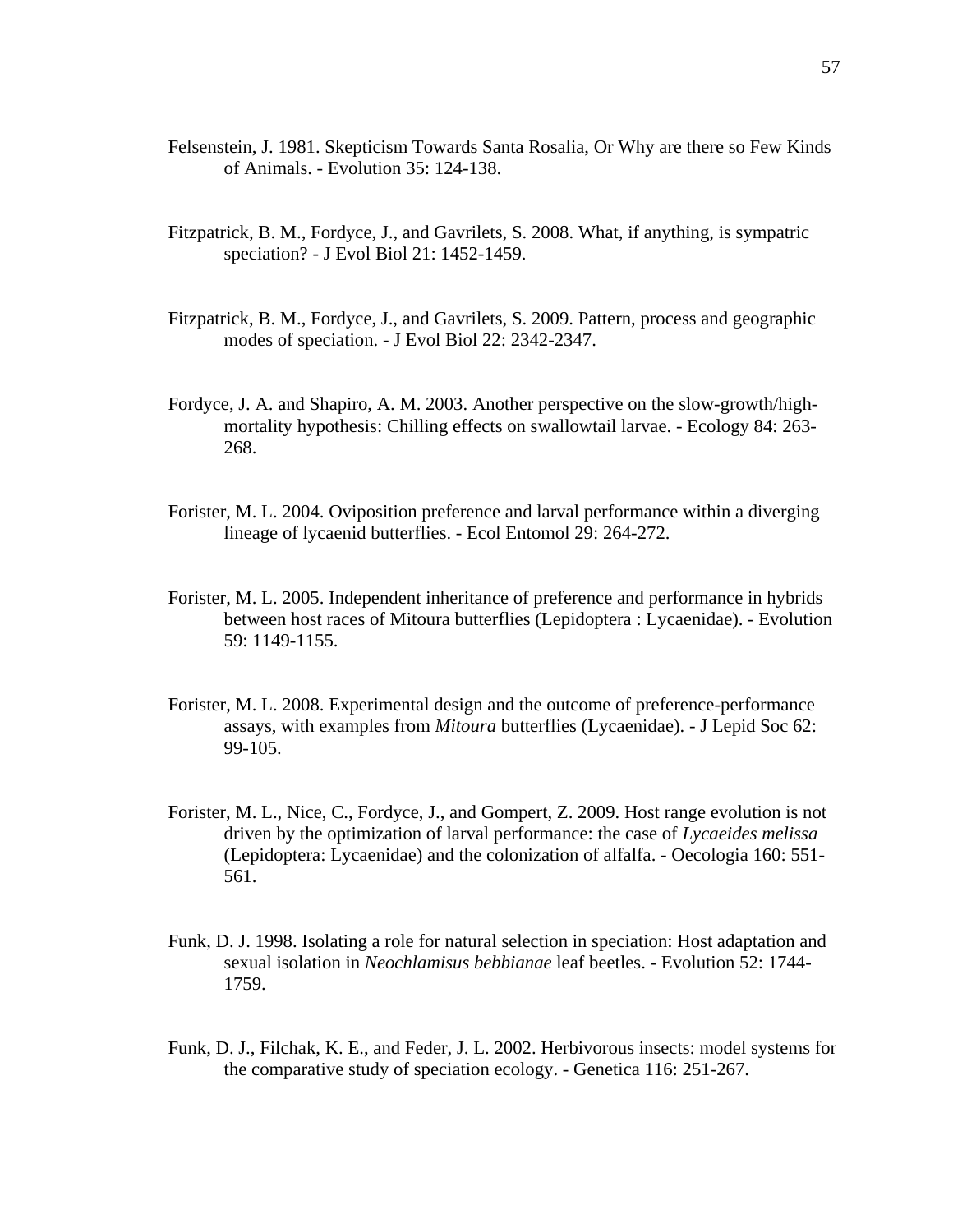Felsenstein, J. 1981. Skepticism Towards Santa Rosalia, Or Why are there so Few Kinds of Animals. - Evolution 35: 124-138.

Fitzpatrick, B. M., Fordyce, J., and Gavrilets, S. 2008. What, if anything, is sympatric speciation? - J Evol Biol 21: 1452-1459.

Fitzpatrick, B. M., Fordyce, J., and Gavrilets, S. 2009. Pattern, process and geographic modes of speciation. - J Evol Biol 22: 2342-2347.

Fordyce, J. A. and Shapiro, A. M. 2003. Another perspective on the slow-growth/high-mortality hypothesis: Chilling effects on swallowtail larvae. - Ecology 84: 263-268.

Forister, M. L. 2004. Oviposition preference and larval performance within a diverging lineage of lycaenid butterflies. - Ecol Entomol 29: 264-272.

Forister, M. L. 2005. Independent inheritance of preference and performance in hybrids between host races of Mitoura butterflies (Lepidoptera : Lycaenidae). - Evolution 59: 1149-1155.

Forister, M. L. 2008. Experimental design and the outcome of preference-performance assays, with examples from *Mitoura* butterflies (Lycaenidae). - J Lepid Soc 62: 99-105.

Forister, M. L., Nice, C., Fordyce, J., and Gompert, Z. 2009. Host range evolution is not driven by the optimization of larval performance: the case of *Lycaeides melissa* (Lepidoptera: Lycaenidae) and the colonization of alfalfa. - Oecologia 160: 551-561.

Funk, D. J. 1998. Isolating a role for natural selection in speciation: Host adaptation and sexual isolation in *Neochlamisus bebbianae* leaf beetles. - Evolution 52: 1744-1759.

Funk, D. J., Filchak, K. E., and Feder, J. L. 2002. Herbivorous insects: model systems for the comparative study of speciation ecology. - Genetica 116: 251-267.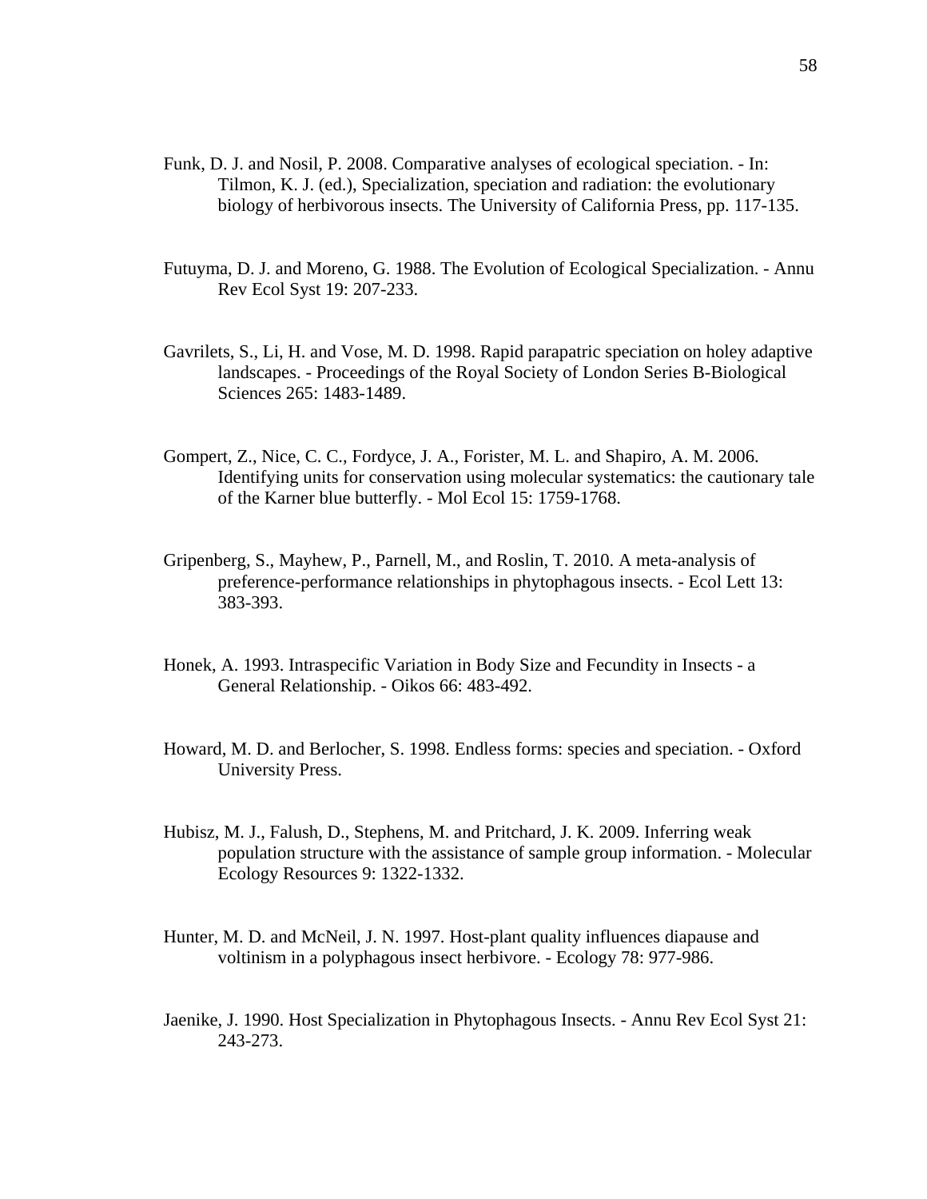Funk, D. J. and Nosil, P. 2008. Comparative analyses of ecological speciation. - In: Tilmon, K. J. (ed.), Specialization, speciation and radiation: the evolutionary biology of herbivorous insects. The University of California Press, pp. 117-135.

Futuyma, D. J. and Moreno, G. 1988. The Evolution of Ecological Specialization. - Annu Rev Ecol Syst 19: 207-233.

Gavrilets, S., Li, H. and Vose, M. D. 1998. Rapid parapatric speciation on holey adaptive landscapes. - Proceedings of the Royal Society of London Series B-Biological Sciences 265: 1483-1489.

Gompert, Z., Nice, C. C., Fordyce, J. A., Forister, M. L. and Shapiro, A. M. 2006. Identifying units for conservation using molecular systematics: the cautionary tale of the Karner blue butterfly. - Mol Ecol 15: 1759-1768.

Gripenberg, S., Mayhew, P., Parnell, M., and Roslin, T. 2010. A meta-analysis of preference-performance relationships in phytophagous insects. - Ecol Lett 13: 383-393.

Honek, A. 1993. Intraspecific Variation in Body Size and Fecundity in Insects - a General Relationship. - Oikos 66: 483-492.

Howard, M. D. and Berlocher, S. 1998. Endless forms: species and speciation. - Oxford University Press.

Hubisz, M. J., Falush, D., Stephens, M. and Pritchard, J. K. 2009. Inferring weak population structure with the assistance of sample group information. - Molecular Ecology Resources 9: 1322-1332.

Hunter, M. D. and McNeil, J. N. 1997. Host-plant quality influences diapause and voltinism in a polyphagous insect herbivore. - Ecology 78: 977-986.

Jaenike, J. 1990. Host Specialization in Phytophagous Insects. - Annu Rev Ecol Syst 21: 243-273.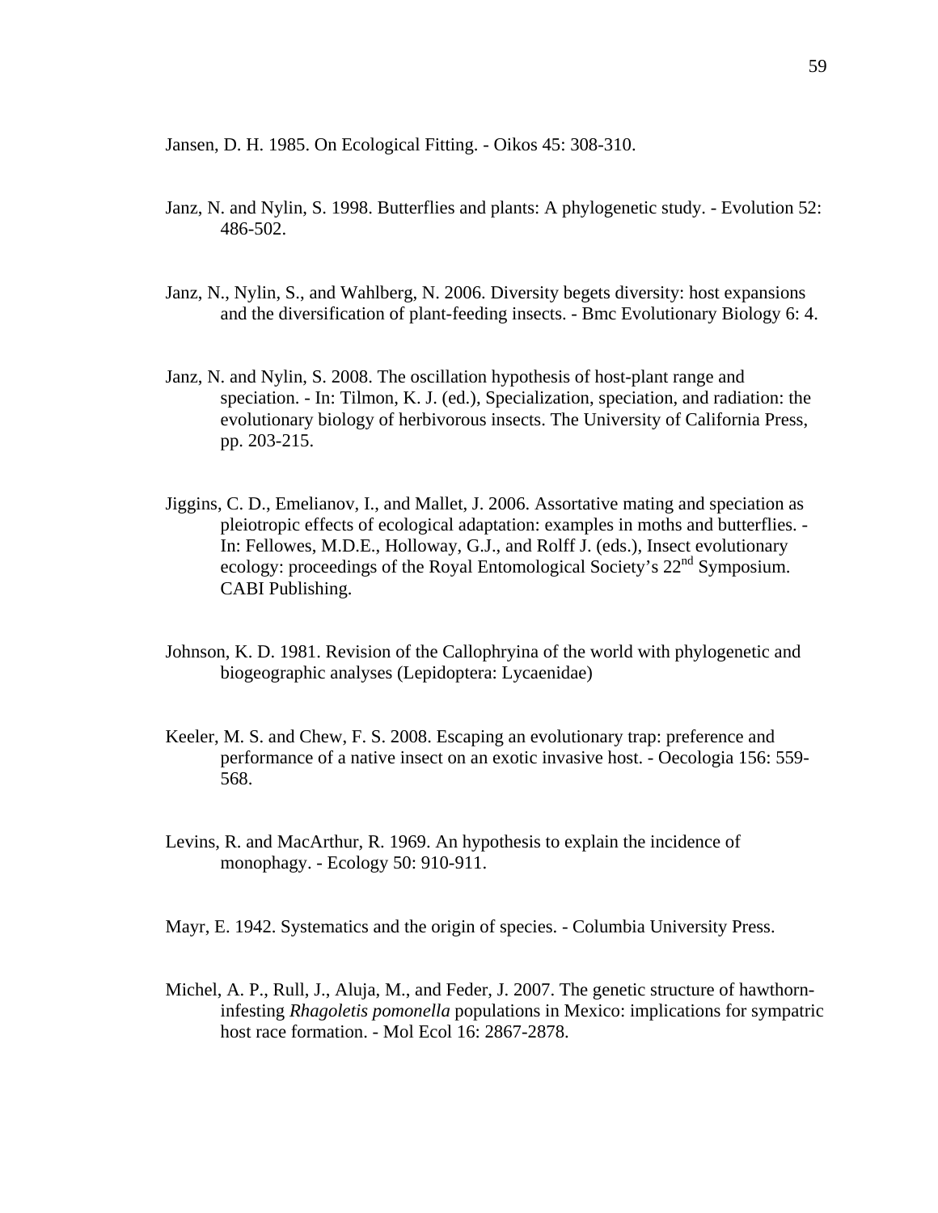Jansen, D. H. 1985. On Ecological Fitting. - Oikos 45: 308-310.

Janz, N. and Nylin, S. 1998. Butterflies and plants: A phylogenetic study. - Evolution 52: 486-502.

Janz, N., Nylin, S., and Wahlberg, N. 2006. Diversity begets diversity: host expansions and the diversification of plant-feeding insects. - Bmc Evolutionary Biology 6: 4.

Janz, N. and Nylin, S. 2008. The oscillation hypothesis of host-plant range and speciation. - In: Tilmon, K. J. (ed.), Specialization, speciation, and radiation: the evolutionary biology of herbivorous insects. The University of California Press, pp. 203-215.

Jiggins, C. D., Emelianov, I., and Mallet, J. 2006. Assortative mating and speciation as pleiotropic effects of ecological adaptation: examples in moths and butterflies. - In: Fellowes, M.D.E., Holloway, G.J., and Rolff J. (eds.), Insect evolutionary ecology: proceedings of the Royal Entomological Society's 22nd Symposium. CABI Publishing.

Johnson, K. D. 1981. Revision of the Callophryina of the world with phylogenetic and biogeographic analyses (Lepidoptera: Lycaenidae)

Keeler, M. S. and Chew, F. S. 2008. Escaping an evolutionary trap: preference and performance of a native insect on an exotic invasive host. - Oecologia 156: 559-568.

Levins, R. and MacArthur, R. 1969. An hypothesis to explain the incidence of monophagy. - Ecology 50: 910-911.

Mayr, E. 1942. Systematics and the origin of species. - Columbia University Press.

Michel, A. P., Rull, J., Aluja, M., and Feder, J. 2007. The genetic structure of hawthorn-infesting *Rhagoletis pomonella* populations in Mexico: implications for sympatric host race formation. - Mol Ecol 16: 2867-2878.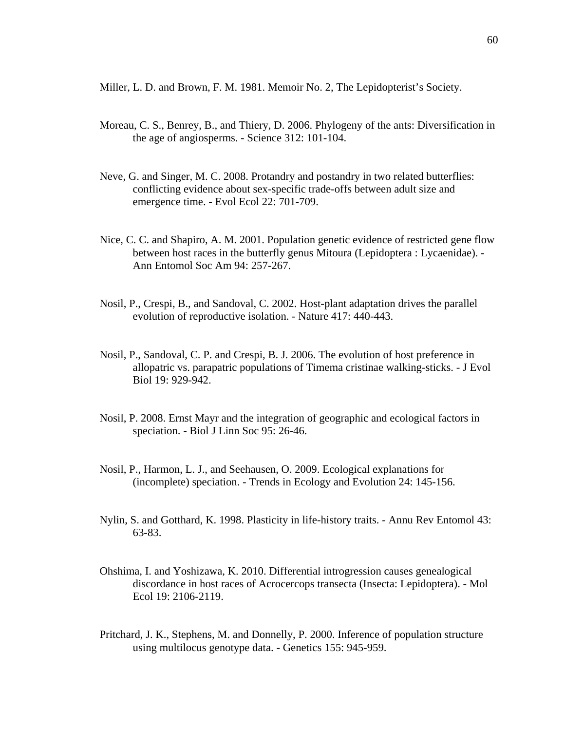Miller, L. D. and Brown, F. M. 1981. Memoir No. 2, The Lepidopterist's Society.

Moreau, C. S., Benrey, B., and Thiery, D. 2006. Phylogeny of the ants: Diversification in the age of angiosperms. - Science 312: 101-104.

Neve, G. and Singer, M. C. 2008. Protandry and postandry in two related butterflies: conflicting evidence about sex-specific trade-offs between adult size and emergence time. - Evol Ecol 22: 701-709.

Nice, C. C. and Shapiro, A. M. 2001. Population genetic evidence of restricted gene flow between host races in the butterfly genus Mitoura (Lepidoptera : Lycaenidae). - Ann Entomol Soc Am 94: 257-267.

Nosil, P., Crespi, B., and Sandoval, C. 2002. Host-plant adaptation drives the parallel evolution of reproductive isolation. - Nature 417: 440-443.

Nosil, P., Sandoval, C. P. and Crespi, B. J. 2006. The evolution of host preference in allopatric vs. parapatric populations of Timema cristinae walking-sticks. - J Evol Biol 19: 929-942.

Nosil, P. 2008. Ernst Mayr and the integration of geographic and ecological factors in speciation. - Biol J Linn Soc 95: 26-46.

Nosil, P., Harmon, L. J., and Seehausen, O. 2009. Ecological explanations for (incomplete) speciation. - Trends in Ecology and Evolution 24: 145-156.

Nylin, S. and Gotthard, K. 1998. Plasticity in life-history traits. - Annu Rev Entomol 43: 63-83.

Ohshima, I. and Yoshizawa, K. 2010. Differential introgression causes genealogical discordance in host races of Acrocercops transecta (Insecta: Lepidoptera). - Mol Ecol 19: 2106-2119.

Pritchard, J. K., Stephens, M. and Donnelly, P. 2000. Inference of population structure using multilocus genotype data. - Genetics 155: 945-959.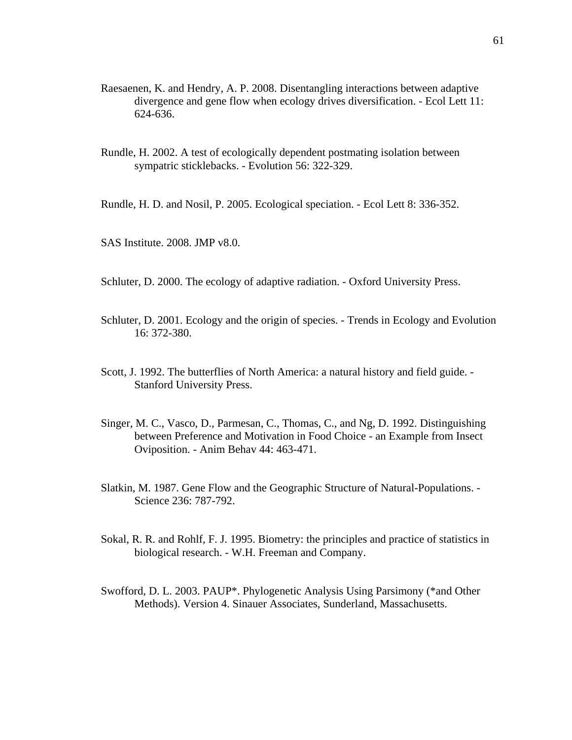Raesaenen, K. and Hendry, A. P. 2008. Disentangling interactions between adaptive divergence and gene flow when ecology drives diversification. - Ecol Lett 11: 624-636.

Rundle, H. 2002. A test of ecologically dependent postmating isolation between sympatric sticklebacks. - Evolution 56: 322-329.

Rundle, H. D. and Nosil, P. 2005. Ecological speciation. - Ecol Lett 8: 336-352.

SAS Institute. 2008. JMP v8.0.

Schluter, D. 2000. The ecology of adaptive radiation. - Oxford University Press.

Schluter, D. 2001. Ecology and the origin of species. - Trends in Ecology and Evolution 16: 372-380.

Scott, J. 1992. The butterflies of North America: a natural history and field guide. - Stanford University Press.

Singer, M. C., Vasco, D., Parmesan, C., Thomas, C., and Ng, D. 1992. Distinguishing between Preference and Motivation in Food Choice - an Example from Insect Oviposition. - Anim Behav 44: 463-471.

Slatkin, M. 1987. Gene Flow and the Geographic Structure of Natural-Populations. - Science 236: 787-792.

Sokal, R. R. and Rohlf, F. J. 1995. Biometry: the principles and practice of statistics in biological research. - W.H. Freeman and Company.

Swofford, D. L. 2003. PAUP*. Phylogenetic Analysis Using Parsimony (*and Other Methods). Version 4. Sinauer Associates, Sunderland, Massachusetts.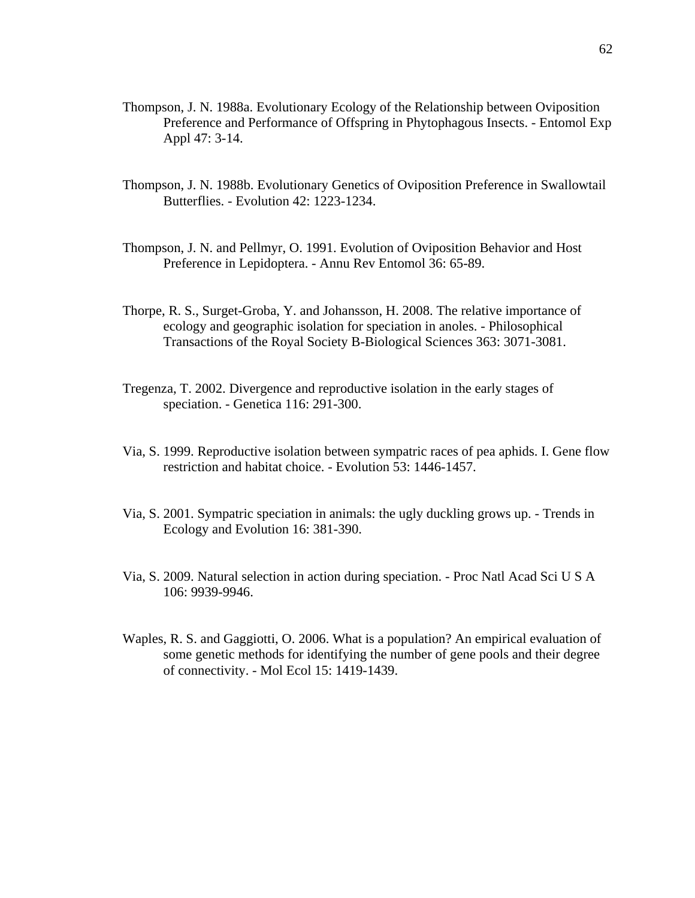Thompson, J. N. 1988a. Evolutionary Ecology of the Relationship between Oviposition Preference and Performance of Offspring in Phytophagous Insects. - Entomol Exp Appl 47: 3-14.

Thompson, J. N. 1988b. Evolutionary Genetics of Oviposition Preference in Swallowtail Butterflies. - Evolution 42: 1223-1234.

Thompson, J. N. and Pellmyr, O. 1991. Evolution of Oviposition Behavior and Host Preference in Lepidoptera. - Annu Rev Entomol 36: 65-89.

Thorpe, R. S., Surget-Groba, Y. and Johansson, H. 2008. The relative importance of ecology and geographic isolation for speciation in anoles. - Philosophical Transactions of the Royal Society B-Biological Sciences 363: 3071-3081.

Tregenza, T. 2002. Divergence and reproductive isolation in the early stages of speciation. - Genetica 116: 291-300.

Via, S. 1999. Reproductive isolation between sympatric races of pea aphids. I. Gene flow restriction and habitat choice. - Evolution 53: 1446-1457.

Via, S. 2001. Sympatric speciation in animals: the ugly duckling grows up. - Trends in Ecology and Evolution 16: 381-390.

Via, S. 2009. Natural selection in action during speciation. - Proc Natl Acad Sci U S A 106: 9939-9946.

Waples, R. S. and Gaggiotti, O. 2006. What is a population? An empirical evaluation of some genetic methods for identifying the number of gene pools and their degree of connectivity. - Mol Ecol 15: 1419-1439.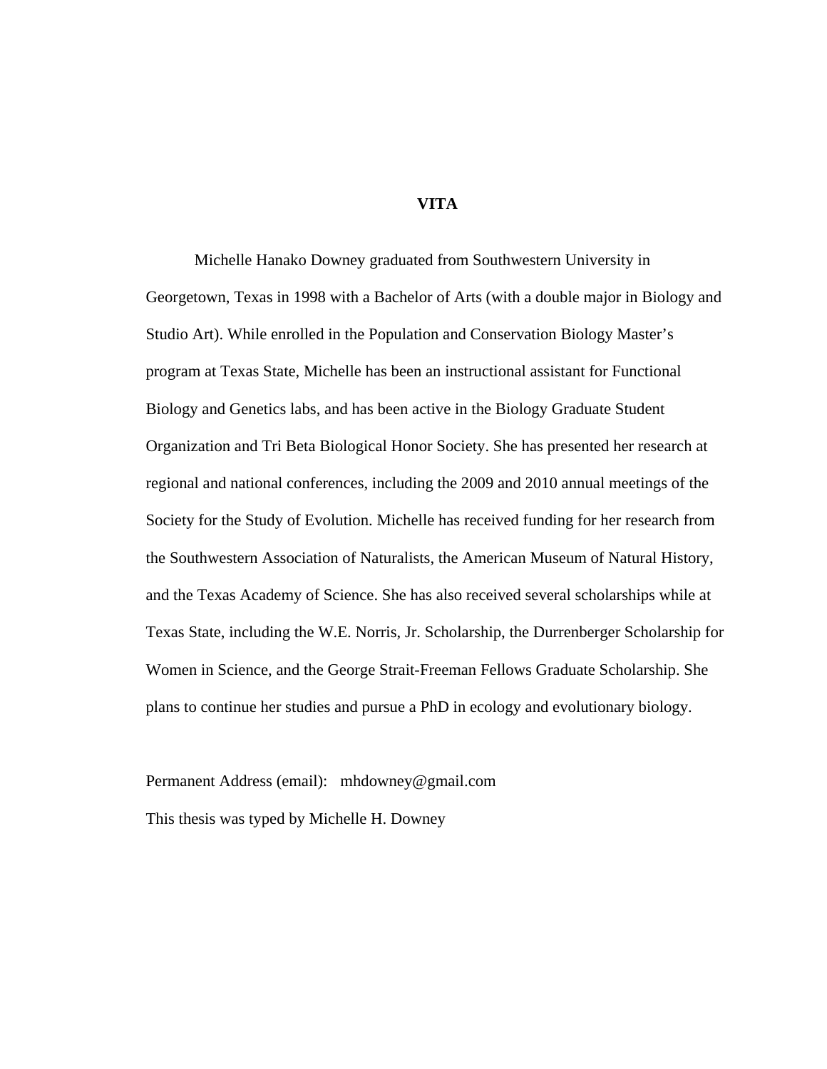# VITA

Michelle Hanako Downey graduated from Southwestern University in Georgetown, Texas in 1998 with a Bachelor of Arts (with a double major in Biology and Studio Art). While enrolled in the Population and Conservation Biology Master's program at Texas State, Michelle has been an instructional assistant for Functional Biology and Genetics labs, and has been active in the Biology Graduate Student Organization and Tri Beta Biological Honor Society. She has presented her research at regional and national conferences, including the 2009 and 2010 annual meetings of the Society for the Study of Evolution. Michelle has received funding for her research from the Southwestern Association of Naturalists, the American Museum of Natural History, and the Texas Academy of Science. She has also received several scholarships while at Texas State, including the W.E. Norris, Jr. Scholarship, the Durrenberger Scholarship for Women in Science, and the George Strait-Freeman Fellows Graduate Scholarship. She plans to continue her studies and pursue a PhD in ecology and evolutionary biology.

Permanent Address (email): mhdowney@gmail.com

This thesis was typed by Michelle H. Downey